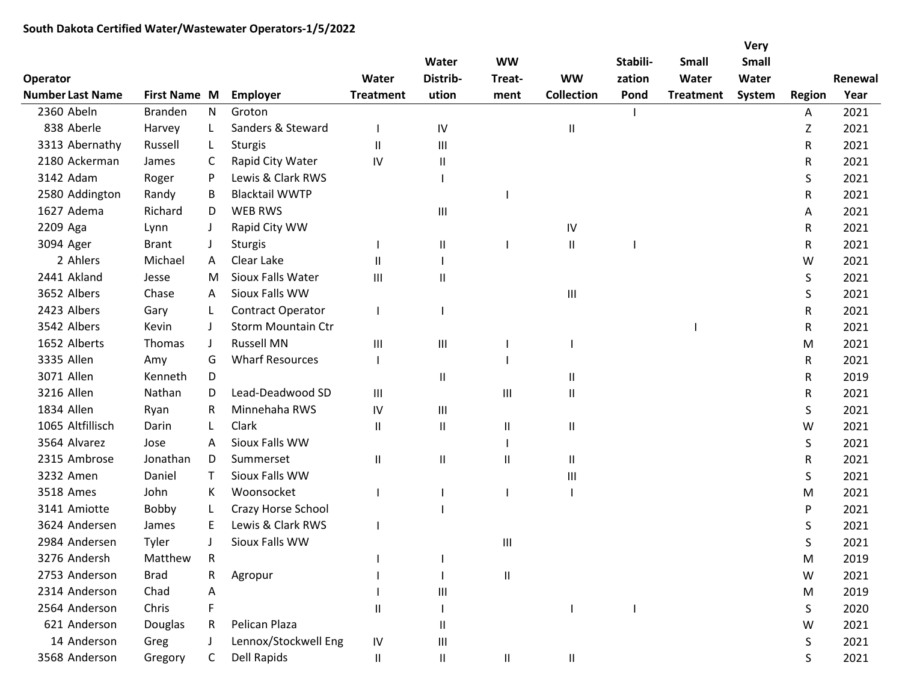**South Dakota Certified Water/Wastewater Operators-1/5/2022**

| Operator Number | Last Name | First Name | M | Employer | Water Treatment | Water Distrib-ution | WW Treat-ment | WW Collection | Stabili-zation Pond | Small Water Treatment | Very Small Water System | Region | Renewal Year |
|---|---|---|---|---|---|---|---|---|---|---|---|---|---|
| 2360 | Abeln | Branden | N | Groton | | | | | I | | | A | 2021 |
| 838 | Aberle | Harvey | L | Sanders & Steward | I | IV | | II | | | | Z | 2021 |
| 3313 | Abernathy | Russell | L | Sturgis | II | III | | | | | | R | 2021 |
| 2180 | Ackerman | James | C | Rapid City Water | IV | II | | | | | | R | 2021 |
| 3142 | Adam | Roger | P | Lewis & Clark RWS | | I | | | | | | S | 2021 |
| 2580 | Addington | Randy | B | Blacktail WWTP | | | I | | | | | R | 2021 |
| 1627 | Adema | Richard | D | WEB RWS | | III | | | | | | A | 2021 |
| 2209 | Aga | Lynn | J | Rapid City WW | | | | IV | | | | R | 2021 |
| 3094 | Ager | Brant | J | Sturgis | I | II | I | II | I | | | R | 2021 |
| 2 | Ahlers | Michael | A | Clear Lake | II | I | | | | | | W | 2021 |
| 2441 | Akland | Jesse | M | Sioux Falls Water | III | II | | | | | | S | 2021 |
| 3652 | Albers | Chase | A | Sioux Falls WW | | | | III | | | | S | 2021 |
| 2423 | Albers | Gary | L | Contract Operator | I | I | | | | | | R | 2021 |
| 3542 | Albers | Kevin | J | Storm Mountain Ctr | | | | | | I | | R | 2021 |
| 1652 | Alberts | Thomas | J | Russell MN | III | III | I | I | | | | M | 2021 |
| 3335 | Allen | Amy | G | Wharf Resources | I | | I | | | | | R | 2021 |
| 3071 | Allen | Kenneth | D | | | II | | II | | | | R | 2019 |
| 3216 | Allen | Nathan | D | Lead-Deadwood SD | III | | III | II | | | | R | 2021 |
| 1834 | Allen | Ryan | R | Minnehaha RWS | IV | III | | | | | | S | 2021 |
| 1065 | Altfillisch | Darin | L | Clark | II | II | II | II | | | | W | 2021 |
| 3564 | Alvarez | Jose | A | Sioux Falls WW | | | I | | | | | S | 2021 |
| 2315 | Ambrose | Jonathan | D | Summerset | II | II | II | II | | | | R | 2021 |
| 3232 | Amen | Daniel | T | Sioux Falls WW | | | | III | | | | S | 2021 |
| 3518 | Ames | John | K | Woonsocket | I | I | I | I | | | | M | 2021 |
| 3141 | Amiotte | Bobby | L | Crazy Horse School | | I | | | | | | P | 2021 |
| 3624 | Andersen | James | E | Lewis & Clark RWS | I | | | | | | | S | 2021 |
| 2984 | Andersen | Tyler | J | Sioux Falls WW | | | III | | | | | S | 2021 |
| 3276 | Andersh | Matthew | R | | I | I | | | | | | M | 2019 |
| 2753 | Anderson | Brad | R | Agropur | I | I | II | | | | | W | 2021 |
| 2314 | Anderson | Chad | A | | I | III | | | | | | M | 2019 |
| 2564 | Anderson | Chris | F | | II | I | | I | I | | | S | 2020 |
| 621 | Anderson | Douglas | R | Pelican Plaza | | II | | | | | | W | 2021 |
| 14 | Anderson | Greg | J | Lennox/Stockwell Eng | IV | III | | | | | | S | 2021 |
| 3568 | Anderson | Gregory | C | Dell Rapids | II | II | II | II | | | | S | 2021 |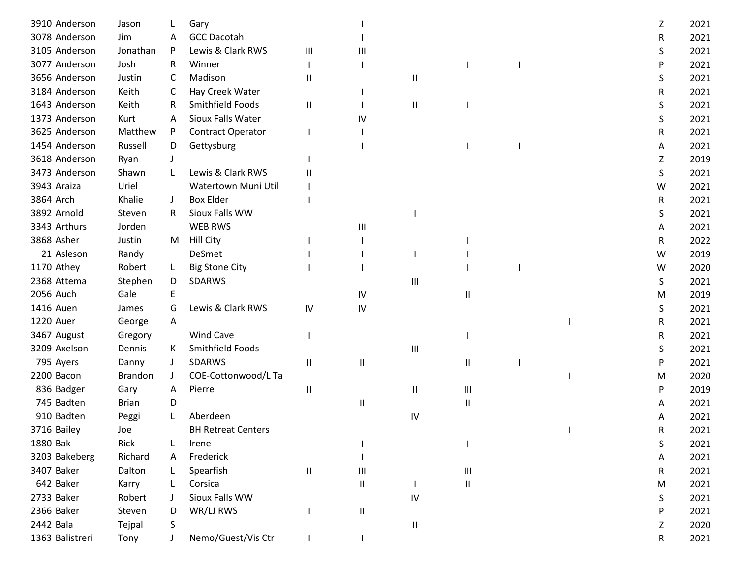| | | | | | | | | | | | | |
|---|---|---|---|---|---|---|---|---|---|---|---|---|
| 3910 | Anderson | Jason | L | Gary | | I | | | | | Z | 2021 |
| 3078 | Anderson | Jim | A | GCC Dacotah | | I | | | | | R | 2021 |
| 3105 | Anderson | Jonathan | P | Lewis & Clark RWS | III | III | | | | | S | 2021 |
| 3077 | Anderson | Josh | R | Winner | I | I | | I | I | | P | 2021 |
| 3656 | Anderson | Justin | C | Madison | II | | II | | | | S | 2021 |
| 3184 | Anderson | Keith | C | Hay Creek Water | | I | | | | | R | 2021 |
| 1643 | Anderson | Keith | R | Smithfield Foods | II | I | II | I | | | S | 2021 |
| 1373 | Anderson | Kurt | A | Sioux Falls Water | | IV | | | | | S | 2021 |
| 3625 | Anderson | Matthew | P | Contract Operator | I | I | | | | | R | 2021 |
| 1454 | Anderson | Russell | D | Gettysburg | | I | | I | I | | A | 2021 |
| 3618 | Anderson | Ryan | J | | I | | | | | | Z | 2019 |
| 3473 | Anderson | Shawn | L | Lewis & Clark RWS | II | | | | | | S | 2021 |
| 3943 | Araiza | Uriel | | Watertown Muni Util | I | | | | | | W | 2021 |
| 3864 | Arch | Khalie | J | Box Elder | I | | | | | | R | 2021 |
| 3892 | Arnold | Steven | R | Sioux Falls WW | | | I | | | | S | 2021 |
| 3343 | Arthurs | Jorden | | WEB RWS | | III | | | | | A | 2021 |
| 3868 | Asher | Justin | M | Hill City | I | I | | I | | | R | 2022 |
| 21 | Asleson | Randy | | DeSmet | I | I | I | I | | | W | 2019 |
| 1170 | Athey | Robert | L | Big Stone City | I | I | | I | I | | W | 2020 |
| 2368 | Attema | Stephen | D | SDARWS | | | III | | | | S | 2021 |
| 2056 | Auch | Gale | E | | | IV | | II | | | M | 2019 |
| 1416 | Auen | James | G | Lewis & Clark RWS | IV | IV | | | | | S | 2021 |
| 1220 | Auer | George | A | | | | | | | I | R | 2021 |
| 3467 | August | Gregory | | Wind Cave | I | | | I | | | R | 2021 |
| 3209 | Axelson | Dennis | K | Smithfield Foods | | | III | | | | S | 2021 |
| 795 | Ayers | Danny | J | SDARWS | II | II | | II | I | | P | 2021 |
| 2200 | Bacon | Brandon | J | COE-Cottonwood/L Ta | | | | | | I | M | 2020 |
| 836 | Badger | Gary | A | Pierre | II | | II | III | | | P | 2019 |
| 745 | Badten | Brian | D | | | II | | II | | | A | 2021 |
| 910 | Badten | Peggi | L | Aberdeen | | | IV | | | | A | 2021 |
| 3716 | Bailey | Joe | | BH Retreat Centers | | | | | | I | R | 2021 |
| 1880 | Bak | Rick | L | Irene | | I | | I | | | S | 2021 |
| 3203 | Bakeberg | Richard | A | Frederick | | I | | | | | A | 2021 |
| 3407 | Baker | Dalton | L | Spearfish | II | III | | III | | | R | 2021 |
| 642 | Baker | Karry | L | Corsica | | II | I | II | | | M | 2021 |
| 2733 | Baker | Robert | J | Sioux Falls WW | | | IV | | | | S | 2021 |
| 2366 | Baker | Steven | D | WR/LJ RWS | I | II | | | | | P | 2021 |
| 2442 | Bala | Tejpal | S | | | | II | | | | Z | 2020 |
| 1363 | Balistreri | Tony | J | Nemo/Guest/Vis Ctr | I | I | | | | | R | 2021 |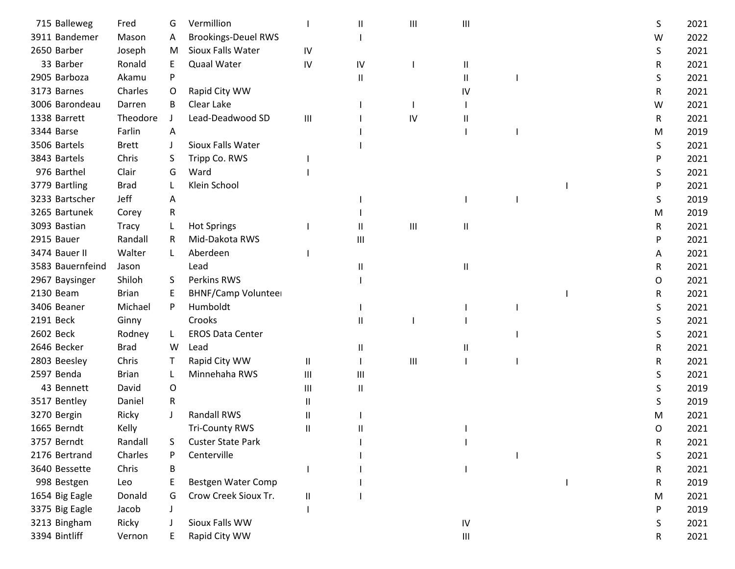| | | | | | | | | | | | | |
|---|---|---|---|---|---|---|---|---|---|---|---|---|
| 715 | Balleweg | Fred | G | Vermillion | I | II | III | III | | | S | 2021 |
| 3911 | Bandemer | Mason | A | Brookings-Deuel RWS | | I | | | | | W | 2022 |
| 2650 | Barber | Joseph | M | Sioux Falls Water | IV | | | | | | S | 2021 |
| 33 | Barber | Ronald | E | Quaal Water | IV | IV | I | II | | | R | 2021 |
| 2905 | Barboza | Akamu | P | | | II | | II | I | | S | 2021 |
| 3173 | Barnes | Charles | O | Rapid City WW | | | | IV | | | R | 2021 |
| 3006 | Barondeau | Darren | B | Clear Lake | | I | I | I | | | W | 2021 |
| 1338 | Barrett | Theodore | J | Lead-Deadwood SD | III | I | IV | II | | | R | 2021 |
| 3344 | Barse | Farlin | A | | | I | | I | I | | M | 2019 |
| 3506 | Bartels | Brett | J | Sioux Falls Water | | I | | | | | S | 2021 |
| 3843 | Bartels | Chris | S | Tripp Co. RWS | I | | | | | | P | 2021 |
| 976 | Barthel | Clair | G | Ward | I | | | | | | S | 2021 |
| 3779 | Bartling | Brad | L | Klein School | | | | | | I | P | 2021 |
| 3233 | Bartscher | Jeff | A | | | I | | I | I | | S | 2019 |
| 3265 | Bartunek | Corey | R | | | I | | | | | M | 2019 |
| 3093 | Bastian | Tracy | L | Hot Springs | I | II | III | II | | | R | 2021 |
| 2915 | Bauer | Randall | R | Mid-Dakota RWS | | III | | | | | P | 2021 |
| 3474 | Bauer II | Walter | L | Aberdeen | I | | | | | | A | 2021 |
| 3583 | Bauernfeind | Jason | | Lead | | II | | II | | | R | 2021 |
| 2967 | Baysinger | Shiloh | S | Perkins RWS | | I | | | | | O | 2021 |
| 2130 | Beam | Brian | E | BHNF/Camp Voluntee | | | | | | I | R | 2021 |
| 3406 | Beaner | Michael | P | Humboldt | | I | | I | I | | S | 2021 |
| 2191 | Beck | Ginny | | Crooks | | II | I | I | | | S | 2021 |
| 2602 | Beck | Rodney | L | EROS Data Center | | | | | I | | S | 2021 |
| 2646 | Becker | Brad | W | Lead | | II | | II | | | R | 2021 |
| 2803 | Beesley | Chris | T | Rapid City WW | II | I | III | I | I | | R | 2021 |
| 2597 | Benda | Brian | L | Minnehaha RWS | III | III | | | | | S | 2021 |
| 43 | Bennett | David | O | | III | II | | | | | S | 2019 |
| 3517 | Bentley | Daniel | R | | II | | | | | | S | 2019 |
| 3270 | Bergin | Ricky | J | Randall RWS | II | I | | | | | M | 2021 |
| 1665 | Berndt | Kelly | | Tri-County RWS | II | II | | I | | | O | 2021 |
| 3757 | Berndt | Randall | S | Custer State Park | | I | | I | | | R | 2021 |
| 2176 | Bertrand | Charles | P | Centerville | | I | | | I | | S | 2021 |
| 3640 | Bessette | Chris | B | | I | I | | I | | | R | 2021 |
| 998 | Bestgen | Leo | E | Bestgen Water Comp | | I | | | | I | R | 2019 |
| 1654 | Big Eagle | Donald | G | Crow Creek Sioux Tr. | II | I | | | | | M | 2021 |
| 3375 | Big Eagle | Jacob | J | | I | | | | | | P | 2019 |
| 3213 | Bingham | Ricky | J | Sioux Falls WW | | | | IV | | | S | 2021 |
| 3394 | Bintliff | Vernon | E | Rapid City WW | | | | III | | | R | 2021 |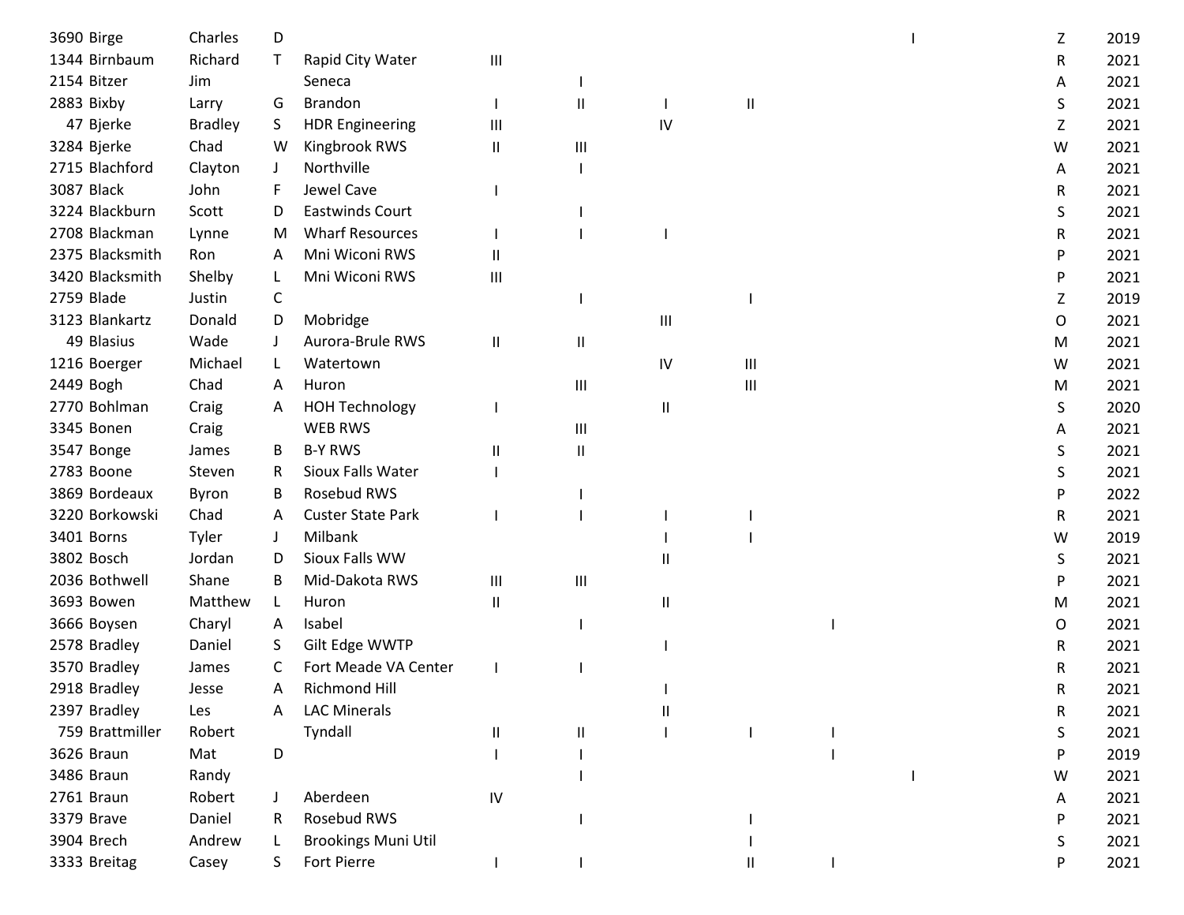| | | | | | | | | | | | | |
|---|---|---|---|---|---|---|---|---|---|---|---|---|
| 3690 | Birge | Charles | D | | | | | | | I | Z | 2019 |
| 1344 | Birnbaum | Richard | T | Rapid City Water | III | | | | | | R | 2021 |
| 2154 | Bitzer | Jim | | Seneca | | I | | | | | A | 2021 |
| 2883 | Bixby | Larry | G | Brandon | I | II | I | II | | | S | 2021 |
| 47 | Bjerke | Bradley | S | HDR Engineering | III | | IV | | | | Z | 2021 |
| 3284 | Bjerke | Chad | W | Kingbrook RWS | II | III | | | | | W | 2021 |
| 2715 | Blachford | Clayton | J | Northville | | I | | | | | A | 2021 |
| 3087 | Black | John | F | Jewel Cave | I | | | | | | R | 2021 |
| 3224 | Blackburn | Scott | D | Eastwinds Court | | I | | | | | S | 2021 |
| 2708 | Blackman | Lynne | M | Wharf Resources | I | I | I | | | | R | 2021 |
| 2375 | Blacksmith | Ron | A | Mni Wiconi RWS | II | | | | | | P | 2021 |
| 3420 | Blacksmith | Shelby | L | Mni Wiconi RWS | III | | | | | | P | 2021 |
| 2759 | Blade | Justin | C | | | I | | I | | | Z | 2019 |
| 3123 | Blankartz | Donald | D | Mobridge | | | III | | | | O | 2021 |
| 49 | Blasius | Wade | J | Aurora-Brule RWS | II | II | | | | | M | 2021 |
| 1216 | Boerger | Michael | L | Watertown | | | IV | III | | | W | 2021 |
| 2449 | Bogh | Chad | A | Huron | | III | | III | | | M | 2021 |
| 2770 | Bohlman | Craig | A | HOH Technology | I | | II | | | | S | 2020 |
| 3345 | Bonen | Craig | | WEB RWS | | III | | | | | A | 2021 |
| 3547 | Bonge | James | B | B-Y RWS | II | II | | | | | S | 2021 |
| 2783 | Boone | Steven | R | Sioux Falls Water | I | | | | | | S | 2021 |
| 3869 | Bordeaux | Byron | B | Rosebud RWS | | I | | | | | P | 2022 |
| 3220 | Borkowski | Chad | A | Custer State Park | I | I | I | I | | | R | 2021 |
| 3401 | Borns | Tyler | J | Milbank | | | I | I | | | W | 2019 |
| 3802 | Bosch | Jordan | D | Sioux Falls WW | | | II | | | | S | 2021 |
| 2036 | Bothwell | Shane | B | Mid-Dakota RWS | III | III | | | | | P | 2021 |
| 3693 | Bowen | Matthew | L | Huron | II | | II | | | | M | 2021 |
| 3666 | Boysen | Charyl | A | Isabel | | I | | | I | | O | 2021 |
| 2578 | Bradley | Daniel | S | Gilt Edge WWTP | | | I | | | | R | 2021 |
| 3570 | Bradley | James | C | Fort Meade VA Center | I | I | | | | | R | 2021 |
| 2918 | Bradley | Jesse | A | Richmond Hill | | | I | | | | R | 2021 |
| 2397 | Bradley | Les | A | LAC Minerals | | | II | | | | R | 2021 |
| 759 | Brattmiller | Robert | | Tyndall | II | II | I | I | I | | S | 2021 |
| 3626 | Braun | Mat | D | | I | I | | | I | | P | 2019 |
| 3486 | Braun | Randy | | | | I | | | | I | W | 2021 |
| 2761 | Braun | Robert | J | Aberdeen | IV | | | | | | A | 2021 |
| 3379 | Brave | Daniel | R | Rosebud RWS | | I | | I | | | P | 2021 |
| 3904 | Brech | Andrew | L | Brookings Muni Util | | | | I | | | S | 2021 |
| 3333 | Breitag | Casey | S | Fort Pierre | I | I | | II | I | | P | 2021 |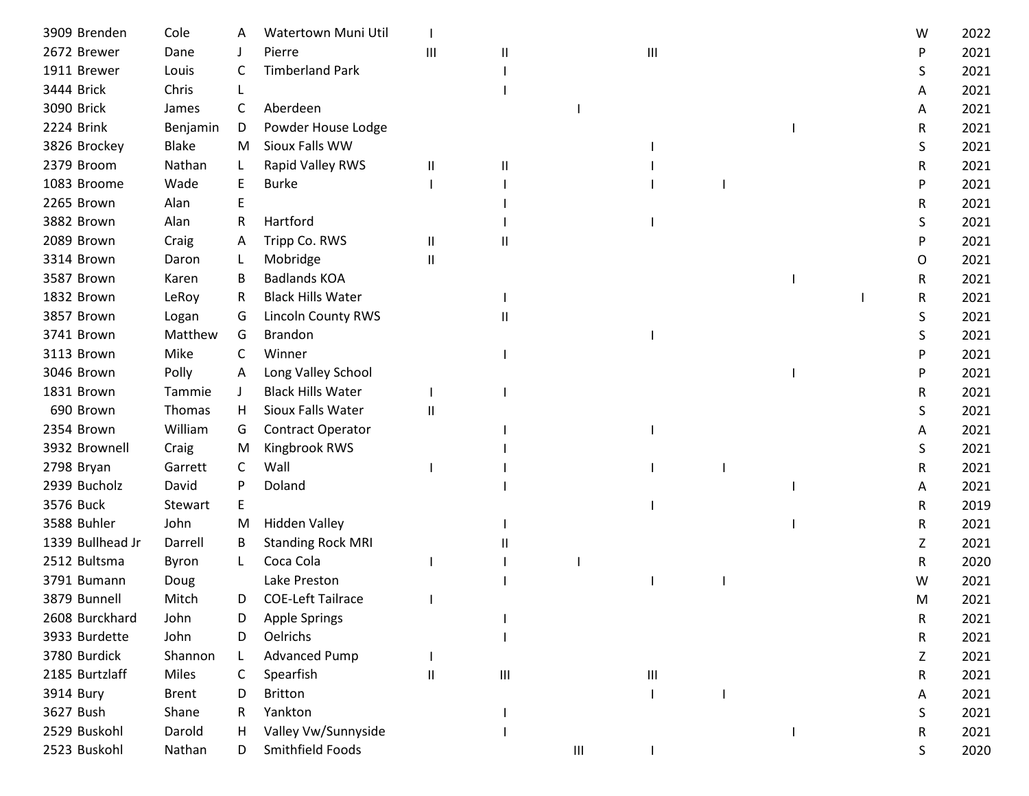| | | | | | | | | | | | | |
|---|---|---|---|---|---|---|---|---|---|---|---|---|
| 3909 | Brenden | Cole | A | Watertown Muni Util | I | | | | | | | W | 2022 |
| 2672 | Brewer | Dane | J | Pierre | III | II | | III | | | | P | 2021 |
| 1911 | Brewer | Louis | C | Timberland Park | | I | | | | | | S | 2021 |
| 3444 | Brick | Chris | L | | | I | | | | | | A | 2021 |
| 3090 | Brick | James | C | Aberdeen | | | I | | | | | A | 2021 |
| 2224 | Brink | Benjamin | D | Powder House Lodge | | | | | | I | | R | 2021 |
| 3826 | Brockey | Blake | M | Sioux Falls WW | | | | I | | | | S | 2021 |
| 2379 | Broom | Nathan | L | Rapid Valley RWS | II | II | | I | | | | R | 2021 |
| 1083 | Broome | Wade | E | Burke | I | I | | I | I | | | P | 2021 |
| 2265 | Brown | Alan | E | | | I | | | | | | R | 2021 |
| 3882 | Brown | Alan | R | Hartford | | I | | I | | | | S | 2021 |
| 2089 | Brown | Craig | A | Tripp Co. RWS | II | II | | | | | | P | 2021 |
| 3314 | Brown | Daron | L | Mobridge | II | | | | | | | O | 2021 |
| 3587 | Brown | Karen | B | Badlands KOA | | | | | | I | | R | 2021 |
| 1832 | Brown | LeRoy | R | Black Hills Water | | I | | | | | I | R | 2021 |
| 3857 | Brown | Logan | G | Lincoln County RWS | | II | | | | | | S | 2021 |
| 3741 | Brown | Matthew | G | Brandon | | | | I | | | | S | 2021 |
| 3113 | Brown | Mike | C | Winner | | I | | | | | | P | 2021 |
| 3046 | Brown | Polly | A | Long Valley School | | | | | | I | | P | 2021 |
| 1831 | Brown | Tammie | J | Black Hills Water | I | I | | | | | | R | 2021 |
| 690 | Brown | Thomas | H | Sioux Falls Water | II | | | | | | | S | 2021 |
| 2354 | Brown | William | G | Contract Operator | | I | | I | | | | A | 2021 |
| 3932 | Brownell | Craig | M | Kingbrook RWS | | I | | | | | | S | 2021 |
| 2798 | Bryan | Garrett | C | Wall | I | I | | I | I | | | R | 2021 |
| 2939 | Bucholz | David | P | Doland | | I | | | | I | | A | 2021 |
| 3576 | Buck | Stewart | E | | | | | I | | | | R | 2019 |
| 3588 | Buhler | John | M | Hidden Valley | | I | | | | I | | R | 2021 |
| 1339 | Bullhead Jr | Darrell | B | Standing Rock MRI | | II | | | | | | Z | 2021 |
| 2512 | Bultsma | Byron | L | Coca Cola | I | I | I | | | | | R | 2020 |
| 3791 | Bumann | Doug | | Lake Preston | | I | | I | I | | | W | 2021 |
| 3879 | Bunnell | Mitch | D | COE-Left Tailrace | I | | | | | | | M | 2021 |
| 2608 | Burckhard | John | D | Apple Springs | | I | | | | | | R | 2021 |
| 3933 | Burdette | John | D | Oelrichs | | I | | | | | | R | 2021 |
| 3780 | Burdick | Shannon | L | Advanced Pump | I | | | | | | | Z | 2021 |
| 2185 | Burtzlaff | Miles | C | Spearfish | II | III | | III | | | | R | 2021 |
| 3914 | Bury | Brent | D | Britton | | | | I | I | | | A | 2021 |
| 3627 | Bush | Shane | R | Yankton | | I | | | | | | S | 2021 |
| 2529 | Buskohl | Darold | H | Valley Vw/Sunnyside | | I | | | | I | | R | 2021 |
| 2523 | Buskohl | Nathan | D | Smithfield Foods | | | III | I | | | | S | 2020 |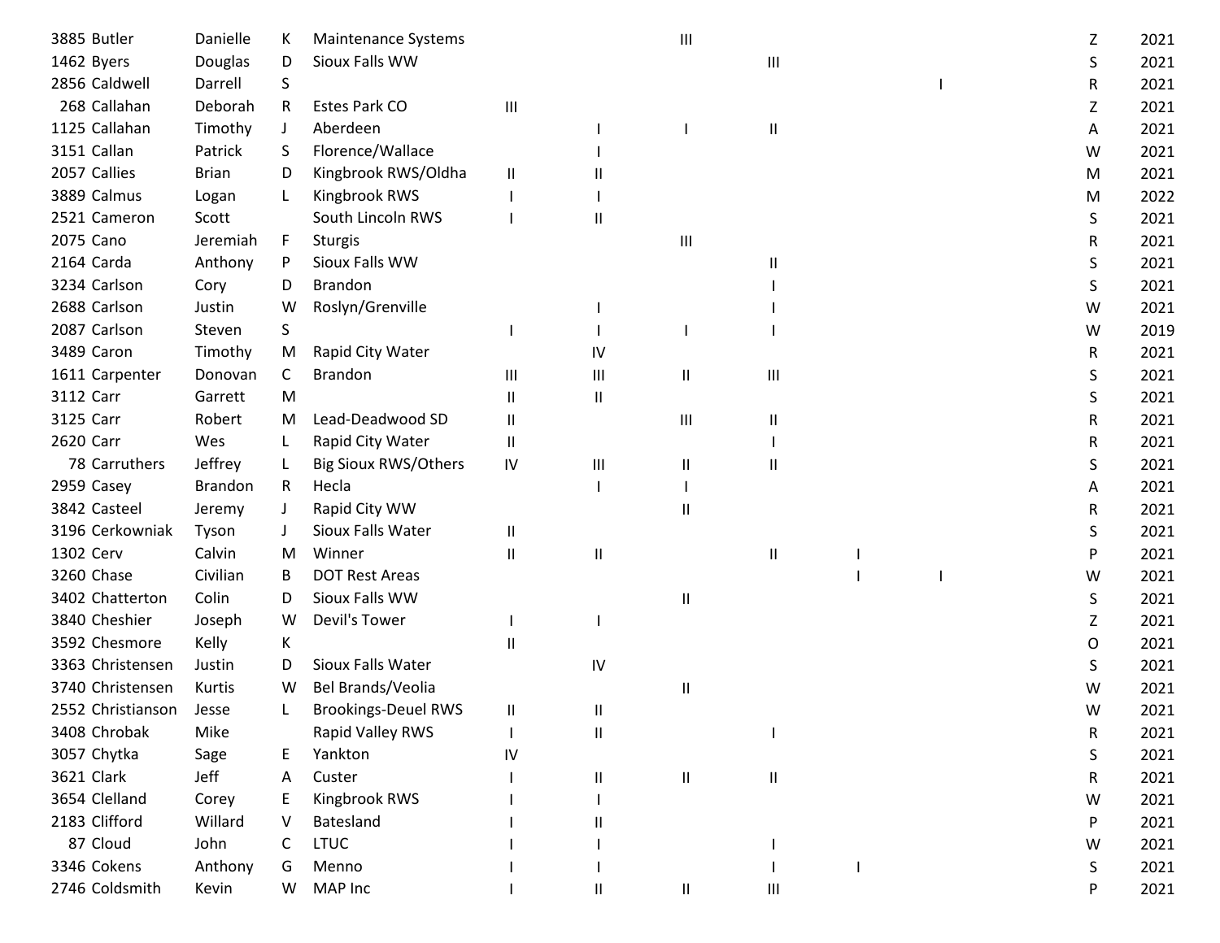| | | | | | | | | | | | | |
|---|---|---|---|---|---|---|---|---|---|---|---|---|
| 3885 | Butler | Danielle | K | Maintenance Systems | | | III | | | | Z | 2021 |
| 1462 | Byers | Douglas | D | Sioux Falls WW | | | | III | | | S | 2021 |
| 2856 | Caldwell | Darrell | S | | | | | | | I | R | 2021 |
| 268 | Callahan | Deborah | R | Estes Park CO | III | | | | | | Z | 2021 |
| 1125 | Callahan | Timothy | J | Aberdeen | | I | I | II | | | A | 2021 |
| 3151 | Callan | Patrick | S | Florence/Wallace | | I | | | | | W | 2021 |
| 2057 | Callies | Brian | D | Kingbrook RWS/Oldha | II | II | | | | | M | 2021 |
| 3889 | Calmus | Logan | L | Kingbrook RWS | I | I | | | | | M | 2022 |
| 2521 | Cameron | Scott | | South Lincoln RWS | I | II | | | | | S | 2021 |
| 2075 | Cano | Jeremiah | F | Sturgis | | | III | | | | R | 2021 |
| 2164 | Carda | Anthony | P | Sioux Falls WW | | | | II | | | S | 2021 |
| 3234 | Carlson | Cory | D | Brandon | | | | I | | | S | 2021 |
| 2688 | Carlson | Justin | W | Roslyn/Grenville | | I | | I | | | W | 2021 |
| 2087 | Carlson | Steven | S | | I | I | I | I | | | W | 2019 |
| 3489 | Caron | Timothy | M | Rapid City Water | | IV | | | | | R | 2021 |
| 1611 | Carpenter | Donovan | C | Brandon | III | III | II | III | | | S | 2021 |
| 3112 | Carr | Garrett | M | | II | II | | | | | S | 2021 |
| 3125 | Carr | Robert | M | Lead-Deadwood SD | II | | III | II | | | R | 2021 |
| 2620 | Carr | Wes | L | Rapid City Water | II | | | I | | | R | 2021 |
| 78 | Carruthers | Jeffrey | L | Big Sioux RWS/Others | IV | III | II | II | | | S | 2021 |
| 2959 | Casey | Brandon | R | Hecla | | I | I | | | | A | 2021 |
| 3842 | Casteel | Jeremy | J | Rapid City WW | | | II | | | | R | 2021 |
| 3196 | Cerkowniak | Tyson | J | Sioux Falls Water | II | | | | | | S | 2021 |
| 1302 | Cerv | Calvin | M | Winner | II | II | | II | I | | P | 2021 |
| 3260 | Chase | Civilian | B | DOT Rest Areas | | | | | I | I | W | 2021 |
| 3402 | Chatterton | Colin | D | Sioux Falls WW | | | II | | | | S | 2021 |
| 3840 | Cheshier | Joseph | W | Devil's Tower | I | I | | | | | Z | 2021 |
| 3592 | Chesmore | Kelly | K | | II | | | | | | O | 2021 |
| 3363 | Christensen | Justin | D | Sioux Falls Water | | IV | | | | | S | 2021 |
| 3740 | Christensen | Kurtis | W | Bel Brands/Veolia | | | II | | | | W | 2021 |
| 2552 | Christianson | Jesse | L | Brookings-Deuel RWS | II | II | | | | | W | 2021 |
| 3408 | Chrobak | Mike | | Rapid Valley RWS | I | II | | I | | | R | 2021 |
| 3057 | Chytka | Sage | E | Yankton | IV | | | | | | S | 2021 |
| 3621 | Clark | Jeff | A | Custer | I | II | II | II | | | R | 2021 |
| 3654 | Clelland | Corey | E | Kingbrook RWS | I | I | | | | | W | 2021 |
| 2183 | Clifford | Willard | V | Batesland | I | II | | | | | P | 2021 |
| 87 | Cloud | John | C | LTUC | I | I | | I | | | W | 2021 |
| 3346 | Cokens | Anthony | G | Menno | I | I | | I | I | | S | 2021 |
| 2746 | Coldsmith | Kevin | W | MAP Inc | I | II | II | III | | | P | 2021 |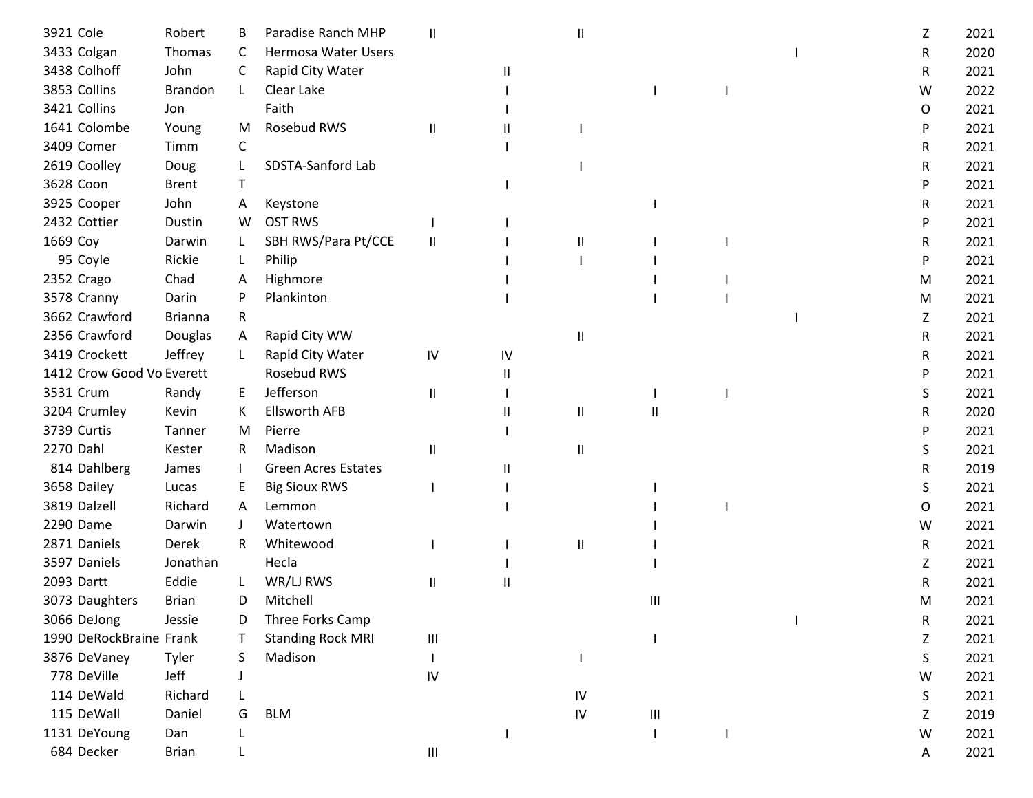| | | | | | | | | | | | | |
|---|---|---|---|---|---|---|---|---|---|---|---|---|
| 3921 | Cole | Robert | B | Paradise Ranch MHP | II | | II | | | | Z | 2021 |
| 3433 | Colgan | Thomas | C | Hermosa Water Users | | | | | | I | R | 2020 |
| 3438 | Colhoff | John | C | Rapid City Water | | II | | | | | R | 2021 |
| 3853 | Collins | Brandon | L | Clear Lake | | I | | I | I | | W | 2022 |
| 3421 | Collins | Jon | | Faith | | I | | | | | O | 2021 |
| 1641 | Colombe | Young | M | Rosebud RWS | II | II | I | | | | P | 2021 |
| 3409 | Comer | Timm | C | | | I | | | | | R | 2021 |
| 2619 | Coolley | Doug | L | SDSTA-Sanford Lab | | | I | | | | R | 2021 |
| 3628 | Coon | Brent | T | | | I | | | | | P | 2021 |
| 3925 | Cooper | John | A | Keystone | | | | I | | | R | 2021 |
| 2432 | Cottier | Dustin | W | OST RWS | I | I | | | | | P | 2021 |
| 1669 | Coy | Darwin | L | SBH RWS/Para Pt/CCE | II | I | II | I | I | | R | 2021 |
| 95 | Coyle | Rickie | L | Philip | | I | I | I | | | P | 2021 |
| 2352 | Crago | Chad | A | Highmore | | I | | I | I | | M | 2021 |
| 3578 | Cranny | Darin | P | Plankinton | | I | | I | I | | M | 2021 |
| 3662 | Crawford | Brianna | R | | | | | | | I | Z | 2021 |
| 2356 | Crawford | Douglas | A | Rapid City WW | | | II | | | | R | 2021 |
| 3419 | Crockett | Jeffrey | L | Rapid City Water | IV | IV | | | | | R | 2021 |
| 1412 | Crow Good Vo | Everett | | Rosebud RWS | | II | | | | | P | 2021 |
| 3531 | Crum | Randy | E | Jefferson | II | I | | I | I | | S | 2021 |
| 3204 | Crumley | Kevin | K | Ellsworth AFB | | II | II | II | | | R | 2020 |
| 3739 | Curtis | Tanner | M | Pierre | | I | | | | | P | 2021 |
| 2270 | Dahl | Kester | R | Madison | II | | II | | | | S | 2021 |
| 814 | Dahlberg | James | I | Green Acres Estates | | II | | | | | R | 2019 |
| 3658 | Dailey | Lucas | E | Big Sioux RWS | I | I | | I | | | S | 2021 |
| 3819 | Dalzell | Richard | A | Lemmon | | I | | I | I | | O | 2021 |
| 2290 | Dame | Darwin | J | Watertown | | | | I | | | W | 2021 |
| 2871 | Daniels | Derek | R | Whitewood | I | I | II | I | | | R | 2021 |
| 3597 | Daniels | Jonathan | | Hecla | | I | | I | | | Z | 2021 |
| 2093 | Dartt | Eddie | L | WR/LJ RWS | II | II | | | | | R | 2021 |
| 3073 | Daughters | Brian | D | Mitchell | | | | III | | | M | 2021 |
| 3066 | DeJong | Jessie | D | Three Forks Camp | | | | | | I | R | 2021 |
| 1990 | DeRockBraine | Frank | T | Standing Rock MRI | III | | | I | | | Z | 2021 |
| 3876 | DeVaney | Tyler | S | Madison | I | | I | | | | S | 2021 |
| 778 | DeVille | Jeff | J | | IV | | | | | | W | 2021 |
| 114 | DeWald | Richard | L | | | | IV | | | | S | 2021 |
| 115 | DeWall | Daniel | G | BLM | | | IV | III | | | Z | 2019 |
| 1131 | DeYoung | Dan | L | | | I | | I | I | | W | 2021 |
| 684 | Decker | Brian | L | | III | | | | | | A | 2021 |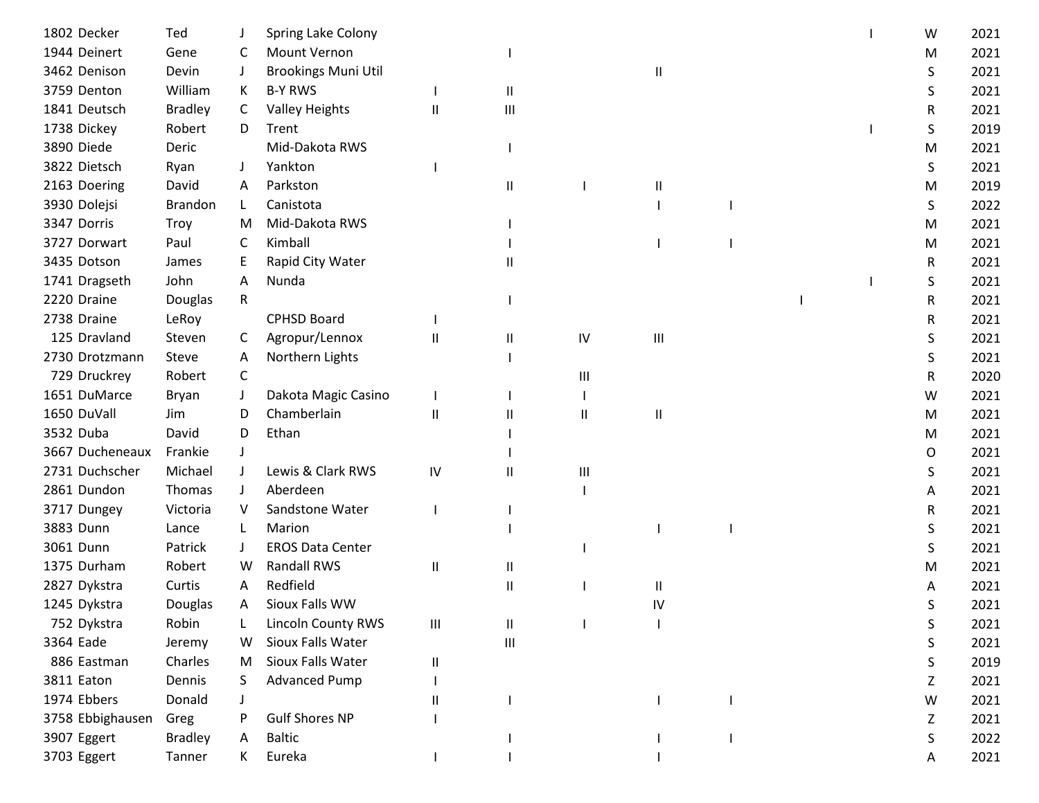| | | | | | | | | | | | | | |
|---|---|---|---|---|---|---|---|---|---|---|---|---|---|
| 1802 | Decker | Ted | J | Spring Lake Colony | | | | | | | I | W | 2021 |
| 1944 | Deinert | Gene | C | Mount Vernon | | I | | | | | | M | 2021 |
| 3462 | Denison | Devin | J | Brookings Muni Util | | | | II | | | | S | 2021 |
| 3759 | Denton | William | K | B-Y RWS | I | II | | | | | | S | 2021 |
| 1841 | Deutsch | Bradley | C | Valley Heights | II | III | | | | | | R | 2021 |
| 1738 | Dickey | Robert | D | Trent | | | | | | | I | S | 2019 |
| 3890 | Diede | Deric | | Mid-Dakota RWS | | I | | | | | | M | 2021 |
| 3822 | Dietsch | Ryan | J | Yankton | I | | | | | | | S | 2021 |
| 2163 | Doering | David | A | Parkston | | II | I | II | | | | M | 2019 |
| 3930 | Dolejsi | Brandon | L | Canistota | | | | I | I | | | S | 2022 |
| 3347 | Dorris | Troy | M | Mid-Dakota RWS | | I | | | | | | M | 2021 |
| 3727 | Dorwart | Paul | C | Kimball | | I | | I | I | | | M | 2021 |
| 3435 | Dotson | James | E | Rapid City Water | | II | | | | | | R | 2021 |
| 1741 | Dragseth | John | A | Nunda | | | | | | | I | S | 2021 |
| 2220 | Draine | Douglas | R | | | I | | | | I | | R | 2021 |
| 2738 | Draine | LeRoy | | CPHSD Board | I | | | | | | | R | 2021 |
| 125 | Dravland | Steven | C | Agropur/Lennox | II | II | IV | III | | | | S | 2021 |
| 2730 | Drotzmann | Steve | A | Northern Lights | | I | | | | | | S | 2021 |
| 729 | Druckrey | Robert | C | | | | III | | | | | R | 2020 |
| 1651 | DuMarce | Bryan | J | Dakota Magic Casino | I | I | I | | | | | W | 2021 |
| 1650 | DuVall | Jim | D | Chamberlain | II | II | II | II | | | | M | 2021 |
| 3532 | Duba | David | D | Ethan | | I | | | | | | M | 2021 |
| 3667 | Ducheneaux | Frankie | J | | | I | | | | | | O | 2021 |
| 2731 | Duchscher | Michael | J | Lewis & Clark RWS | IV | II | III | | | | | S | 2021 |
| 2861 | Dundon | Thomas | J | Aberdeen | | | I | | | | | A | 2021 |
| 3717 | Dungey | Victoria | V | Sandstone Water | I | I | | | | | | R | 2021 |
| 3883 | Dunn | Lance | L | Marion | | I | | I | I | | | S | 2021 |
| 3061 | Dunn | Patrick | J | EROS Data Center | | | I | | | | | S | 2021 |
| 1375 | Durham | Robert | W | Randall RWS | II | II | | | | | | M | 2021 |
| 2827 | Dykstra | Curtis | A | Redfield | | II | I | II | | | | A | 2021 |
| 1245 | Dykstra | Douglas | A | Sioux Falls WW | | | | IV | | | | S | 2021 |
| 752 | Dykstra | Robin | L | Lincoln County RWS | III | II | I | I | | | | S | 2021 |
| 3364 | Eade | Jeremy | W | Sioux Falls Water | | III | | | | | | S | 2021 |
| 886 | Eastman | Charles | M | Sioux Falls Water | II | | | | | | | S | 2019 |
| 3811 | Eaton | Dennis | S | Advanced Pump | I | | | | | | | Z | 2021 |
| 1974 | Ebbers | Donald | J | | II | I | | I | I | | | W | 2021 |
| 3758 | Ebbighausen | Greg | P | Gulf Shores NP | I | | | | | | | Z | 2021 |
| 3907 | Eggert | Bradley | A | Baltic | | I | | I | I | | | S | 2022 |
| 3703 | Eggert | Tanner | K | Eureka | I | I | | I | | | | A | 2021 |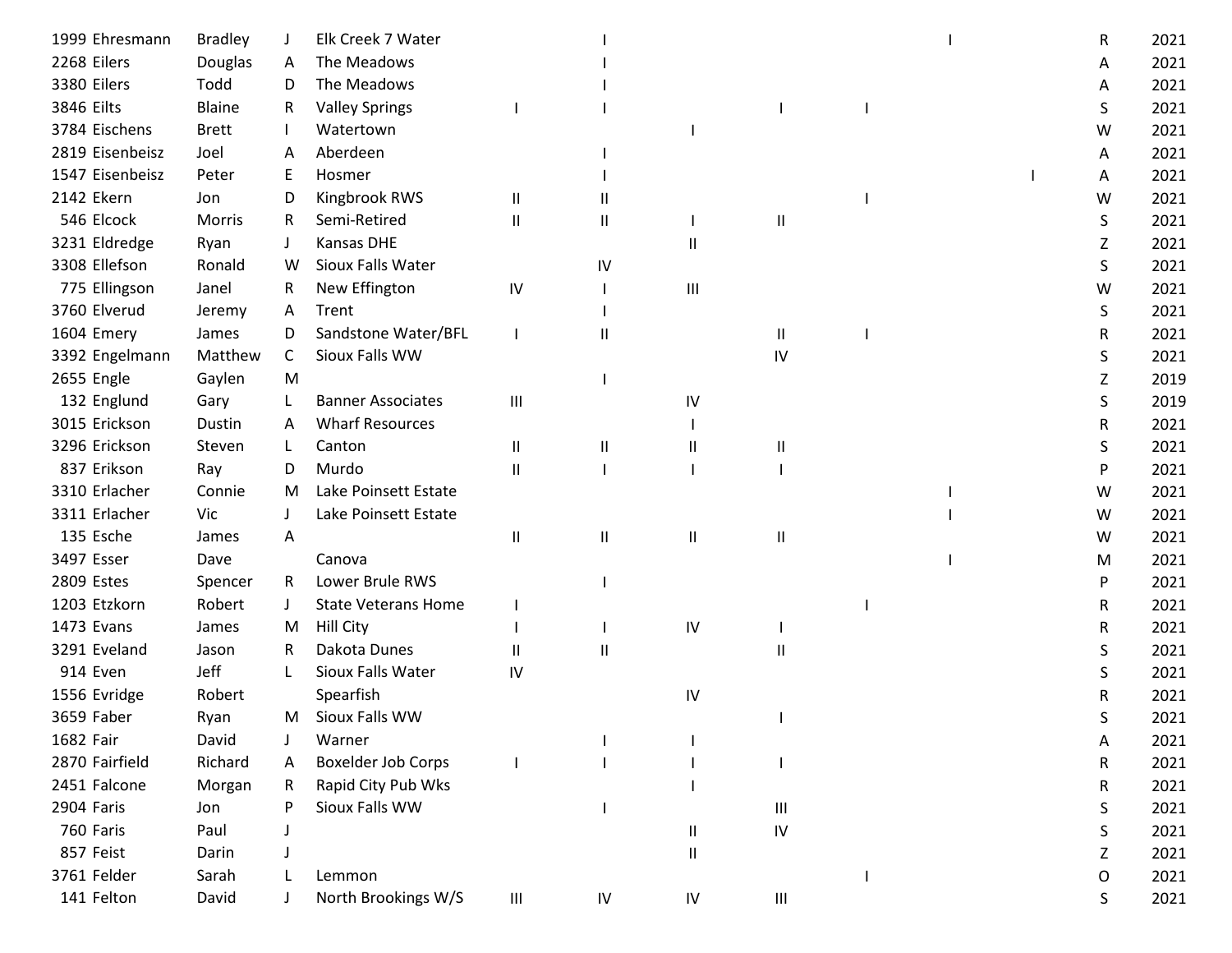| | | | | | | | | | | | | | |
|---|---|---|---|---|---|---|---|---|---|---|---|---|---|
| 1999 | Ehresmann | Bradley | J | Elk Creek 7 Water | | I | | | | I | | R | 2021 |
| 2268 | Eilers | Douglas | A | The Meadows | | I | | | | | | A | 2021 |
| 3380 | Eilers | Todd | D | The Meadows | | I | | | | | | A | 2021 |
| 3846 | Eilts | Blaine | R | Valley Springs | I | I | | I | I | | | S | 2021 |
| 3784 | Eischens | Brett | I | Watertown | | | I | | | | | W | 2021 |
| 2819 | Eisenbeisz | Joel | A | Aberdeen | | I | | | | | | A | 2021 |
| 1547 | Eisenbeisz | Peter | E | Hosmer | | I | | | | | I | A | 2021 |
| 2142 | Ekern | Jon | D | Kingbrook RWS | II | II | | | I | | | W | 2021 |
| 546 | Elcock | Morris | R | Semi-Retired | II | II | I | II | | | | S | 2021 |
| 3231 | Eldredge | Ryan | J | Kansas DHE | | | II | | | | | Z | 2021 |
| 3308 | Ellefson | Ronald | W | Sioux Falls Water | | IV | | | | | | S | 2021 |
| 775 | Ellingson | Janel | R | New Effington | IV | I | III | | | | | W | 2021 |
| 3760 | Elverud | Jeremy | A | Trent | | I | | | | | | S | 2021 |
| 1604 | Emery | James | D | Sandstone Water/BFL | I | II | | II | I | | | R | 2021 |
| 3392 | Engelmann | Matthew | C | Sioux Falls WW | | | | IV | | | | S | 2021 |
| 2655 | Engle | Gaylen | M | | | I | | | | | | Z | 2019 |
| 132 | Englund | Gary | L | Banner Associates | III | | IV | | | | | S | 2019 |
| 3015 | Erickson | Dustin | A | Wharf Resources | | | I | | | | | R | 2021 |
| 3296 | Erickson | Steven | L | Canton | II | II | II | II | | | | S | 2021 |
| 837 | Erikson | Ray | D | Murdo | II | I | I | I | | | | P | 2021 |
| 3310 | Erlacher | Connie | M | Lake Poinsett Estate | | | | | | I | | W | 2021 |
| 3311 | Erlacher | Vic | J | Lake Poinsett Estate | | | | | | I | | W | 2021 |
| 135 | Esche | James | A | | II | II | II | II | | | | W | 2021 |
| 3497 | Esser | Dave | | Canova | | | | | | I | | M | 2021 |
| 2809 | Estes | Spencer | R | Lower Brule RWS | | I | | | | | | P | 2021 |
| 1203 | Etzkorn | Robert | J | State Veterans Home | I | | | | I | | | R | 2021 |
| 1473 | Evans | James | M | Hill City | I | I | IV | I | | | | R | 2021 |
| 3291 | Eveland | Jason | R | Dakota Dunes | II | II | | II | | | | S | 2021 |
| 914 | Even | Jeff | L | Sioux Falls Water | IV | | | | | | | S | 2021 |
| 1556 | Evridge | Robert | | Spearfish | | | IV | | | | | R | 2021 |
| 3659 | Faber | Ryan | M | Sioux Falls WW | | | | I | | | | S | 2021 |
| 1682 | Fair | David | J | Warner | | I | I | | | | | A | 2021 |
| 2870 | Fairfield | Richard | A | Boxelder Job Corps | I | I | I | I | | | | R | 2021 |
| 2451 | Falcone | Morgan | R | Rapid City Pub Wks | | | I | | | | | R | 2021 |
| 2904 | Faris | Jon | P | Sioux Falls WW | | I | | III | | | | S | 2021 |
| 760 | Faris | Paul | J | | | | II | IV | | | | S | 2021 |
| 857 | Feist | Darin | J | | | | II | | | | | Z | 2021 |
| 3761 | Felder | Sarah | L | Lemmon | | | | | I | | | O | 2021 |
| 141 | Felton | David | J | North Brookings W/S | III | IV | IV | III | | | | S | 2021 |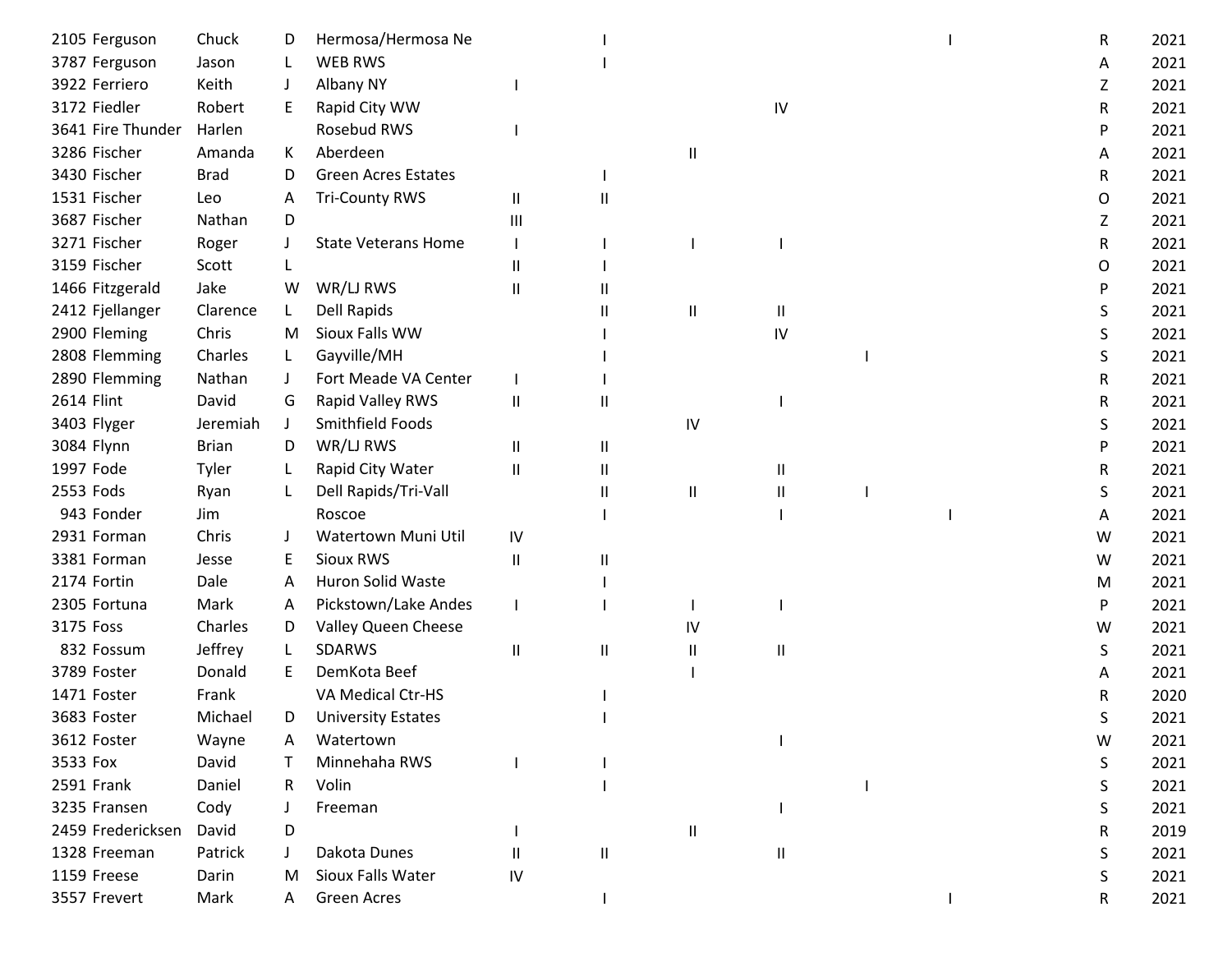| | | | | | | | | | | | | |
|---|---|---|---|---|---|---|---|---|---|---|---|---|
| 2105 | Ferguson | Chuck | D | Hermosa/Hermosa Ne | | I | | | | I | R | 2021 |
| 3787 | Ferguson | Jason | L | WEB RWS | | I | | | | | A | 2021 |
| 3922 | Ferriero | Keith | J | Albany NY | I | | | | | | Z | 2021 |
| 3172 | Fiedler | Robert | E | Rapid City WW | | | | IV | | | R | 2021 |
| 3641 | Fire Thunder | Harlen | | Rosebud RWS | I | | | | | | P | 2021 |
| 3286 | Fischer | Amanda | K | Aberdeen | | | II | | | | A | 2021 |
| 3430 | Fischer | Brad | D | Green Acres Estates | | I | | | | | R | 2021 |
| 1531 | Fischer | Leo | A | Tri-County RWS | II | II | | | | | O | 2021 |
| 3687 | Fischer | Nathan | D | | III | | | | | | Z | 2021 |
| 3271 | Fischer | Roger | J | State Veterans Home | I | I | I | I | | | R | 2021 |
| 3159 | Fischer | Scott | L | | II | I | | | | | O | 2021 |
| 1466 | Fitzgerald | Jake | W | WR/LJ RWS | II | II | | | | | P | 2021 |
| 2412 | Fjellanger | Clarence | L | Dell Rapids | | II | II | II | | | S | 2021 |
| 2900 | Fleming | Chris | M | Sioux Falls WW | | I | | IV | | | S | 2021 |
| 2808 | Flemming | Charles | L | Gayville/MH | | I | | | I | | S | 2021 |
| 2890 | Flemming | Nathan | J | Fort Meade VA Center | I | I | | | | | R | 2021 |
| 2614 | Flint | David | G | Rapid Valley RWS | II | II | | I | | | R | 2021 |
| 3403 | Flyger | Jeremiah | J | Smithfield Foods | | | IV | | | | S | 2021 |
| 3084 | Flynn | Brian | D | WR/LJ RWS | II | II | | | | | P | 2021 |
| 1997 | Fode | Tyler | L | Rapid City Water | II | II | | II | | | R | 2021 |
| 2553 | Fods | Ryan | L | Dell Rapids/Tri-Vall | | II | II | II | I | | S | 2021 |
| 943 | Fonder | Jim | | Roscoe | | I | | I | | I | A | 2021 |
| 2931 | Forman | Chris | J | Watertown Muni Util | IV | | | | | | W | 2021 |
| 3381 | Forman | Jesse | E | Sioux RWS | II | II | | | | | W | 2021 |
| 2174 | Fortin | Dale | A | Huron Solid Waste | | I | | | | | M | 2021 |
| 2305 | Fortuna | Mark | A | Pickstown/Lake Andes | I | I | I | I | | | P | 2021 |
| 3175 | Foss | Charles | D | Valley Queen Cheese | | | IV | | | | W | 2021 |
| 832 | Fossum | Jeffrey | L | SDARWS | II | II | II | II | | | S | 2021 |
| 3789 | Foster | Donald | E | DemKota Beef | | | I | | | | A | 2021 |
| 1471 | Foster | Frank | | VA Medical Ctr-HS | | I | | | | | R | 2020 |
| 3683 | Foster | Michael | D | University Estates | | I | | | | | S | 2021 |
| 3612 | Foster | Wayne | A | Watertown | | | | I | | | W | 2021 |
| 3533 | Fox | David | T | Minnehaha RWS | I | I | | | | | S | 2021 |
| 2591 | Frank | Daniel | R | Volin | | I | | | I | | S | 2021 |
| 3235 | Fransen | Cody | J | Freeman | | | | I | | | S | 2021 |
| 2459 | Fredericksen | David | D | | I | | II | | | | R | 2019 |
| 1328 | Freeman | Patrick | J | Dakota Dunes | II | II | | II | | | S | 2021 |
| 1159 | Freese | Darin | M | Sioux Falls Water | IV | | | | | | S | 2021 |
| 3557 | Frevert | Mark | A | Green Acres | | I | | | | I | R | 2021 |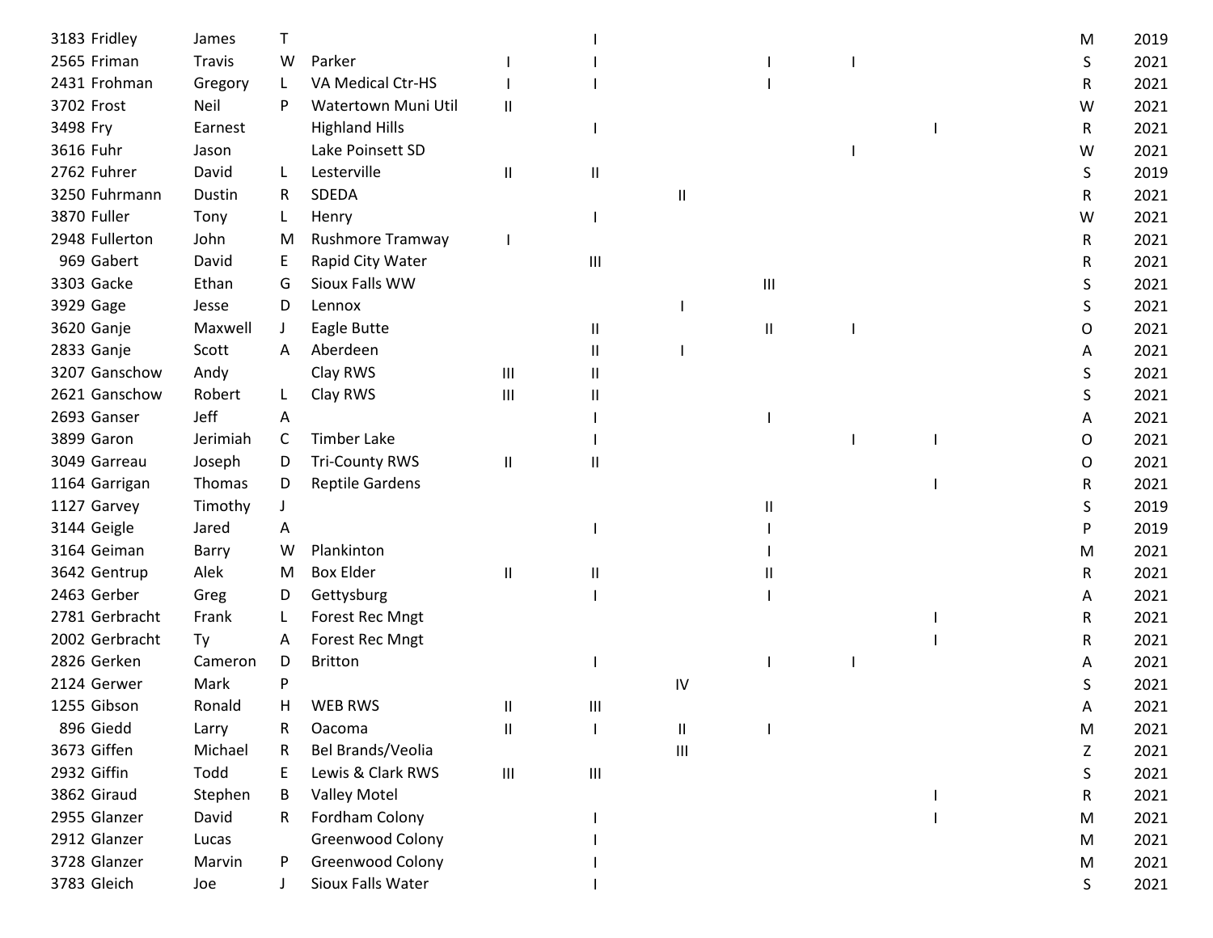| | | | | | | | | | | | | |
|---|---|---|---|---|---|---|---|---|---|---|---|---|
| 3183 | Fridley | James | T | | | I | | | | | M | 2019 |
| 2565 | Friman | Travis | W | Parker | I | I | | I | I | | S | 2021 |
| 2431 | Frohman | Gregory | L | VA Medical Ctr-HS | I | I | | I | | | R | 2021 |
| 3702 | Frost | Neil | P | Watertown Muni Util | II | | | | | | W | 2021 |
| 3498 | Fry | Earnest | | Highland Hills | | I | | | | I | R | 2021 |
| 3616 | Fuhr | Jason | | Lake Poinsett SD | | | | | I | | W | 2021 |
| 2762 | Fuhrer | David | L | Lesterville | II | II | | | | | S | 2019 |
| 3250 | Fuhrmann | Dustin | R | SDEDA | | | II | | | | R | 2021 |
| 3870 | Fuller | Tony | L | Henry | | I | | | | | W | 2021 |
| 2948 | Fullerton | John | M | Rushmore Tramway | I | | | | | | R | 2021 |
| 969 | Gabert | David | E | Rapid City Water | | III | | | | | R | 2021 |
| 3303 | Gacke | Ethan | G | Sioux Falls WW | | | | III | | | S | 2021 |
| 3929 | Gage | Jesse | D | Lennox | | | I | | | | S | 2021 |
| 3620 | Ganje | Maxwell | J | Eagle Butte | | II | | II | I | | O | 2021 |
| 2833 | Ganje | Scott | A | Aberdeen | | II | I | | | | A | 2021 |
| 3207 | Ganschow | Andy | | Clay RWS | III | II | | | | | S | 2021 |
| 2621 | Ganschow | Robert | L | Clay RWS | III | II | | | | | S | 2021 |
| 2693 | Ganser | Jeff | A | | | I | | I | | | A | 2021 |
| 3899 | Garon | Jerimiah | C | Timber Lake | | I | | | I | I | O | 2021 |
| 3049 | Garreau | Joseph | D | Tri-County RWS | II | II | | | | | O | 2021 |
| 1164 | Garrigan | Thomas | D | Reptile Gardens | | | | | | I | R | 2021 |
| 1127 | Garvey | Timothy | J | | | | | II | | | S | 2019 |
| 3144 | Geigle | Jared | A | | | I | | I | | | P | 2019 |
| 3164 | Geiman | Barry | W | Plankinton | | | | I | | | M | 2021 |
| 3642 | Gentrup | Alek | M | Box Elder | II | II | | II | | | R | 2021 |
| 2463 | Gerber | Greg | D | Gettysburg | | I | | I | | | A | 2021 |
| 2781 | Gerbracht | Frank | L | Forest Rec Mngt | | | | | | I | R | 2021 |
| 2002 | Gerbracht | Ty | A | Forest Rec Mngt | | | | | | I | R | 2021 |
| 2826 | Gerken | Cameron | D | Britton | | I | | I | I | | A | 2021 |
| 2124 | Gerwer | Mark | P | | | | IV | | | | S | 2021 |
| 1255 | Gibson | Ronald | H | WEB RWS | II | III | | | | | A | 2021 |
| 896 | Giedd | Larry | R | Oacoma | II | I | II | I | | | M | 2021 |
| 3673 | Giffen | Michael | R | Bel Brands/Veolia | | | III | | | | Z | 2021 |
| 2932 | Giffin | Todd | E | Lewis & Clark RWS | III | III | | | | | S | 2021 |
| 3862 | Giraud | Stephen | B | Valley Motel | | | | | | I | R | 2021 |
| 2955 | Glanzer | David | R | Fordham Colony | | I | | | | I | M | 2021 |
| 2912 | Glanzer | Lucas | | Greenwood Colony | | I | | | | | M | 2021 |
| 3728 | Glanzer | Marvin | P | Greenwood Colony | | I | | | | | M | 2021 |
| 3783 | Gleich | Joe | J | Sioux Falls Water | | I | | | | | S | 2021 |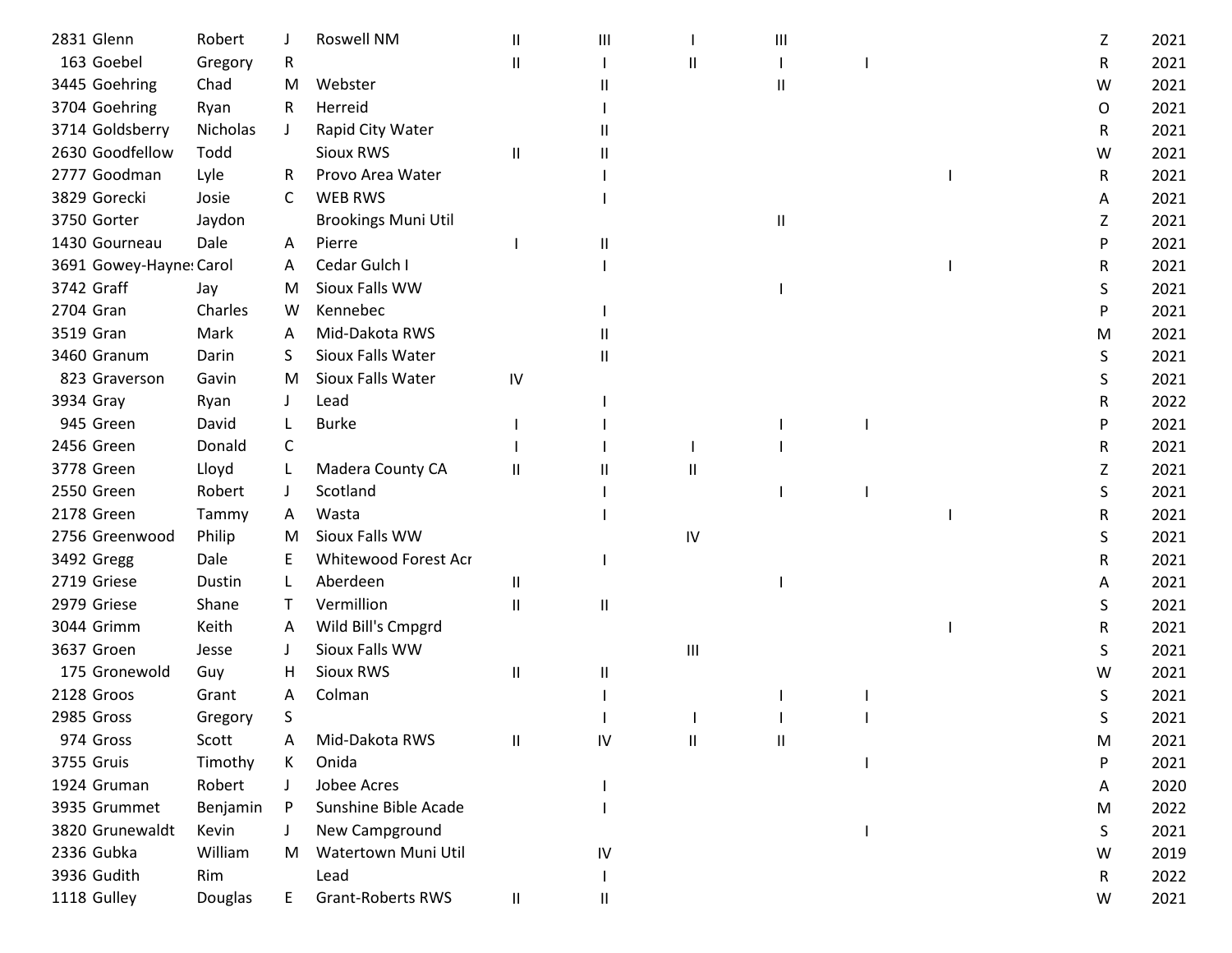| | | | | | | | | | | | |
|---|---|---|---|---|---|---|---|---|---|---|---|
| 2831 | Glenn | Robert | J | Roswell NM | II | III | I | III | | | Z | 2021 |
| 163 | Goebel | Gregory | R | | II | I | II | I | I | | R | 2021 |
| 3445 | Goehring | Chad | M | Webster | | II | | II | | | W | 2021 |
| 3704 | Goehring | Ryan | R | Herreid | | I | | | | | O | 2021 |
| 3714 | Goldsberry | Nicholas | J | Rapid City Water | | II | | | | | R | 2021 |
| 2630 | Goodfellow | Todd | | Sioux RWS | II | II | | | | | W | 2021 |
| 2777 | Goodman | Lyle | R | Provo Area Water | | I | | | | I | R | 2021 |
| 3829 | Gorecki | Josie | C | WEB RWS | | I | | | | | A | 2021 |
| 3750 | Gorter | Jaydon | | Brookings Muni Util | | | | II | | | Z | 2021 |
| 1430 | Gourneau | Dale | A | Pierre | I | II | | | | | P | 2021 |
| 3691 | Gowey-Haynes | Carol | A | Cedar Gulch I | | I | | | | I | R | 2021 |
| 3742 | Graff | Jay | M | Sioux Falls WW | | | | I | | | S | 2021 |
| 2704 | Gran | Charles | W | Kennebec | | I | | | | | P | 2021 |
| 3519 | Gran | Mark | A | Mid-Dakota RWS | | II | | | | | M | 2021 |
| 3460 | Granum | Darin | S | Sioux Falls Water | | II | | | | | S | 2021 |
| 823 | Graverson | Gavin | M | Sioux Falls Water | IV | | | | | | S | 2021 |
| 3934 | Gray | Ryan | J | Lead | | I | | | | | R | 2022 |
| 945 | Green | David | L | Burke | I | I | | I | I | | P | 2021 |
| 2456 | Green | Donald | C | | I | I | I | I | | | R | 2021 |
| 3778 | Green | Lloyd | L | Madera County CA | II | II | II | | | | Z | 2021 |
| 2550 | Green | Robert | J | Scotland | | I | | I | I | | S | 2021 |
| 2178 | Green | Tammy | A | Wasta | | I | | | | I | R | 2021 |
| 2756 | Greenwood | Philip | M | Sioux Falls WW | | | IV | | | | S | 2021 |
| 3492 | Gregg | Dale | E | Whitewood Forest Acr | | I | | | | | R | 2021 |
| 2719 | Griese | Dustin | L | Aberdeen | II | | | I | | | A | 2021 |
| 2979 | Griese | Shane | T | Vermillion | II | II | | | | | S | 2021 |
| 3044 | Grimm | Keith | A | Wild Bill's Cmpgrd | | | | | | I | R | 2021 |
| 3637 | Groen | Jesse | J | Sioux Falls WW | | | III | | | | S | 2021 |
| 175 | Gronewold | Guy | H | Sioux RWS | II | II | | | | | W | 2021 |
| 2128 | Groos | Grant | A | Colman | | I | | I | I | | S | 2021 |
| 2985 | Gross | Gregory | S | | | I | I | I | I | | S | 2021 |
| 974 | Gross | Scott | A | Mid-Dakota RWS | II | IV | II | II | | | M | 2021 |
| 3755 | Gruis | Timothy | K | Onida | | | | | I | | P | 2021 |
| 1924 | Gruman | Robert | J | Jobee Acres | | I | | | | | A | 2020 |
| 3935 | Grummet | Benjamin | P | Sunshine Bible Acade | | I | | | | | M | 2022 |
| 3820 | Grunewaldt | Kevin | J | New Campground | | | | | I | | S | 2021 |
| 2336 | Gubka | William | M | Watertown Muni Util | | IV | | | | | W | 2019 |
| 3936 | Gudith | Rim | | Lead | | I | | | | | R | 2022 |
| 1118 | Gulley | Douglas | E | Grant-Roberts RWS | II | II | | | | | W | 2021 |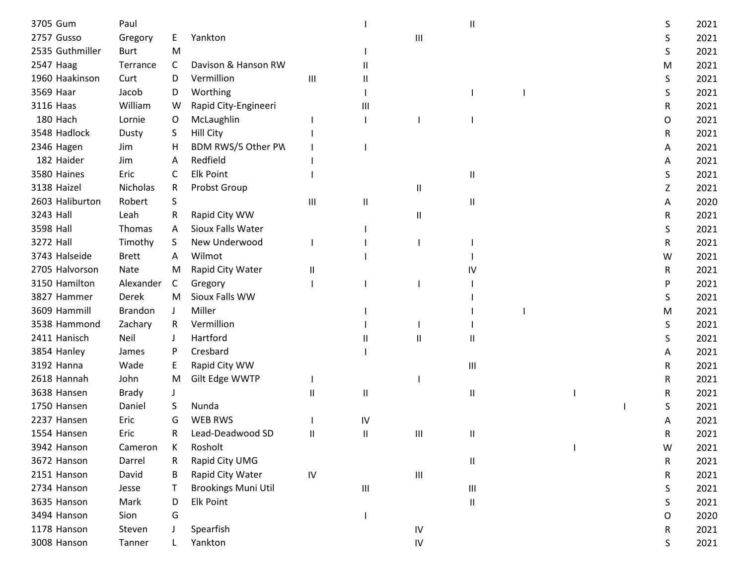| | | | | | | | | | | | | | |
|---|---|---|---|---|---|---|---|---|---|---|---|---|---|
| 3705 | Gum | Paul | | | | I | | II | | | | S | 2021 |
| 2757 | Gusso | Gregory | E | Yankton | | | III | | | | | S | 2021 |
| 2535 | Guthmiller | Burt | M | | | I | | | | | | S | 2021 |
| 2547 | Haag | Terrance | C | Davison & Hanson RW | | II | | | | | | M | 2021 |
| 1960 | Haakinson | Curt | D | Vermillion | III | II | | | | | | S | 2021 |
| 3569 | Haar | Jacob | D | Worthing | | I | | I | I | | | S | 2021 |
| 3116 | Haas | William | W | Rapid City-Engineeri | | III | | | | | | R | 2021 |
| 180 | Hach | Lornie | O | McLaughlin | I | I | I | I | | | | O | 2021 |
| 3548 | Hadlock | Dusty | S | Hill City | I | | | | | | | R | 2021 |
| 2346 | Hagen | Jim | H | BDM RWS/5 Other PW | I | I | | | | | | A | 2021 |
| 182 | Haider | Jim | A | Redfield | I | | | | | | | A | 2021 |
| 3580 | Haines | Eric | C | Elk Point | I | | | II | | | | S | 2021 |
| 3138 | Haizel | Nicholas | R | Probst Group | | | II | | | | | Z | 2021 |
| 2603 | Haliburton | Robert | S | | III | II | | II | | | | A | 2020 |
| 3243 | Hall | Leah | R | Rapid City WW | | | II | | | | | R | 2021 |
| 3598 | Hall | Thomas | A | Sioux Falls Water | | I | | | | | | S | 2021 |
| 3272 | Hall | Timothy | S | New Underwood | I | I | I | I | | | | R | 2021 |
| 3743 | Halseide | Brett | A | Wilmot | | I | | I | | | | W | 2021 |
| 2705 | Halvorson | Nate | M | Rapid City Water | II | | | IV | | | | R | 2021 |
| 3150 | Hamilton | Alexander | C | Gregory | I | I | I | I | | | | P | 2021 |
| 3827 | Hammer | Derek | M | Sioux Falls WW | | | | I | | | | S | 2021 |
| 3609 | Hammill | Brandon | J | Miller | | I | | I | I | | | M | 2021 |
| 3538 | Hammond | Zachary | R | Vermillion | | I | I | I | | | | S | 2021 |
| 2411 | Hanisch | Neil | J | Hartford | | II | II | II | | | | S | 2021 |
| 3854 | Hanley | James | P | Cresbard | | I | | | | | | A | 2021 |
| 3192 | Hanna | Wade | E | Rapid City WW | | | | III | | | | R | 2021 |
| 2618 | Hannah | John | M | Gilt Edge WWTP | I | | I | | | | | R | 2021 |
| 3638 | Hansen | Brady | J | | II | II | | II | | I | | R | 2021 |
| 1750 | Hansen | Daniel | S | Nunda | | | | | | | I | S | 2021 |
| 2237 | Hansen | Eric | G | WEB RWS | I | IV | | | | | | A | 2021 |
| 1554 | Hansen | Eric | R | Lead-Deadwood SD | II | II | III | II | | | | R | 2021 |
| 3942 | Hanson | Cameron | K | Rosholt | | | | | | I | | W | 2021 |
| 3672 | Hanson | Darrel | R | Rapid City UMG | | | | II | | | | R | 2021 |
| 2151 | Hanson | David | B | Rapid City Water | IV | | III | | | | | R | 2021 |
| 2734 | Hanson | Jesse | T | Brookings Muni Util | | III | | III | | | | S | 2021 |
| 3635 | Hanson | Mark | D | Elk Point | | | | II | | | | S | 2021 |
| 3494 | Hanson | Sion | G | | | I | | | | | | O | 2020 |
| 1178 | Hanson | Steven | J | Spearfish | | | IV | | | | | R | 2021 |
| 3008 | Hanson | Tanner | L | Yankton | | | IV | | | | | S | 2021 |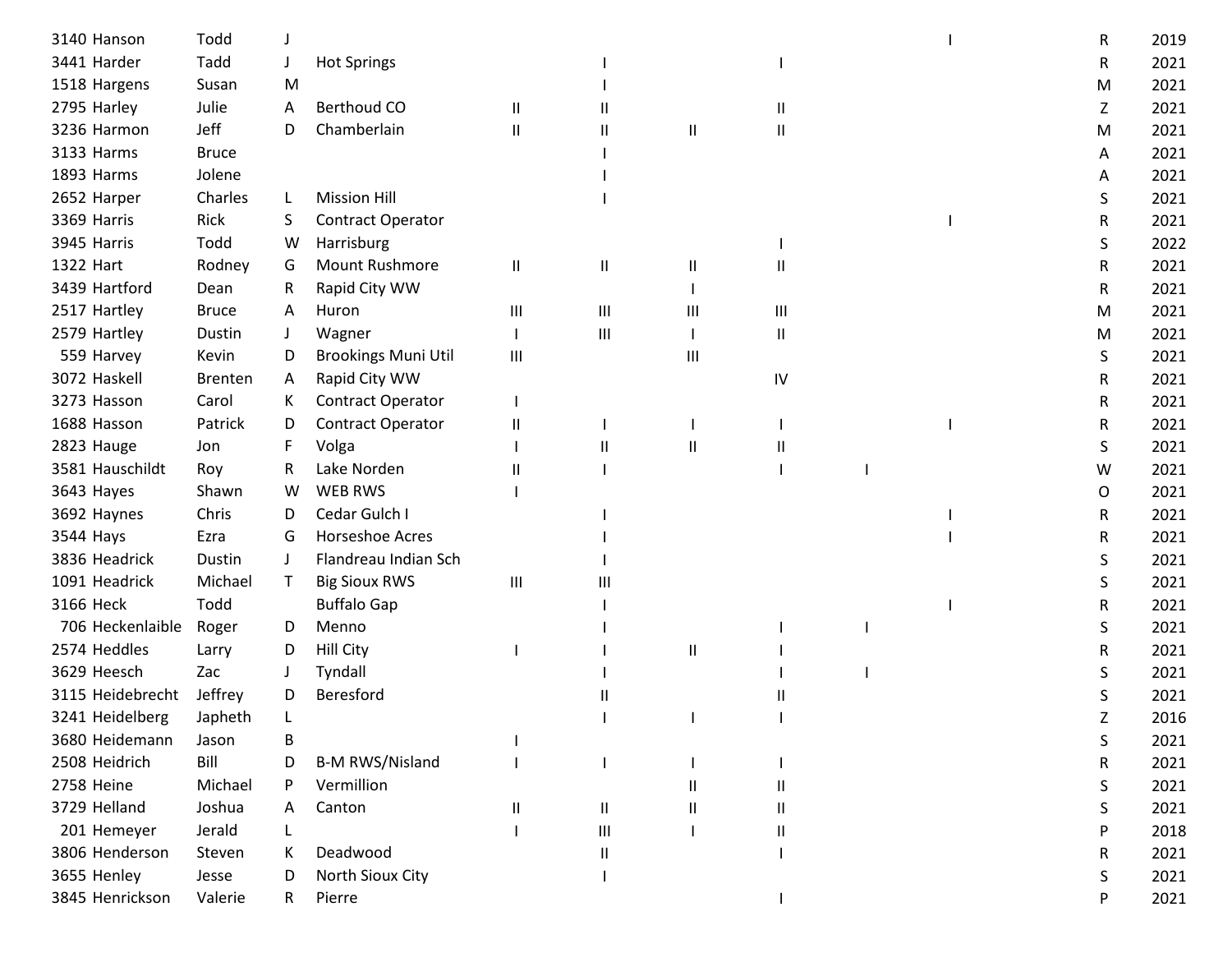| | | | | | | | | | | | | |
|---|---|---|---|---|---|---|---|---|---|---|---|---|
| 3140 | Hanson | Todd | J | | | | | | | I | R | 2019 |
| 3441 | Harder | Tadd | J | Hot Springs | | I | | I | | | R | 2021 |
| 1518 | Hargens | Susan | M | | | I | | | | | M | 2021 |
| 2795 | Harley | Julie | A | Berthoud CO | II | II | | II | | | Z | 2021 |
| 3236 | Harmon | Jeff | D | Chamberlain | II | II | II | II | | | M | 2021 |
| 3133 | Harms | Bruce | | | | I | | | | | A | 2021 |
| 1893 | Harms | Jolene | | | | I | | | | | A | 2021 |
| 2652 | Harper | Charles | L | Mission Hill | | I | | | | | S | 2021 |
| 3369 | Harris | Rick | S | Contract Operator | | | | | | I | R | 2021 |
| 3945 | Harris | Todd | W | Harrisburg | | | | I | | | S | 2022 |
| 1322 | Hart | Rodney | G | Mount Rushmore | II | II | II | II | | | R | 2021 |
| 3439 | Hartford | Dean | R | Rapid City WW | | | I | | | | R | 2021 |
| 2517 | Hartley | Bruce | A | Huron | III | III | III | III | | | M | 2021 |
| 2579 | Hartley | Dustin | J | Wagner | I | III | I | II | | | M | 2021 |
| 559 | Harvey | Kevin | D | Brookings Muni Util | III | | III | | | | S | 2021 |
| 3072 | Haskell | Brenten | A | Rapid City WW | | | | IV | | | R | 2021 |
| 3273 | Hasson | Carol | K | Contract Operator | I | | | | | | R | 2021 |
| 1688 | Hasson | Patrick | D | Contract Operator | II | I | I | I | | I | R | 2021 |
| 2823 | Hauge | Jon | F | Volga | I | II | II | II | | | S | 2021 |
| 3581 | Hauschildt | Roy | R | Lake Norden | II | I | | I | I | | W | 2021 |
| 3643 | Hayes | Shawn | W | WEB RWS | I | | | | | | O | 2021 |
| 3692 | Haynes | Chris | D | Cedar Gulch I | | I | | | | I | R | 2021 |
| 3544 | Hays | Ezra | G | Horseshoe Acres | | I | | | | I | R | 2021 |
| 3836 | Headrick | Dustin | J | Flandreau Indian Sch | | I | | | | | S | 2021 |
| 1091 | Headrick | Michael | T | Big Sioux RWS | III | III | | | | | S | 2021 |
| 3166 | Heck | Todd | | Buffalo Gap | | I | | | | I | R | 2021 |
| 706 | Heckenlaible | Roger | D | Menno | | I | | I | I | | S | 2021 |
| 2574 | Heddles | Larry | D | Hill City | I | I | II | I | | | R | 2021 |
| 3629 | Heesch | Zac | J | Tyndall | | I | | I | I | | S | 2021 |
| 3115 | Heidebrecht | Jeffrey | D | Beresford | | II | | II | | | S | 2021 |
| 3241 | Heidelberg | Japheth | L | | | I | I | I | | | Z | 2016 |
| 3680 | Heidemann | Jason | B | | I | | | | | | S | 2021 |
| 2508 | Heidrich | Bill | D | B-M RWS/Nisland | I | I | I | I | | | R | 2021 |
| 2758 | Heine | Michael | P | Vermillion | | | II | II | | | S | 2021 |
| 3729 | Helland | Joshua | A | Canton | II | II | II | II | | | S | 2021 |
| 201 | Hemeyer | Jerald | L | | I | III | I | II | | | P | 2018 |
| 3806 | Henderson | Steven | K | Deadwood | | II | | I | | | R | 2021 |
| 3655 | Henley | Jesse | D | North Sioux City | | I | | | | | S | 2021 |
| 3845 | Henrickson | Valerie | R | Pierre | | | | I | | | P | 2021 |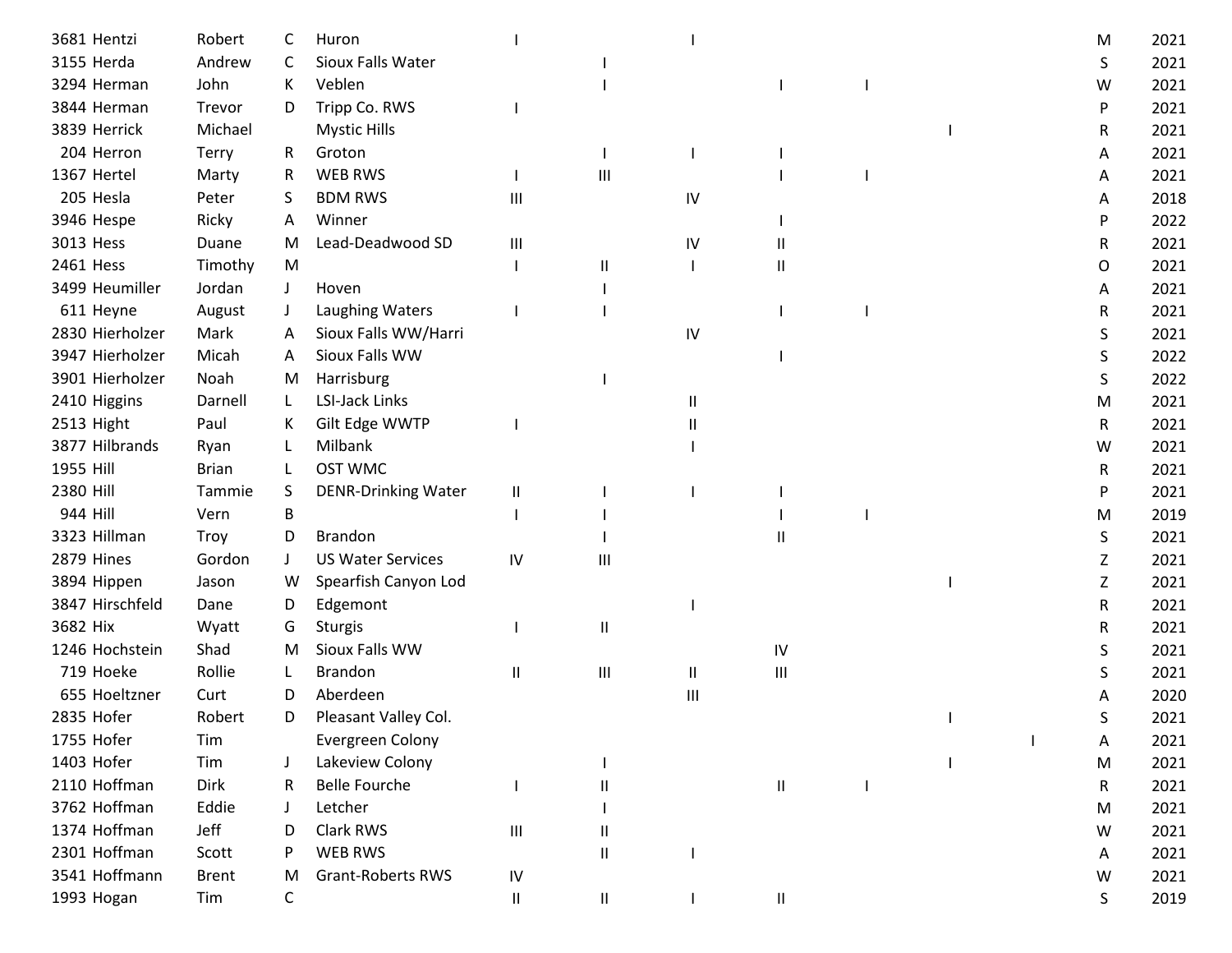| | | | | | | | | | | | | | |
|---|---|---|---|---|---|---|---|---|---|---|---|---|---|
| 3681 | Hentzi | Robert | C | Huron | I | | I | | | | | M | 2021 |
| 3155 | Herda | Andrew | C | Sioux Falls Water | | I | | | | | | S | 2021 |
| 3294 | Herman | John | K | Veblen | | I | | I | I | | | W | 2021 |
| 3844 | Herman | Trevor | D | Tripp Co. RWS | I | | | | | | | P | 2021 |
| 3839 | Herrick | Michael | | Mystic Hills | | | | | | I | | R | 2021 |
| 204 | Herron | Terry | R | Groton | | I | I | I | | | | A | 2021 |
| 1367 | Hertel | Marty | R | WEB RWS | I | III | | I | I | | | A | 2021 |
| 205 | Hesla | Peter | S | BDM RWS | III | | IV | | | | | A | 2018 |
| 3946 | Hespe | Ricky | A | Winner | | | | I | | | | P | 2022 |
| 3013 | Hess | Duane | M | Lead-Deadwood SD | III | | IV | II | | | | R | 2021 |
| 2461 | Hess | Timothy | M | | I | II | I | II | | | | O | 2021 |
| 3499 | Heumiller | Jordan | J | Hoven | | I | | | | | | A | 2021 |
| 611 | Heyne | August | J | Laughing Waters | I | I | | I | I | | | R | 2021 |
| 2830 | Hierholzer | Mark | A | Sioux Falls WW/Harri | | | IV | | | | | S | 2021 |
| 3947 | Hierholzer | Micah | A | Sioux Falls WW | | | | I | | | | S | 2022 |
| 3901 | Hierholzer | Noah | M | Harrisburg | | I | | | | | | S | 2022 |
| 2410 | Higgins | Darnell | L | LSI-Jack Links | | | II | | | | | M | 2021 |
| 2513 | Hight | Paul | K | Gilt Edge WWTP | I | | II | | | | | R | 2021 |
| 3877 | Hilbrands | Ryan | L | Milbank | | | I | | | | | W | 2021 |
| 1955 | Hill | Brian | L | OST WMC | | | | | | | | R | 2021 |
| 2380 | Hill | Tammie | S | DENR-Drinking Water | II | I | I | I | | | | P | 2021 |
| 944 | Hill | Vern | B | | I | I | | I | I | | | M | 2019 |
| 3323 | Hillman | Troy | D | Brandon | | I | | II | | | | S | 2021 |
| 2879 | Hines | Gordon | J | US Water Services | IV | III | | | | | | Z | 2021 |
| 3894 | Hippen | Jason | W | Spearfish Canyon Lod | | | | | | I | | Z | 2021 |
| 3847 | Hirschfeld | Dane | D | Edgemont | | | I | | | | | R | 2021 |
| 3682 | Hix | Wyatt | G | Sturgis | I | II | | | | | | R | 2021 |
| 1246 | Hochstein | Shad | M | Sioux Falls WW | | | | IV | | | | S | 2021 |
| 719 | Hoeke | Rollie | L | Brandon | II | III | II | III | | | | S | 2021 |
| 655 | Hoeltzner | Curt | D | Aberdeen | | | III | | | | | A | 2020 |
| 2835 | Hofer | Robert | D | Pleasant Valley Col. | | | | | | I | | S | 2021 |
| 1755 | Hofer | Tim | | Evergreen Colony | | | | | | | I | A | 2021 |
| 1403 | Hofer | Tim | J | Lakeview Colony | | I | | | | I | | M | 2021 |
| 2110 | Hoffman | Dirk | R | Belle Fourche | I | II | | II | I | | | R | 2021 |
| 3762 | Hoffman | Eddie | J | Letcher | | I | | | | | | M | 2021 |
| 1374 | Hoffman | Jeff | D | Clark RWS | III | II | | | | | | W | 2021 |
| 2301 | Hoffman | Scott | P | WEB RWS | | II | I | | | | | A | 2021 |
| 3541 | Hoffmann | Brent | M | Grant-Roberts RWS | IV | | | | | | | W | 2021 |
| 1993 | Hogan | Tim | C | | II | II | I | II | | | | S | 2019 |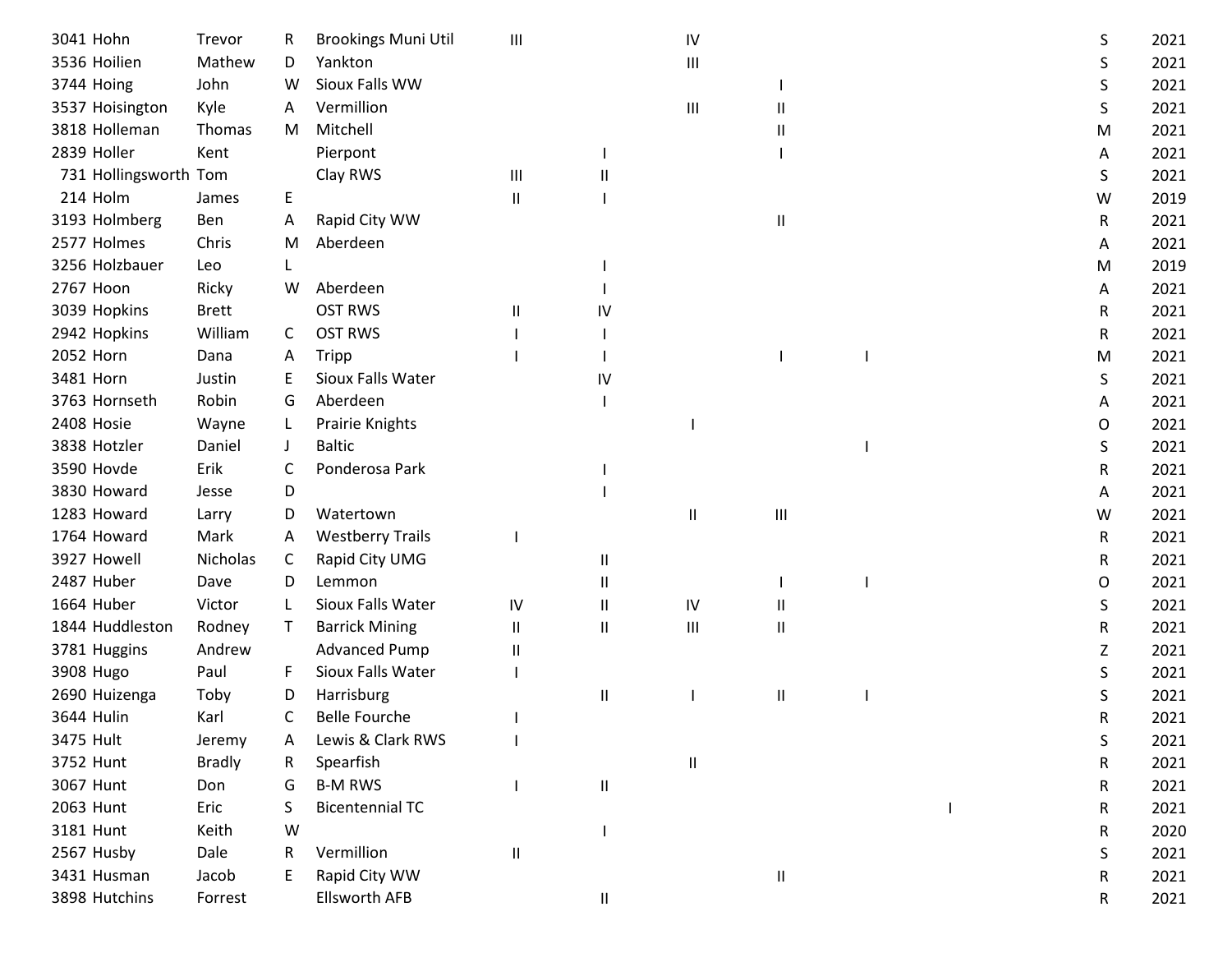| | | | | | | | | | | | | |
|---|---|---|---|---|---|---|---|---|---|---|---|---|
| 3041 | Hohn | Trevor | R | Brookings Muni Util | III | | IV | | | | S | 2021 |
| 3536 | Hoilien | Mathew | D | Yankton | | | III | | | | S | 2021 |
| 3744 | Hoing | John | W | Sioux Falls WW | | | | I | | | S | 2021 |
| 3537 | Hoisington | Kyle | A | Vermillion | | | III | II | | | S | 2021 |
| 3818 | Holleman | Thomas | M | Mitchell | | | | II | | | M | 2021 |
| 2839 | Holler | Kent | | Pierpont | | I | | I | | | A | 2021 |
| 731 | Hollingsworth | Tom | | Clay RWS | III | II | | | | | S | 2021 |
| 214 | Holm | James | E | | II | I | | | | | W | 2019 |
| 3193 | Holmberg | Ben | A | Rapid City WW | | | | II | | | R | 2021 |
| 2577 | Holmes | Chris | M | Aberdeen | | | | | | | A | 2021 |
| 3256 | Holzbauer | Leo | L | | | I | | | | | M | 2019 |
| 2767 | Hoon | Ricky | W | Aberdeen | | I | | | | | A | 2021 |
| 3039 | Hopkins | Brett | | OST RWS | II | IV | | | | | R | 2021 |
| 2942 | Hopkins | William | C | OST RWS | I | I | | | | | R | 2021 |
| 2052 | Horn | Dana | A | Tripp | I | I | | I | I | | M | 2021 |
| 3481 | Horn | Justin | E | Sioux Falls Water | | IV | | | | | S | 2021 |
| 3763 | Hornseth | Robin | G | Aberdeen | | I | | | | | A | 2021 |
| 2408 | Hosie | Wayne | L | Prairie Knights | | | I | | | | O | 2021 |
| 3838 | Hotzler | Daniel | J | Baltic | | | | | I | | S | 2021 |
| 3590 | Hovde | Erik | C | Ponderosa Park | | I | | | | | R | 2021 |
| 3830 | Howard | Jesse | D | | | I | | | | | A | 2021 |
| 1283 | Howard | Larry | D | Watertown | | | II | III | | | W | 2021 |
| 1764 | Howard | Mark | A | Westberry Trails | I | | | | | | R | 2021 |
| 3927 | Howell | Nicholas | C | Rapid City UMG | | II | | | | | R | 2021 |
| 2487 | Huber | Dave | D | Lemmon | | II | | I | I | | O | 2021 |
| 1664 | Huber | Victor | L | Sioux Falls Water | IV | II | IV | II | | | S | 2021 |
| 1844 | Huddleston | Rodney | T | Barrick Mining | II | II | III | II | | | R | 2021 |
| 3781 | Huggins | Andrew | | Advanced Pump | II | | | | | | Z | 2021 |
| 3908 | Hugo | Paul | F | Sioux Falls Water | I | | | | | | S | 2021 |
| 2690 | Huizenga | Toby | D | Harrisburg | | II | I | II | I | | S | 2021 |
| 3644 | Hulin | Karl | C | Belle Fourche | I | | | | | | R | 2021 |
| 3475 | Hult | Jeremy | A | Lewis & Clark RWS | I | | | | | | S | 2021 |
| 3752 | Hunt | Bradly | R | Spearfish | | | II | | | | R | 2021 |
| 3067 | Hunt | Don | G | B-M RWS | I | II | | | | | R | 2021 |
| 2063 | Hunt | Eric | S | Bicentennial TC | | | | | | I | R | 2021 |
| 3181 | Hunt | Keith | W | | | I | | | | | R | 2020 |
| 2567 | Husby | Dale | R | Vermillion | II | | | | | | S | 2021 |
| 3431 | Husman | Jacob | E | Rapid City WW | | | | II | | | R | 2021 |
| 3898 | Hutchins | Forrest | | Ellsworth AFB | | II | | | | | R | 2021 |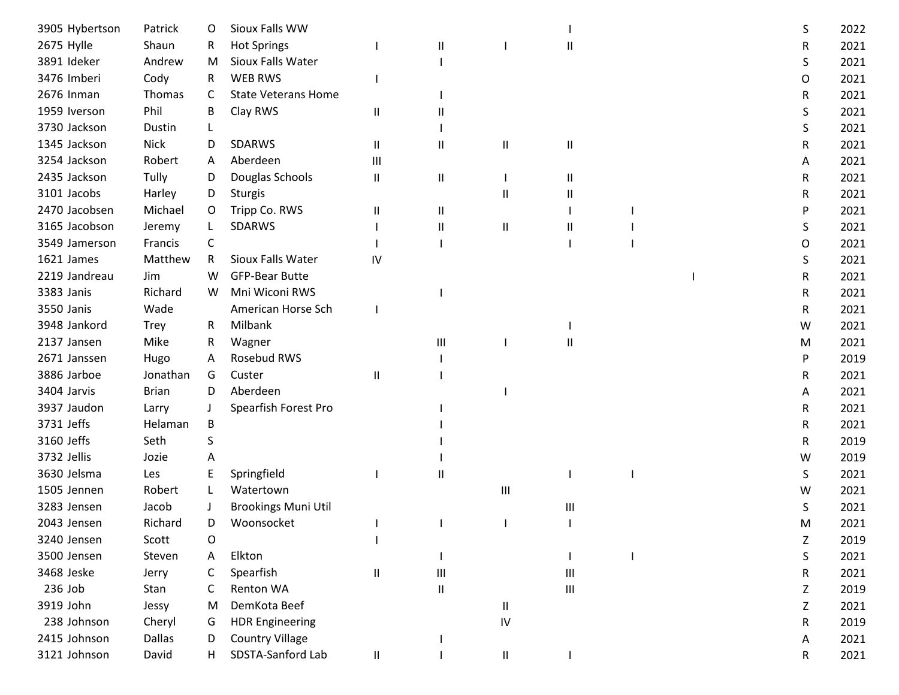| | | | | | | | | | | | | |
|---|---|---|---|---|---|---|---|---|---|---|---|---|
| 3905 | Hybertson | Patrick | O | Sioux Falls WW | | | | I | | | S | 2022 |
| 2675 | Hylle | Shaun | R | Hot Springs | I | II | I | II | | | R | 2021 |
| 3891 | Ideker | Andrew | M | Sioux Falls Water | | I | | | | | S | 2021 |
| 3476 | Imberi | Cody | R | WEB RWS | I | | | | | | O | 2021 |
| 2676 | Inman | Thomas | C | State Veterans Home | | I | | | | | R | 2021 |
| 1959 | Iverson | Phil | B | Clay RWS | II | II | | | | | S | 2021 |
| 3730 | Jackson | Dustin | L | | | I | | | | | S | 2021 |
| 1345 | Jackson | Nick | D | SDARWS | II | II | II | II | | | R | 2021 |
| 3254 | Jackson | Robert | A | Aberdeen | III | | | | | | A | 2021 |
| 2435 | Jackson | Tully | D | Douglas Schools | II | II | I | II | | | R | 2021 |
| 3101 | Jacobs | Harley | D | Sturgis | | | II | II | | | R | 2021 |
| 2470 | Jacobsen | Michael | O | Tripp Co. RWS | II | II | | I | I | | P | 2021 |
| 3165 | Jacobson | Jeremy | L | SDARWS | I | II | II | II | I | | S | 2021 |
| 3549 | Jamerson | Francis | C | | I | I | | I | I | | O | 2021 |
| 1621 | James | Matthew | R | Sioux Falls Water | IV | | | | | | S | 2021 |
| 2219 | Jandreau | Jim | W | GFP-Bear Butte | | | | | | I | R | 2021 |
| 3383 | Janis | Richard | W | Mni Wiconi RWS | | I | | | | | R | 2021 |
| 3550 | Janis | Wade | | American Horse Sch | I | | | | | | R | 2021 |
| 3948 | Jankord | Trey | R | Milbank | | | | I | | | W | 2021 |
| 2137 | Jansen | Mike | R | Wagner | | III | I | II | | | M | 2021 |
| 2671 | Janssen | Hugo | A | Rosebud RWS | | I | | | | | P | 2019 |
| 3886 | Jarboe | Jonathan | G | Custer | II | I | | | | | R | 2021 |
| 3404 | Jarvis | Brian | D | Aberdeen | | | I | | | | A | 2021 |
| 3937 | Jaudon | Larry | J | Spearfish Forest Pro | | I | | | | | R | 2021 |
| 3731 | Jeffs | Helaman | B | | | I | | | | | R | 2021 |
| 3160 | Jeffs | Seth | S | | | I | | | | | R | 2019 |
| 3732 | Jellis | Jozie | A | | | I | | | | | W | 2019 |
| 3630 | Jelsma | Les | E | Springfield | I | II | | I | I | | S | 2021 |
| 1505 | Jennen | Robert | L | Watertown | | | III | | | | W | 2021 |
| 3283 | Jensen | Jacob | J | Brookings Muni Util | | | | III | | | S | 2021 |
| 2043 | Jensen | Richard | D | Woonsocket | I | I | I | I | | | M | 2021 |
| 3240 | Jensen | Scott | O | | I | | | | | | Z | 2019 |
| 3500 | Jensen | Steven | A | Elkton | | I | | I | I | | S | 2021 |
| 3468 | Jeske | Jerry | C | Spearfish | II | III | | III | | | R | 2021 |
| 236 | Job | Stan | C | Renton WA | | II | | III | | | Z | 2019 |
| 3919 | John | Jessy | M | DemKota Beef | | | II | | | | Z | 2021 |
| 238 | Johnson | Cheryl | G | HDR Engineering | | | IV | | | | R | 2019 |
| 2415 | Johnson | Dallas | D | Country Village | | I | | | | | A | 2021 |
| 3121 | Johnson | David | H | SDSTA-Sanford Lab | II | I | II | I | | | R | 2021 |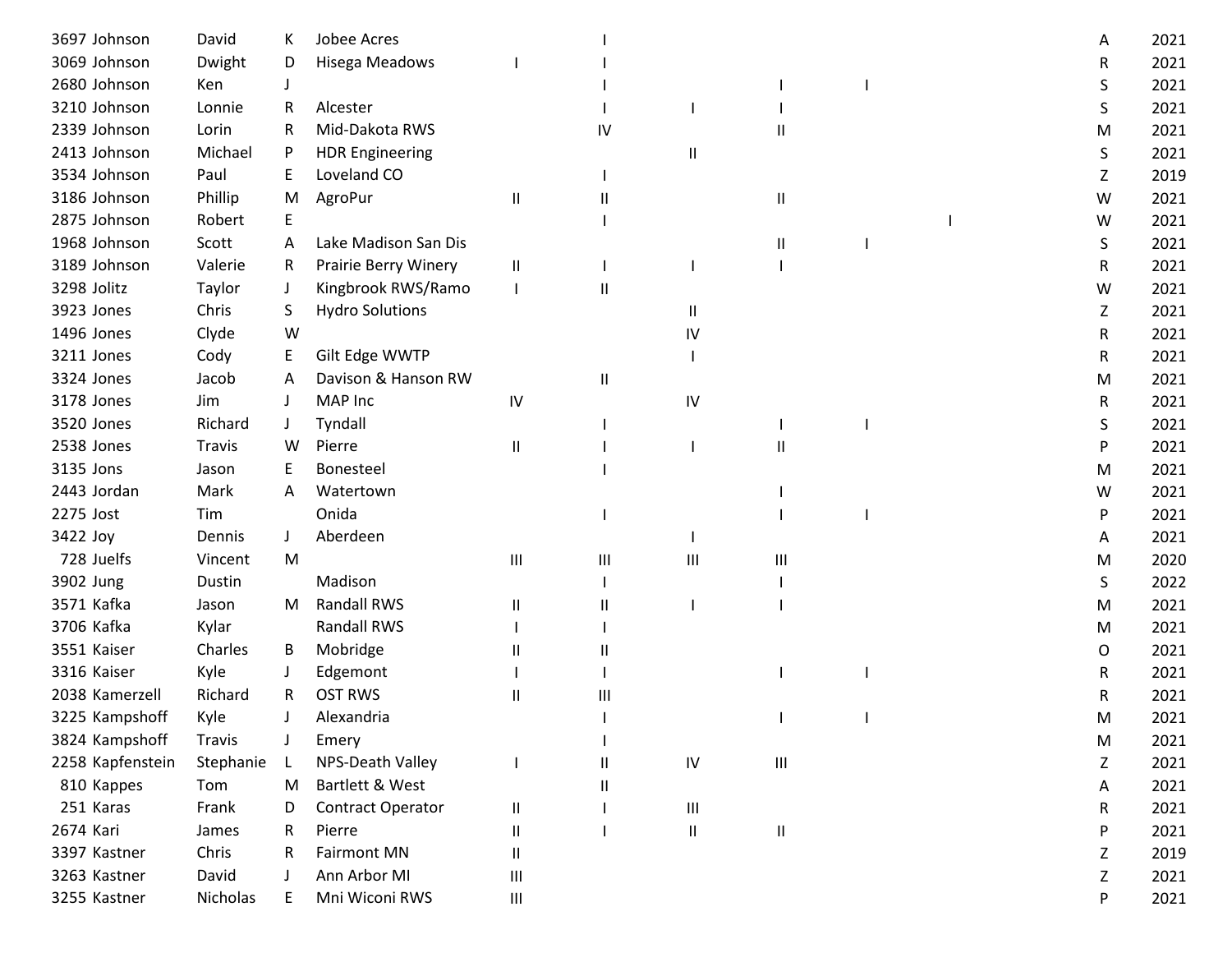| | | | | | | | | | | | | |
|---|---|---|---|---|---|---|---|---|---|---|---|---|
| 3697 | Johnson | David | K | Jobee Acres | | I | | | | | A | 2021 |
| 3069 | Johnson | Dwight | D | Hisega Meadows | I | I | | | | | R | 2021 |
| 2680 | Johnson | Ken | J | | | I | | I | I | | S | 2021 |
| 3210 | Johnson | Lonnie | R | Alcester | | I | I | I | | | S | 2021 |
| 2339 | Johnson | Lorin | R | Mid-Dakota RWS | | IV | | II | | | M | 2021 |
| 2413 | Johnson | Michael | P | HDR Engineering | | | II | | | | S | 2021 |
| 3534 | Johnson | Paul | E | Loveland CO | | I | | | | | Z | 2019 |
| 3186 | Johnson | Phillip | M | AgroPur | II | II | | II | | | W | 2021 |
| 2875 | Johnson | Robert | E | | | I | | | | I | W | 2021 |
| 1968 | Johnson | Scott | A | Lake Madison San Dis | | | | II | I | | S | 2021 |
| 3189 | Johnson | Valerie | R | Prairie Berry Winery | II | I | I | I | | | R | 2021 |
| 3298 | Jolitz | Taylor | J | Kingbrook RWS/Ramo | I | II | | | | | W | 2021 |
| 3923 | Jones | Chris | S | Hydro Solutions | | | II | | | | Z | 2021 |
| 1496 | Jones | Clyde | W | | | | IV | | | | R | 2021 |
| 3211 | Jones | Cody | E | Gilt Edge WWTP | | | I | | | | R | 2021 |
| 3324 | Jones | Jacob | A | Davison & Hanson RW | | II | | | | | M | 2021 |
| 3178 | Jones | Jim | J | MAP Inc | IV | | IV | | | | R | 2021 |
| 3520 | Jones | Richard | J | Tyndall | | I | | I | I | | S | 2021 |
| 2538 | Jones | Travis | W | Pierre | II | I | I | II | | | P | 2021 |
| 3135 | Jons | Jason | E | Bonesteel | | I | | | | | M | 2021 |
| 2443 | Jordan | Mark | A | Watertown | | | | I | | | W | 2021 |
| 2275 | Jost | Tim | | Onida | | I | | I | I | | P | 2021 |
| 3422 | Joy | Dennis | J | Aberdeen | | | I | | | | A | 2021 |
| 728 | Juelfs | Vincent | M | | III | III | III | III | | | M | 2020 |
| 3902 | Jung | Dustin | | Madison | | I | | I | | | S | 2022 |
| 3571 | Kafka | Jason | M | Randall RWS | II | II | I | I | | | M | 2021 |
| 3706 | Kafka | Kylar | | Randall RWS | I | I | | | | | M | 2021 |
| 3551 | Kaiser | Charles | B | Mobridge | II | II | | | | | O | 2021 |
| 3316 | Kaiser | Kyle | J | Edgemont | I | I | | I | I | | R | 2021 |
| 2038 | Kamerzell | Richard | R | OST RWS | II | III | | | | | R | 2021 |
| 3225 | Kampshoff | Kyle | J | Alexandria | | I | | I | I | | M | 2021 |
| 3824 | Kampshoff | Travis | J | Emery | | I | | | | | M | 2021 |
| 2258 | Kapfenstein | Stephanie | L | NPS-Death Valley | I | II | IV | III | | | Z | 2021 |
| 810 | Kappes | Tom | M | Bartlett & West | | II | | | | | A | 2021 |
| 251 | Karas | Frank | D | Contract Operator | II | I | III | | | | R | 2021 |
| 2674 | Kari | James | R | Pierre | II | I | II | II | | | P | 2021 |
| 3397 | Kastner | Chris | R | Fairmont MN | II | | | | | | Z | 2019 |
| 3263 | Kastner | David | J | Ann Arbor MI | III | | | | | | Z | 2021 |
| 3255 | Kastner | Nicholas | E | Mni Wiconi RWS | III | | | | | | P | 2021 |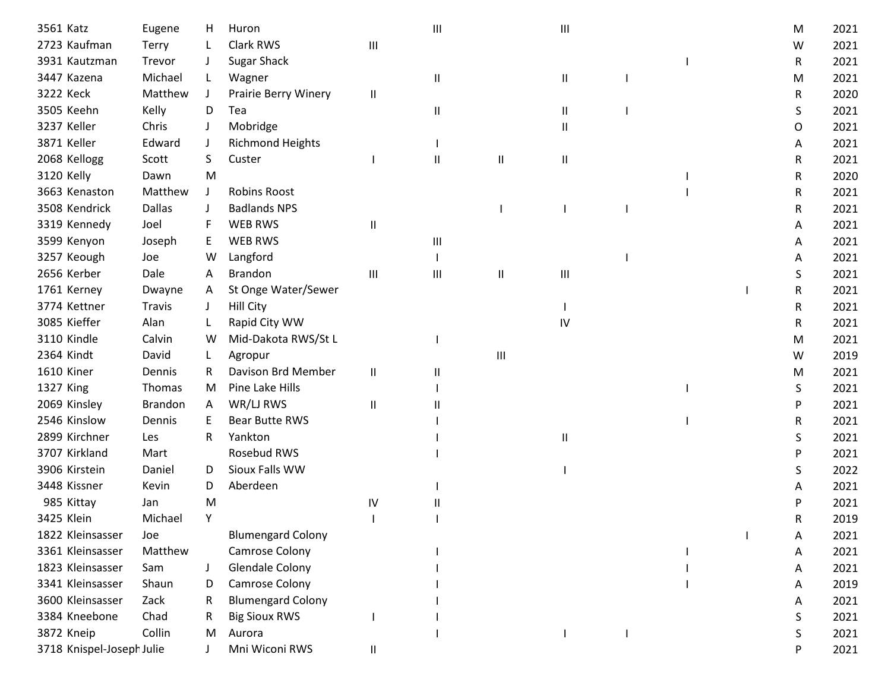| | | | | | | | | | | | | |
|---|---|---|---|---|---|---|---|---|---|---|---|---|
| 3561 Katz | Eugene | H | Huron | | III | | III | | | | M | 2021 |
| 2723 Kaufman | Terry | L | Clark RWS | III | | | | | | | W | 2021 |
| 3931 Kautzman | Trevor | J | Sugar Shack | | | | | | I | | R | 2021 |
| 3447 Kazena | Michael | L | Wagner | | II | | II | I | | | M | 2021 |
| 3222 Keck | Matthew | J | Prairie Berry Winery | II | | | | | | | R | 2020 |
| 3505 Keehn | Kelly | D | Tea | | II | | II | I | | | S | 2021 |
| 3237 Keller | Chris | J | Mobridge | | | | II | | | | O | 2021 |
| 3871 Keller | Edward | J | Richmond Heights | | I | | | | | | A | 2021 |
| 2068 Kellogg | Scott | S | Custer | I | II | II | II | | | | R | 2021 |
| 3120 Kelly | Dawn | M | | | | | | | I | | R | 2020 |
| 3663 Kenaston | Matthew | J | Robins Roost | | | | | | I | | R | 2021 |
| 3508 Kendrick | Dallas | J | Badlands NPS | | | I | I | I | | | R | 2021 |
| 3319 Kennedy | Joel | F | WEB RWS | II | | | | | | | A | 2021 |
| 3599 Kenyon | Joseph | E | WEB RWS | | III | | | | | | A | 2021 |
| 3257 Keough | Joe | W | Langford | | I | | | I | | | A | 2021 |
| 2656 Kerber | Dale | A | Brandon | III | III | II | III | | | | S | 2021 |
| 1761 Kerney | Dwayne | A | St Onge Water/Sewer | | | | | | | I | R | 2021 |
| 3774 Kettner | Travis | J | Hill City | | | | I | | | | R | 2021 |
| 3085 Kieffer | Alan | L | Rapid City WW | | | | IV | | | | R | 2021 |
| 3110 Kindle | Calvin | W | Mid-Dakota RWS/St L | | I | | | | | | M | 2021 |
| 2364 Kindt | David | L | Agropur | | | III | | | | | W | 2019 |
| 1610 Kiner | Dennis | R | Davison Brd Member | II | II | | | | | | M | 2021 |
| 1327 King | Thomas | M | Pine Lake Hills | | I | | | | I | | S | 2021 |
| 2069 Kinsley | Brandon | A | WR/LJ RWS | II | II | | | | | | P | 2021 |
| 2546 Kinslow | Dennis | E | Bear Butte RWS | | I | | | | I | | R | 2021 |
| 2899 Kirchner | Les | R | Yankton | | I | | II | | | | S | 2021 |
| 3707 Kirkland | Mart | | Rosebud RWS | | I | | | | | | P | 2021 |
| 3906 Kirstein | Daniel | D | Sioux Falls WW | | | | I | | | | S | 2022 |
| 3448 Kissner | Kevin | D | Aberdeen | | I | | | | | | A | 2021 |
| 985 Kittay | Jan | M | | IV | II | | | | | | P | 2021 |
| 3425 Klein | Michael | Y | | I | I | | | | | | R | 2019 |
| 1822 Kleinsasser | Joe | | Blumengard Colony | | | | | | | I | A | 2021 |
| 3361 Kleinsasser | Matthew | | Camrose Colony | | I | | | | I | | A | 2021 |
| 1823 Kleinsasser | Sam | J | Glendale Colony | | I | | | | I | | A | 2021 |
| 3341 Kleinsasser | Shaun | D | Camrose Colony | | I | | | | I | | A | 2019 |
| 3600 Kleinsasser | Zack | R | Blumengard Colony | | I | | | | | | A | 2021 |
| 3384 Kneebone | Chad | R | Big Sioux RWS | I | I | | | | | | S | 2021 |
| 3872 Kneip | Collin | M | Aurora | | I | | I | I | | | S | 2021 |
| 3718 Knispel-Joseph | Julie | J | Mni Wiconi RWS | II | | | | | | | P | 2021 |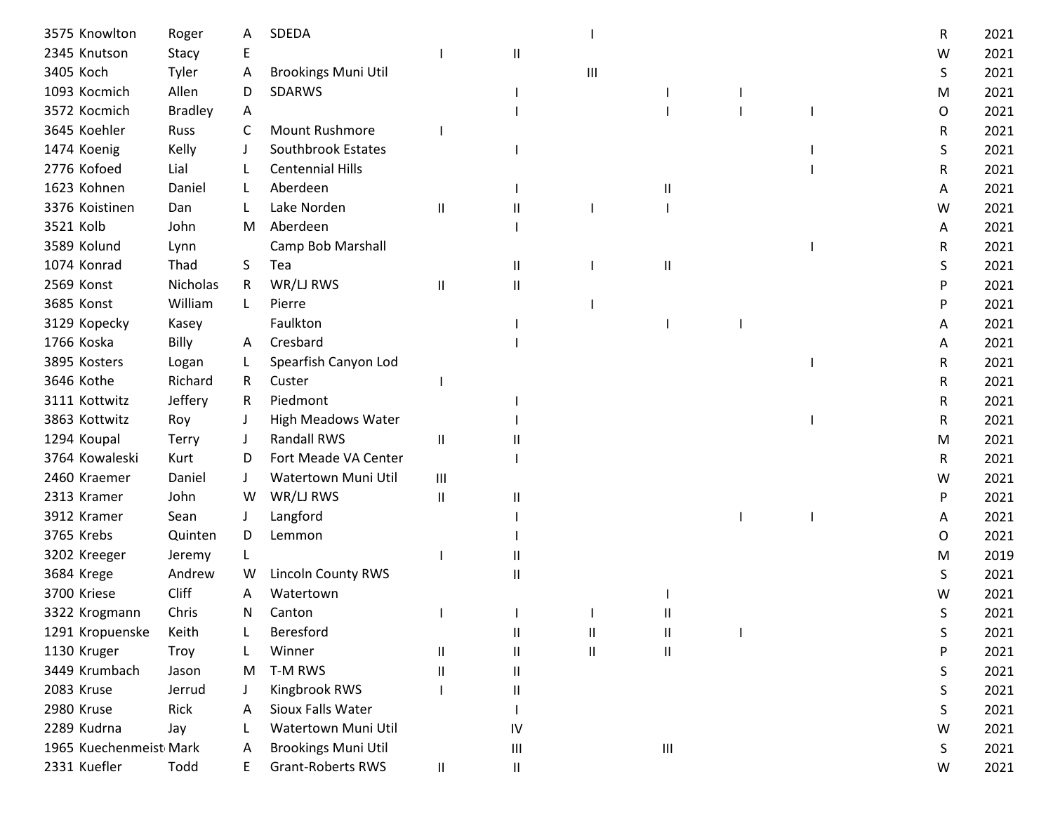| | | | | | | | | | | | | |
|---|---|---|---|---|---|---|---|---|---|---|---|---|
| 3575 | Knowlton | Roger | A | SDEDA | | | I | | | | R | 2021 |
| 2345 | Knutson | Stacy | E | | I | II | | | | | W | 2021 |
| 3405 | Koch | Tyler | A | Brookings Muni Util | | | III | | | | S | 2021 |
| 1093 | Kocmich | Allen | D | SDARWS | | I | | I | I | | M | 2021 |
| 3572 | Kocmich | Bradley | A | | | I | | I | I | I | O | 2021 |
| 3645 | Koehler | Russ | C | Mount Rushmore | I | | | | | | R | 2021 |
| 1474 | Koenig | Kelly | J | Southbrook Estates | | I | | | | I | S | 2021 |
| 2776 | Kofoed | Lial | L | Centennial Hills | | | | | | I | R | 2021 |
| 1623 | Kohnen | Daniel | L | Aberdeen | | I | | II | | | A | 2021 |
| 3376 | Koistinen | Dan | L | Lake Norden | II | II | I | I | | | W | 2021 |
| 3521 | Kolb | John | M | Aberdeen | | I | | | | | A | 2021 |
| 3589 | Kolund | Lynn | | Camp Bob Marshall | | | | | | I | R | 2021 |
| 1074 | Konrad | Thad | S | Tea | | II | I | II | | | S | 2021 |
| 2569 | Konst | Nicholas | R | WR/LJ RWS | II | II | | | | | P | 2021 |
| 3685 | Konst | William | L | Pierre | | | I | | | | P | 2021 |
| 3129 | Kopecky | Kasey | | Faulkton | | I | | I | I | | A | 2021 |
| 1766 | Koska | Billy | A | Cresbard | | I | | | | | A | 2021 |
| 3895 | Kosters | Logan | L | Spearfish Canyon Lod | | | | | | I | R | 2021 |
| 3646 | Kothe | Richard | R | Custer | I | | | | | | R | 2021 |
| 3111 | Kottwitz | Jeffery | R | Piedmont | | I | | | | | R | 2021 |
| 3863 | Kottwitz | Roy | J | High Meadows Water | | I | | | | I | R | 2021 |
| 1294 | Koupal | Terry | J | Randall RWS | II | II | | | | | M | 2021 |
| 3764 | Kowaleski | Kurt | D | Fort Meade VA Center | | I | | | | | R | 2021 |
| 2460 | Kraemer | Daniel | J | Watertown Muni Util | III | | | | | | W | 2021 |
| 2313 | Kramer | John | W | WR/LJ RWS | II | II | | | | | P | 2021 |
| 3912 | Kramer | Sean | J | Langford | | I | | | I | I | A | 2021 |
| 3765 | Krebs | Quinten | D | Lemmon | | I | | | | | O | 2021 |
| 3202 | Kreeger | Jeremy | L | | I | II | | | | | M | 2019 |
| 3684 | Krege | Andrew | W | Lincoln County RWS | | II | | | | | S | 2021 |
| 3700 | Kriese | Cliff | A | Watertown | | | | I | | | W | 2021 |
| 3322 | Krogmann | Chris | N | Canton | I | I | I | II | | | S | 2021 |
| 1291 | Kropuenske | Keith | L | Beresford | | II | II | II | I | | S | 2021 |
| 1130 | Kruger | Troy | L | Winner | II | II | II | II | | | P | 2021 |
| 3449 | Krumbach | Jason | M | T-M RWS | II | II | | | | | S | 2021 |
| 2083 | Kruse | Jerrud | J | Kingbrook RWS | I | II | | | | | S | 2021 |
| 2980 | Kruse | Rick | A | Sioux Falls Water | | I | | | | | S | 2021 |
| 2289 | Kudrna | Jay | L | Watertown Muni Util | | IV | | | | | W | 2021 |
| 1965 | Kuechenmeist | Mark | A | Brookings Muni Util | | III | | III | | | S | 2021 |
| 2331 | Kuefler | Todd | E | Grant-Roberts RWS | II | II | | | | | W | 2021 |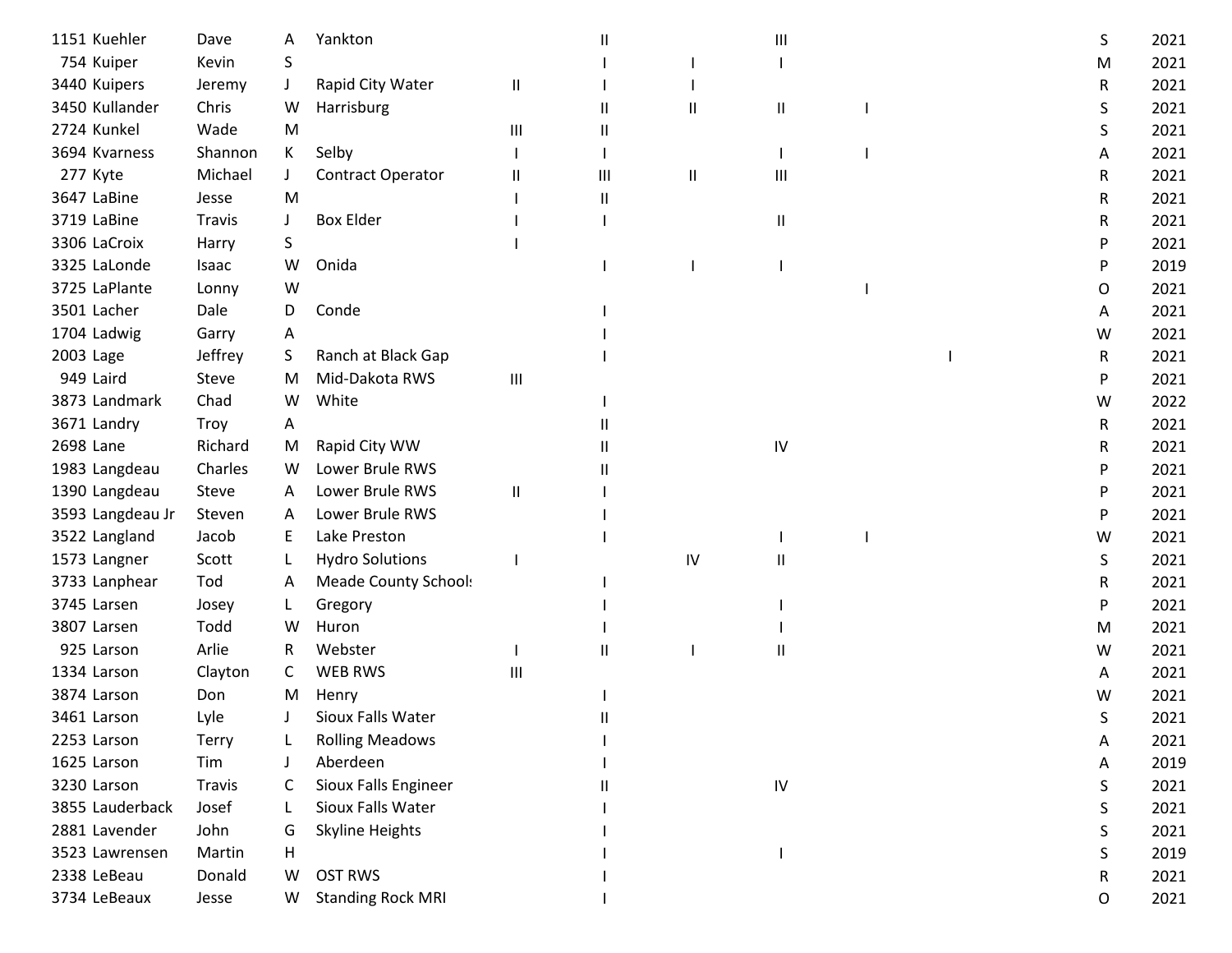| | | | | | | | | | | | | |
|---|---|---|---|---|---|---|---|---|---|---|---|---|
| 1151 | Kuehler | Dave | A | Yankton | | II | | III | | | S | 2021 |
| 754 | Kuiper | Kevin | S | | | I | I | I | | | M | 2021 |
| 3440 | Kuipers | Jeremy | J | Rapid City Water | II | I | I | | | | R | 2021 |
| 3450 | Kullander | Chris | W | Harrisburg | | II | II | II | I | | S | 2021 |
| 2724 | Kunkel | Wade | M | | III | II | | | | | S | 2021 |
| 3694 | Kvarness | Shannon | K | Selby | I | I | | I | I | | A | 2021 |
| 277 | Kyte | Michael | J | Contract Operator | II | III | II | III | | | R | 2021 |
| 3647 | LaBine | Jesse | M | | I | II | | | | | R | 2021 |
| 3719 | LaBine | Travis | J | Box Elder | I | I | | II | | | R | 2021 |
| 3306 | LaCroix | Harry | S | | I | | | | | | P | 2021 |
| 3325 | LaLonde | Isaac | W | Onida | | I | I | I | | | P | 2019 |
| 3725 | LaPlante | Lonny | W | | | | | | I | | O | 2021 |
| 3501 | Lacher | Dale | D | Conde | | I | | | | | A | 2021 |
| 1704 | Ladwig | Garry | A | | | I | | | | | W | 2021 |
| 2003 | Lage | Jeffrey | S | Ranch at Black Gap | | I | | | | I | R | 2021 |
| 949 | Laird | Steve | M | Mid-Dakota RWS | III | | | | | | P | 2021 |
| 3873 | Landmark | Chad | W | White | | I | | | | | W | 2022 |
| 3671 | Landry | Troy | A | | | II | | | | | R | 2021 |
| 2698 | Lane | Richard | M | Rapid City WW | | II | | IV | | | R | 2021 |
| 1983 | Langdeau | Charles | W | Lower Brule RWS | | II | | | | | P | 2021 |
| 1390 | Langdeau | Steve | A | Lower Brule RWS | II | I | | | | | P | 2021 |
| 3593 | Langdeau Jr | Steven | A | Lower Brule RWS | | I | | | | | P | 2021 |
| 3522 | Langland | Jacob | E | Lake Preston | | I | | I | I | | W | 2021 |
| 1573 | Langner | Scott | L | Hydro Solutions | I | | IV | II | | | S | 2021 |
| 3733 | Lanphear | Tod | A | Meade County Schools | | I | | | | | R | 2021 |
| 3745 | Larsen | Josey | L | Gregory | | I | | I | | | P | 2021 |
| 3807 | Larsen | Todd | W | Huron | | I | | I | | | M | 2021 |
| 925 | Larson | Arlie | R | Webster | I | II | I | II | | | W | 2021 |
| 1334 | Larson | Clayton | C | WEB RWS | III | | | | | | A | 2021 |
| 3874 | Larson | Don | M | Henry | | I | | | | | W | 2021 |
| 3461 | Larson | Lyle | J | Sioux Falls Water | | II | | | | | S | 2021 |
| 2253 | Larson | Terry | L | Rolling Meadows | | I | | | | | A | 2021 |
| 1625 | Larson | Tim | J | Aberdeen | | I | | | | | A | 2019 |
| 3230 | Larson | Travis | C | Sioux Falls Engineer | | II | | IV | | | S | 2021 |
| 3855 | Lauderback | Josef | L | Sioux Falls Water | | I | | | | | S | 2021 |
| 2881 | Lavender | John | G | Skyline Heights | | I | | | | | S | 2021 |
| 3523 | Lawrensen | Martin | H | | | I | | I | | | S | 2019 |
| 2338 | LeBeau | Donald | W | OST RWS | | I | | | | | R | 2021 |
| 3734 | LeBeaux | Jesse | W | Standing Rock MRI | | I | | | | | O | 2021 |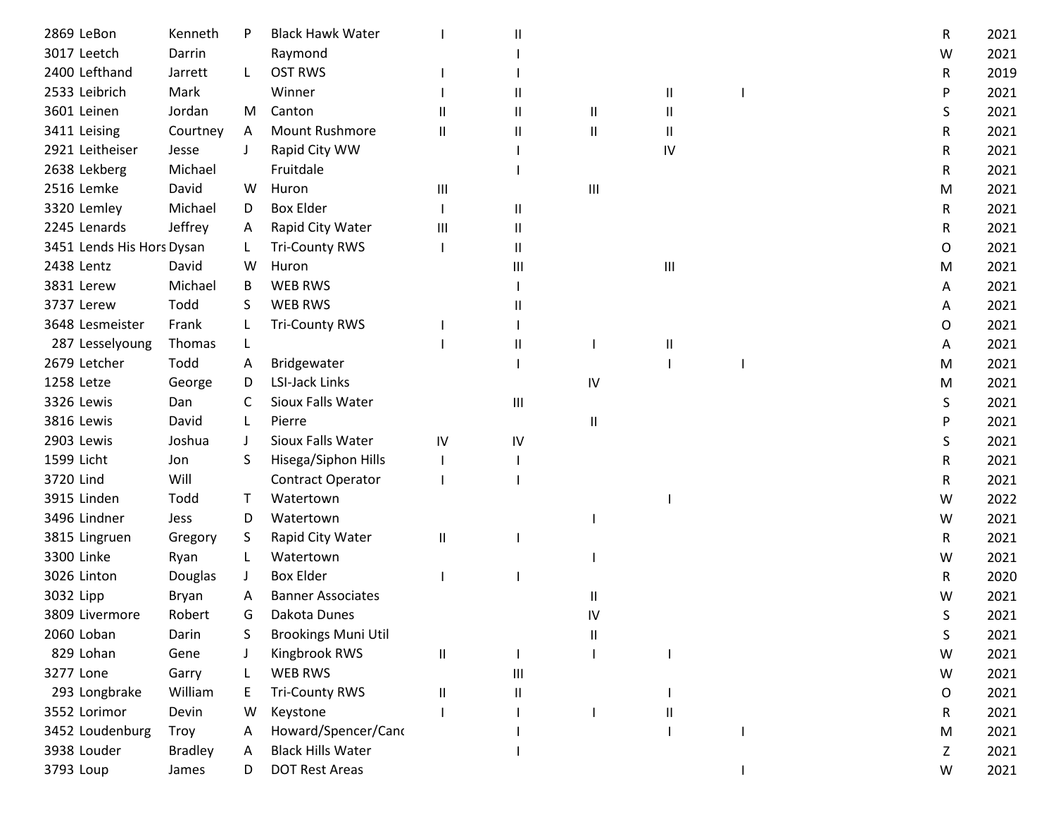| | | | | | | | | | | | |
|---|---|---|---|---|---|---|---|---|---|---|---|
| 2869 | LeBon | Kenneth | P | Black Hawk Water | I | II | | | | R | 2021 |
| 3017 | Leetch | Darrin | | Raymond | | I | | | | W | 2021 |
| 2400 | Lefthand | Jarrett | L | OST RWS | I | I | | | | R | 2019 |
| 2533 | Leibrich | Mark | | Winner | I | II | | II | I | P | 2021 |
| 3601 | Leinen | Jordan | M | Canton | II | II | II | II | | S | 2021 |
| 3411 | Leising | Courtney | A | Mount Rushmore | II | II | II | II | | R | 2021 |
| 2921 | Leitheiser | Jesse | J | Rapid City WW | | I | | IV | | R | 2021 |
| 2638 | Lekberg | Michael | | Fruitdale | | I | | | | R | 2021 |
| 2516 | Lemke | David | W | Huron | III | | III | | | M | 2021 |
| 3320 | Lemley | Michael | D | Box Elder | I | II | | | | R | 2021 |
| 2245 | Lenards | Jeffrey | A | Rapid City Water | III | II | | | | R | 2021 |
| 3451 | Lends His Hors | Dysan | L | Tri-County RWS | I | II | | | | O | 2021 |
| 2438 | Lentz | David | W | Huron | | III | | III | | M | 2021 |
| 3831 | Lerew | Michael | B | WEB RWS | | I | | | | A | 2021 |
| 3737 | Lerew | Todd | S | WEB RWS | | II | | | | A | 2021 |
| 3648 | Lesmeister | Frank | L | Tri-County RWS | I | I | | | | O | 2021 |
| 287 | Lesselyoung | Thomas | L | | I | II | I | II | | A | 2021 |
| 2679 | Letcher | Todd | A | Bridgewater | | I | | I | I | M | 2021 |
| 1258 | Letze | George | D | LSI-Jack Links | | | IV | | | M | 2021 |
| 3326 | Lewis | Dan | C | Sioux Falls Water | | III | | | | S | 2021 |
| 3816 | Lewis | David | L | Pierre | | | II | | | P | 2021 |
| 2903 | Lewis | Joshua | J | Sioux Falls Water | IV | IV | | | | S | 2021 |
| 1599 | Licht | Jon | S | Hisega/Siphon Hills | I | I | | | | R | 2021 |
| 3720 | Lind | Will | | Contract Operator | I | I | | | | R | 2021 |
| 3915 | Linden | Todd | T | Watertown | | | | I | | W | 2022 |
| 3496 | Lindner | Jess | D | Watertown | | | I | | | W | 2021 |
| 3815 | Lingruen | Gregory | S | Rapid City Water | II | I | | | | R | 2021 |
| 3300 | Linke | Ryan | L | Watertown | | | I | | | W | 2021 |
| 3026 | Linton | Douglas | J | Box Elder | I | I | | | | R | 2020 |
| 3032 | Lipp | Bryan | A | Banner Associates | | | II | | | W | 2021 |
| 3809 | Livermore | Robert | G | Dakota Dunes | | | IV | | | S | 2021 |
| 2060 | Loban | Darin | S | Brookings Muni Util | | | II | | | S | 2021 |
| 829 | Lohan | Gene | J | Kingbrook RWS | II | I | I | I | | W | 2021 |
| 3277 | Lone | Garry | L | WEB RWS | | III | | | | W | 2021 |
| 293 | Longbrake | William | E | Tri-County RWS | II | II | | I | | O | 2021 |
| 3552 | Lorimor | Devin | W | Keystone | I | I | I | II | | R | 2021 |
| 3452 | Loudenburg | Troy | A | Howard/Spencer/Canc | | I | | I | I | M | 2021 |
| 3938 | Louder | Bradley | A | Black Hills Water | | I | | | | Z | 2021 |
| 3793 | Loup | James | D | DOT Rest Areas | | | | | I | W | 2021 |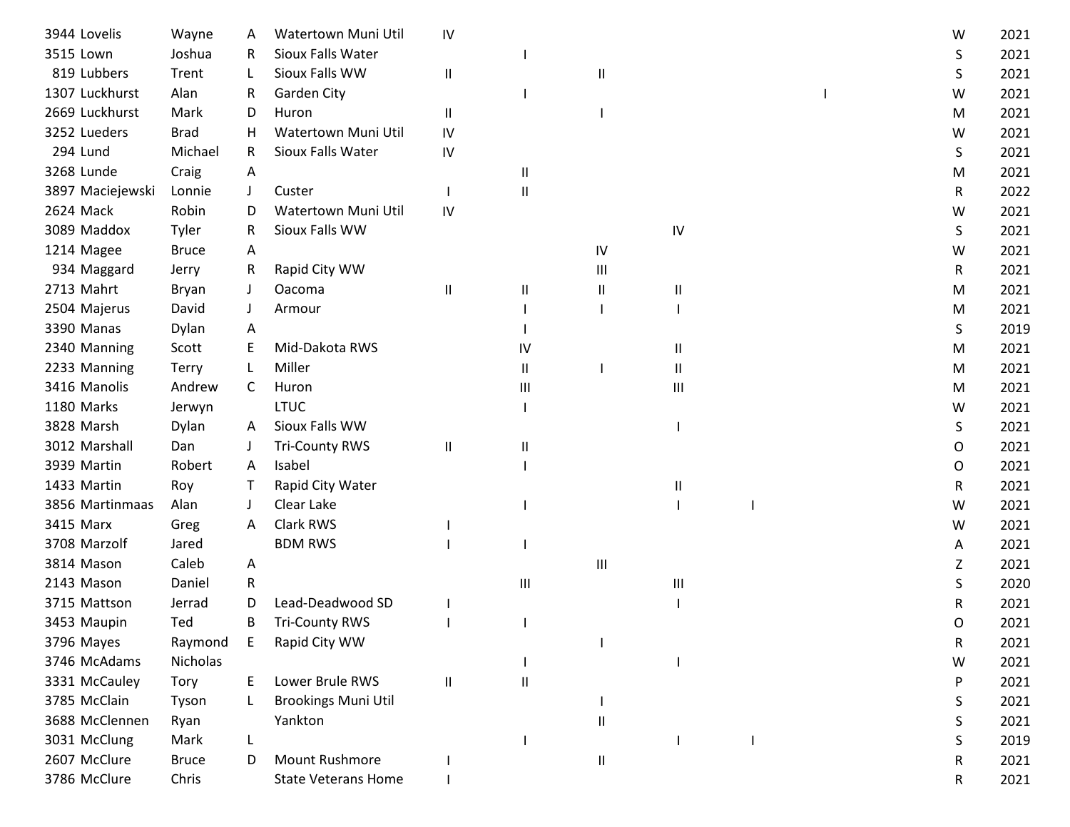| | | | | | | | | | | | | |
|---|---|---|---|---|---|---|---|---|---|---|---|---|
| 3944 | Lovelis | Wayne | A | Watertown Muni Util | IV | | | | | | W | 2021 |
| 3515 | Lown | Joshua | R | Sioux Falls Water | | I | | | | | S | 2021 |
| 819 | Lubbers | Trent | L | Sioux Falls WW | II | | II | | | | S | 2021 |
| 1307 | Luckhurst | Alan | R | Garden City | | I | | | | I | W | 2021 |
| 2669 | Luckhurst | Mark | D | Huron | II | | I | | | | M | 2021 |
| 3252 | Lueders | Brad | H | Watertown Muni Util | IV | | | | | | W | 2021 |
| 294 | Lund | Michael | R | Sioux Falls Water | IV | | | | | | S | 2021 |
| 3268 | Lunde | Craig | A | | | II | | | | | M | 2021 |
| 3897 | Maciejewski | Lonnie | J | Custer | I | II | | | | | R | 2022 |
| 2624 | Mack | Robin | D | Watertown Muni Util | IV | | | | | | W | 2021 |
| 3089 | Maddox | Tyler | R | Sioux Falls WW | | | | IV | | | S | 2021 |
| 1214 | Magee | Bruce | A | | | | IV | | | | W | 2021 |
| 934 | Maggard | Jerry | R | Rapid City WW | | | III | | | | R | 2021 |
| 2713 | Mahrt | Bryan | J | Oacoma | II | II | II | II | | | M | 2021 |
| 2504 | Majerus | David | J | Armour | | I | I | I | | | M | 2021 |
| 3390 | Manas | Dylan | A | | | I | | | | | S | 2019 |
| 2340 | Manning | Scott | E | Mid-Dakota RWS | | IV | | II | | | M | 2021 |
| 2233 | Manning | Terry | L | Miller | | II | I | II | | | M | 2021 |
| 3416 | Manolis | Andrew | C | Huron | | III | | III | | | M | 2021 |
| 1180 | Marks | Jerwyn | | LTUC | | I | | | | | W | 2021 |
| 3828 | Marsh | Dylan | A | Sioux Falls WW | | | | I | | | S | 2021 |
| 3012 | Marshall | Dan | J | Tri-County RWS | II | II | | | | | O | 2021 |
| 3939 | Martin | Robert | A | Isabel | | I | | | | | O | 2021 |
| 1433 | Martin | Roy | T | Rapid City Water | | | | II | | | R | 2021 |
| 3856 | Martinmaas | Alan | J | Clear Lake | | I | | I | I | | W | 2021 |
| 3415 | Marx | Greg | A | Clark RWS | I | | | | | | W | 2021 |
| 3708 | Marzolf | Jared | | BDM RWS | I | I | | | | | A | 2021 |
| 3814 | Mason | Caleb | A | | | | III | | | | Z | 2021 |
| 2143 | Mason | Daniel | R | | | III | | III | | | S | 2020 |
| 3715 | Mattson | Jerrad | D | Lead-Deadwood SD | I | | | I | | | R | 2021 |
| 3453 | Maupin | Ted | B | Tri-County RWS | I | I | | | | | O | 2021 |
| 3796 | Mayes | Raymond | E | Rapid City WW | | | I | | | | R | 2021 |
| 3746 | McAdams | Nicholas | | | | I | | I | | | W | 2021 |
| 3331 | McCauley | Tory | E | Lower Brule RWS | II | II | | | | | P | 2021 |
| 3785 | McClain | Tyson | L | Brookings Muni Util | | | I | | | | S | 2021 |
| 3688 | McClennen | Ryan | | Yankton | | | II | | | | S | 2021 |
| 3031 | McClung | Mark | L | | | I | | I | I | | S | 2019 |
| 2607 | McClure | Bruce | D | Mount Rushmore | I | | II | | | | R | 2021 |
| 3786 | McClure | Chris | | State Veterans Home | I | | | | | | R | 2021 |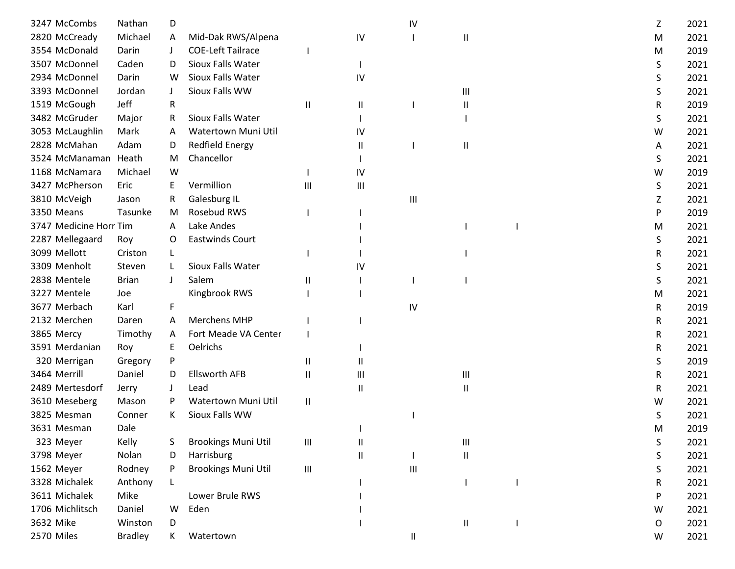| | | | | | | | | | | | |
|---|---|---|---|---|---|---|---|---|---|---|---|
| 3247 | McCombs | Nathan | D | | | | IV | | | Z | 2021 |
| 2820 | McCready | Michael | A | Mid-Dak RWS/Alpena | | IV | I | II | | M | 2021 |
| 3554 | McDonald | Darin | J | COE-Left Tailrace | I | | | | | M | 2019 |
| 3507 | McDonnel | Caden | D | Sioux Falls Water | | I | | | | S | 2021 |
| 2934 | McDonnel | Darin | W | Sioux Falls Water | | IV | | | | S | 2021 |
| 3393 | McDonnel | Jordan | J | Sioux Falls WW | | | | III | | S | 2021 |
| 1519 | McGough | Jeff | R | | II | II | I | II | | R | 2019 |
| 3482 | McGruder | Major | R | Sioux Falls Water | | I | | I | | S | 2021 |
| 3053 | McLaughlin | Mark | A | Watertown Muni Util | | IV | | | | W | 2021 |
| 2828 | McMahan | Adam | D | Redfield Energy | | II | I | II | | A | 2021 |
| 3524 | McManaman | Heath | M | Chancellor | | I | | | | S | 2021 |
| 1168 | McNamara | Michael | W | | I | IV | | | | W | 2019 |
| 3427 | McPherson | Eric | E | Vermillion | III | III | | | | S | 2021 |
| 3810 | McVeigh | Jason | R | Galesburg IL | | | III | | | Z | 2021 |
| 3350 | Means | Tasunke | M | Rosebud RWS | I | I | | | | P | 2019 |
| 3747 | Medicine Horr | Tim | A | Lake Andes | | I | | I | I | M | 2021 |
| 2287 | Mellegaard | Roy | O | Eastwinds Court | | I | | | | S | 2021 |
| 3099 | Mellott | Criston | L | | I | I | | I | | R | 2021 |
| 3309 | Menholt | Steven | L | Sioux Falls Water | | IV | | | | S | 2021 |
| 2838 | Mentele | Brian | J | Salem | II | I | I | I | | S | 2021 |
| 3227 | Mentele | Joe | | Kingbrook RWS | I | I | | | | M | 2021 |
| 3677 | Merbach | Karl | F | | | | IV | | | R | 2019 |
| 2132 | Merchen | Daren | A | Merchens MHP | I | I | | | | R | 2021 |
| 3865 | Mercy | Timothy | A | Fort Meade VA Center | I | | | | | R | 2021 |
| 3591 | Merdanian | Roy | E | Oelrichs | | I | | | | R | 2021 |
| 320 | Merrigan | Gregory | P | | II | II | | | | S | 2019 |
| 3464 | Merrill | Daniel | D | Ellsworth AFB | II | III | | III | | R | 2021 |
| 2489 | Mertesdorf | Jerry | J | Lead | | II | | II | | R | 2021 |
| 3610 | Meseberg | Mason | P | Watertown Muni Util | II | | | | | W | 2021 |
| 3825 | Mesman | Conner | K | Sioux Falls WW | | | I | | | S | 2021 |
| 3631 | Mesman | Dale | | | | I | | | | M | 2019 |
| 323 | Meyer | Kelly | S | Brookings Muni Util | III | II | | III | | S | 2021 |
| 3798 | Meyer | Nolan | D | Harrisburg | | II | I | II | | S | 2021 |
| 1562 | Meyer | Rodney | P | Brookings Muni Util | III | | III | | | S | 2021 |
| 3328 | Michalek | Anthony | L | | | I | | I | I | R | 2021 |
| 3611 | Michalek | Mike | | Lower Brule RWS | | I | | | | P | 2021 |
| 1706 | Michlitsch | Daniel | W | Eden | | I | | | | W | 2021 |
| 3632 | Mike | Winston | D | | | I | | II | I | O | 2021 |
| 2570 | Miles | Bradley | K | Watertown | | | II | | | W | 2021 |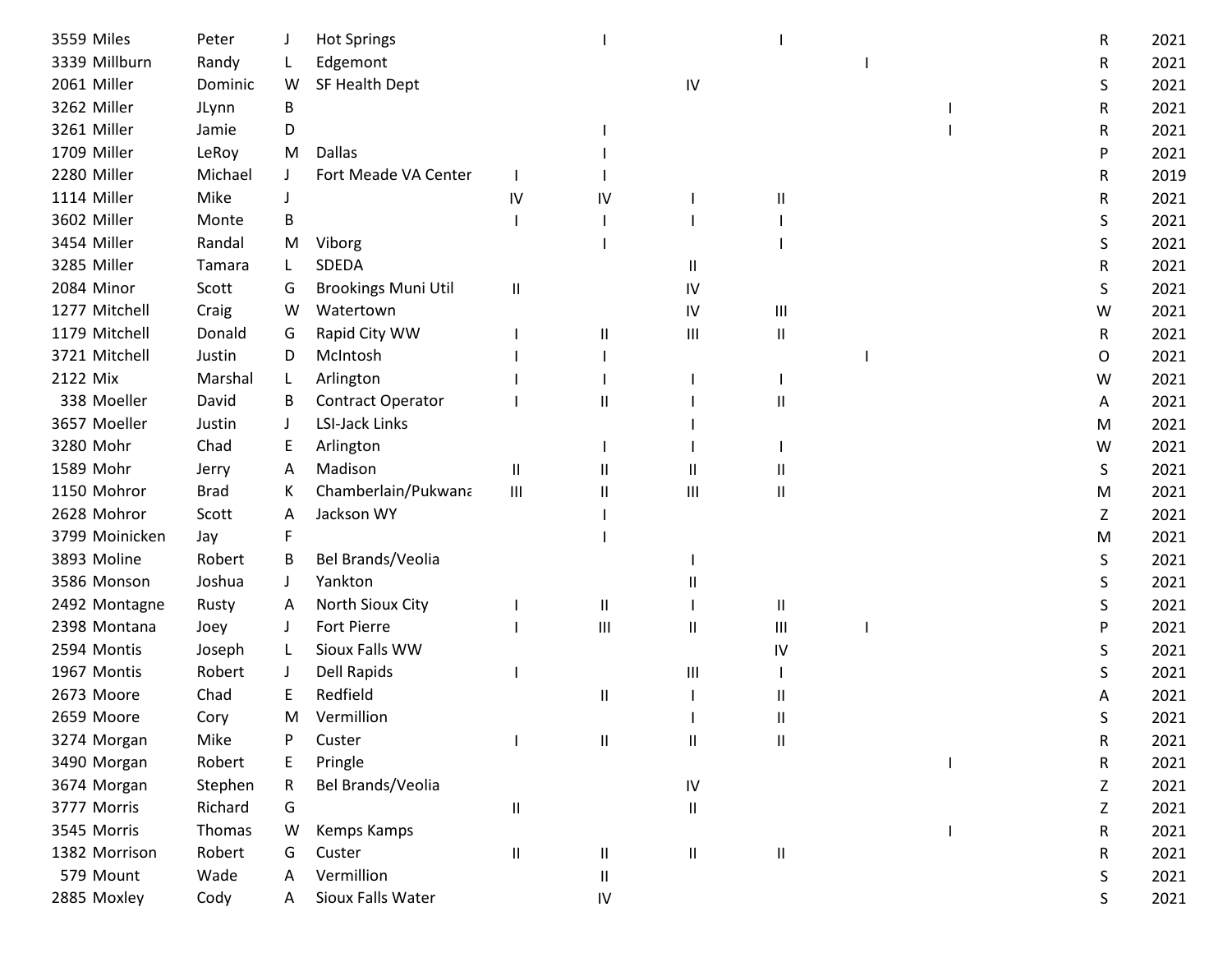| | | | | | | | | | | | |
|---|---|---|---|---|---|---|---|---|---|---|---|
| 3559 Miles | Peter | J | Hot Springs | | I | | I | | | R | 2021 |
| 3339 Millburn | Randy | L | Edgemont | | | | | I | | R | 2021 |
| 2061 Miller | Dominic | W | SF Health Dept | | | IV | | | | S | 2021 |
| 3262 Miller | JLynn | B | | | | | | | I | R | 2021 |
| 3261 Miller | Jamie | D | | | I | | | | I | R | 2021 |
| 1709 Miller | LeRoy | M | Dallas | | I | | | | | P | 2021 |
| 2280 Miller | Michael | J | Fort Meade VA Center | I | I | | | | | R | 2019 |
| 1114 Miller | Mike | J | | IV | IV | I | II | | | R | 2021 |
| 3602 Miller | Monte | B | | I | I | I | I | | | S | 2021 |
| 3454 Miller | Randal | M | Viborg | | I | | I | | | S | 2021 |
| 3285 Miller | Tamara | L | SDEDA | | | II | | | | R | 2021 |
| 2084 Minor | Scott | G | Brookings Muni Util | II | | IV | | | | S | 2021 |
| 1277 Mitchell | Craig | W | Watertown | | | IV | III | | | W | 2021 |
| 1179 Mitchell | Donald | G | Rapid City WW | I | II | III | II | | | R | 2021 |
| 3721 Mitchell | Justin | D | McIntosh | I | I | | | I | | O | 2021 |
| 2122 Mix | Marshal | L | Arlington | I | I | I | I | | | W | 2021 |
| 338 Moeller | David | B | Contract Operator | I | II | I | II | | | A | 2021 |
| 3657 Moeller | Justin | J | LSI-Jack Links | | | I | | | | M | 2021 |
| 3280 Mohr | Chad | E | Arlington | | I | I | I | | | W | 2021 |
| 1589 Mohr | Jerry | A | Madison | II | II | II | II | | | S | 2021 |
| 1150 Mohror | Brad | K | Chamberlain/Pukwana | III | II | III | II | | | M | 2021 |
| 2628 Mohror | Scott | A | Jackson WY | | I | | | | | Z | 2021 |
| 3799 Moinicken | Jay | F | | | I | | | | | M | 2021 |
| 3893 Moline | Robert | B | Bel Brands/Veolia | | | I | | | | S | 2021 |
| 3586 Monson | Joshua | J | Yankton | | | II | | | | S | 2021 |
| 2492 Montagne | Rusty | A | North Sioux City | I | II | I | II | | | S | 2021 |
| 2398 Montana | Joey | J | Fort Pierre | I | III | II | III | I | | P | 2021 |
| 2594 Montis | Joseph | L | Sioux Falls WW | | | | IV | | | S | 2021 |
| 1967 Montis | Robert | J | Dell Rapids | I | | III | I | | | S | 2021 |
| 2673 Moore | Chad | E | Redfield | | II | I | II | | | A | 2021 |
| 2659 Moore | Cory | M | Vermillion | | | I | II | | | S | 2021 |
| 3274 Morgan | Mike | P | Custer | I | II | II | II | | | R | 2021 |
| 3490 Morgan | Robert | E | Pringle | | | | | | I | R | 2021 |
| 3674 Morgan | Stephen | R | Bel Brands/Veolia | | | IV | | | | Z | 2021 |
| 3777 Morris | Richard | G | | II | | II | | | | Z | 2021 |
| 3545 Morris | Thomas | W | Kemps Kamps | | | | | | I | R | 2021 |
| 1382 Morrison | Robert | G | Custer | II | II | II | II | | | R | 2021 |
| 579 Mount | Wade | A | Vermillion | | II | | | | | S | 2021 |
| 2885 Moxley | Cody | A | Sioux Falls Water | | IV | | | | | S | 2021 |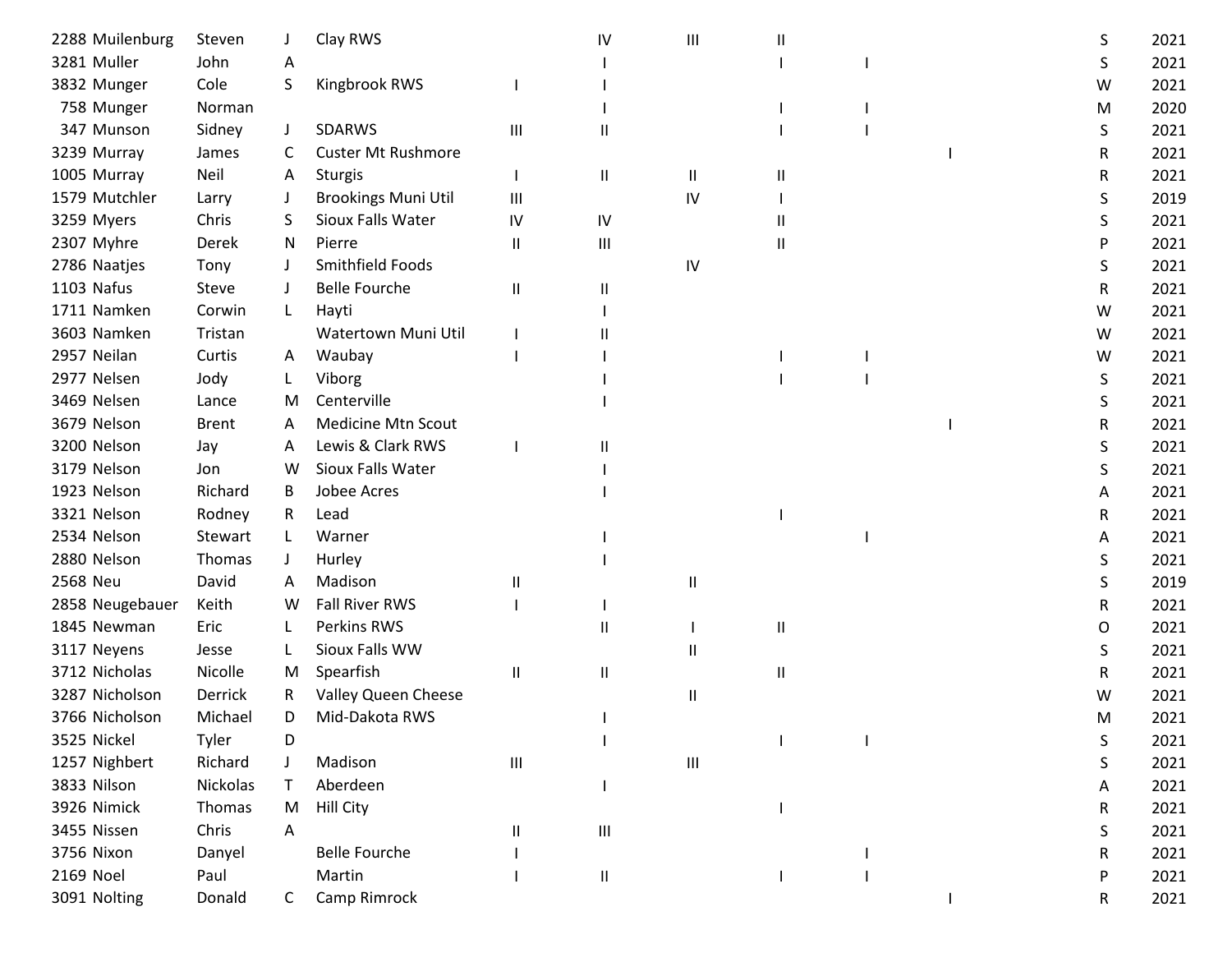| | | | | | | | | | | | | |
|---|---|---|---|---|---|---|---|---|---|---|---|---|
| 2288 | Muilenburg | Steven | J | Clay RWS | | IV | III | II | | | S | 2021 |
| 3281 | Muller | John | A | | | I | | I | I | | S | 2021 |
| 3832 | Munger | Cole | S | Kingbrook RWS | I | I | | | | | W | 2021 |
| 758 | Munger | Norman | | | | I | | I | I | | M | 2020 |
| 347 | Munson | Sidney | J | SDARWS | III | II | | I | I | | S | 2021 |
| 3239 | Murray | James | C | Custer Mt Rushmore | | | | | | I | R | 2021 |
| 1005 | Murray | Neil | A | Sturgis | I | II | II | II | | | R | 2021 |
| 1579 | Mutchler | Larry | J | Brookings Muni Util | III | | IV | I | | | S | 2019 |
| 3259 | Myers | Chris | S | Sioux Falls Water | IV | IV | | II | | | S | 2021 |
| 2307 | Myhre | Derek | N | Pierre | II | III | | II | | | P | 2021 |
| 2786 | Naatjes | Tony | J | Smithfield Foods | | | IV | | | | S | 2021 |
| 1103 | Nafus | Steve | J | Belle Fourche | II | II | | | | | R | 2021 |
| 1711 | Namken | Corwin | L | Hayti | | I | | | | | W | 2021 |
| 3603 | Namken | Tristan | | Watertown Muni Util | I | II | | | | | W | 2021 |
| 2957 | Neilan | Curtis | A | Waubay | I | I | | I | I | | W | 2021 |
| 2977 | Nelsen | Jody | L | Viborg | | I | | I | I | | S | 2021 |
| 3469 | Nelsen | Lance | M | Centerville | | I | | | | | S | 2021 |
| 3679 | Nelson | Brent | A | Medicine Mtn Scout | | | | | | I | R | 2021 |
| 3200 | Nelson | Jay | A | Lewis & Clark RWS | I | II | | | | | S | 2021 |
| 3179 | Nelson | Jon | W | Sioux Falls Water | | I | | | | | S | 2021 |
| 1923 | Nelson | Richard | B | Jobee Acres | | I | | | | | A | 2021 |
| 3321 | Nelson | Rodney | R | Lead | | | | I | | | R | 2021 |
| 2534 | Nelson | Stewart | L | Warner | | I | | | I | | A | 2021 |
| 2880 | Nelson | Thomas | J | Hurley | | I | | | | | S | 2021 |
| 2568 | Neu | David | A | Madison | II | | II | | | | S | 2019 |
| 2858 | Neugebauer | Keith | W | Fall River RWS | I | I | | | | | R | 2021 |
| 1845 | Newman | Eric | L | Perkins RWS | | II | I | II | | | O | 2021 |
| 3117 | Neyens | Jesse | L | Sioux Falls WW | | | II | | | | S | 2021 |
| 3712 | Nicholas | Nicolle | M | Spearfish | II | II | | II | | | R | 2021 |
| 3287 | Nicholson | Derrick | R | Valley Queen Cheese | | | II | | | | W | 2021 |
| 3766 | Nicholson | Michael | D | Mid-Dakota RWS | | I | | | | | M | 2021 |
| 3525 | Nickel | Tyler | D | | | I | | I | I | | S | 2021 |
| 1257 | Nighbert | Richard | J | Madison | III | | III | | | | S | 2021 |
| 3833 | Nilson | Nickolas | T | Aberdeen | | I | | | | | A | 2021 |
| 3926 | Nimick | Thomas | M | Hill City | | | | I | | | R | 2021 |
| 3455 | Nissen | Chris | A | | II | III | | | | | S | 2021 |
| 3756 | Nixon | Danyel | | Belle Fourche | I | | | | I | | R | 2021 |
| 2169 | Noel | Paul | | Martin | I | II | | I | I | | P | 2021 |
| 3091 | Nolting | Donald | C | Camp Rimrock | | | | | | I | R | 2021 |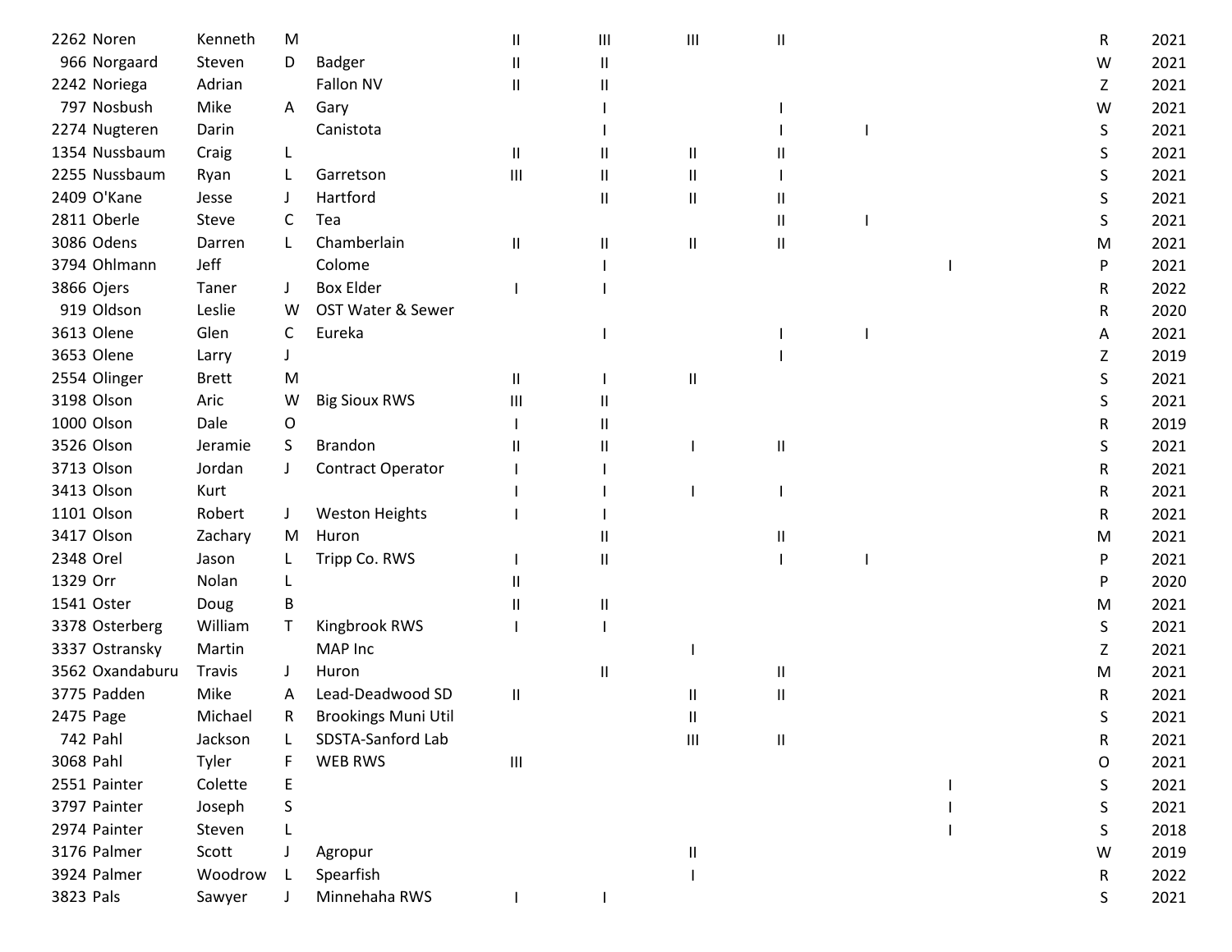| | | | | | | | | | | | | |
|---|---|---|---|---|---|---|---|---|---|---|---|---|
| 2262 | Noren | Kenneth | M | | II | III | III | II | | | R | 2021 |
| 966 | Norgaard | Steven | D | Badger | II | II | | | | | W | 2021 |
| 2242 | Noriega | Adrian | | Fallon NV | II | II | | | | | Z | 2021 |
| 797 | Nosbush | Mike | A | Gary | | I | | I | | | W | 2021 |
| 2274 | Nugteren | Darin | | Canistota | | I | | I | I | | S | 2021 |
| 1354 | Nussbaum | Craig | L | | II | II | II | II | | | S | 2021 |
| 2255 | Nussbaum | Ryan | L | Garretson | III | II | II | I | | | S | 2021 |
| 2409 | O'Kane | Jesse | J | Hartford | | II | II | II | | | S | 2021 |
| 2811 | Oberle | Steve | C | Tea | | | | II | I | | S | 2021 |
| 3086 | Odens | Darren | L | Chamberlain | II | II | II | II | | | M | 2021 |
| 3794 | Ohlmann | Jeff | | Colome | | I | | | | I | P | 2021 |
| 3866 | Ojers | Taner | J | Box Elder | I | I | | | | | R | 2022 |
| 919 | Oldson | Leslie | W | OST Water & Sewer | | | | | | | R | 2020 |
| 3613 | Olene | Glen | C | Eureka | | I | | I | I | | A | 2021 |
| 3653 | Olene | Larry | J | | | | | I | | | Z | 2019 |
| 2554 | Olinger | Brett | M | | II | I | II | | | | S | 2021 |
| 3198 | Olson | Aric | W | Big Sioux RWS | III | II | | | | | S | 2021 |
| 1000 | Olson | Dale | O | | I | II | | | | | R | 2019 |
| 3526 | Olson | Jeramie | S | Brandon | II | II | I | II | | | S | 2021 |
| 3713 | Olson | Jordan | J | Contract Operator | I | I | | | | | R | 2021 |
| 3413 | Olson | Kurt | | | I | I | I | I | | | R | 2021 |
| 1101 | Olson | Robert | J | Weston Heights | I | I | | | | | R | 2021 |
| 3417 | Olson | Zachary | M | Huron | | II | | II | | | M | 2021 |
| 2348 | Orel | Jason | L | Tripp Co. RWS | I | II | | I | I | | P | 2021 |
| 1329 | Orr | Nolan | L | | II | | | | | | P | 2020 |
| 1541 | Oster | Doug | B | | II | II | | | | | M | 2021 |
| 3378 | Osterberg | William | T | Kingbrook RWS | I | I | | | | | S | 2021 |
| 3337 | Ostransky | Martin | | MAP Inc | | | I | | | | Z | 2021 |
| 3562 | Oxandaburu | Travis | J | Huron | | II | | II | | | M | 2021 |
| 3775 | Padden | Mike | A | Lead-Deadwood SD | II | | II | II | | | R | 2021 |
| 2475 | Page | Michael | R | Brookings Muni Util | | | II | | | | S | 2021 |
| 742 | Pahl | Jackson | L | SDSTA-Sanford Lab | | | III | II | | | R | 2021 |
| 3068 | Pahl | Tyler | F | WEB RWS | III | | | | | | O | 2021 |
| 2551 | Painter | Colette | E | | | | | | | I | S | 2021 |
| 3797 | Painter | Joseph | S | | | | | | | I | S | 2021 |
| 2974 | Painter | Steven | L | | | | | | | I | S | 2018 |
| 3176 | Palmer | Scott | J | Agropur | | | II | | | | W | 2019 |
| 3924 | Palmer | Woodrow | L | Spearfish | | | I | | | | R | 2022 |
| 3823 | Pals | Sawyer | J | Minnehaha RWS | I | I | | | | | S | 2021 |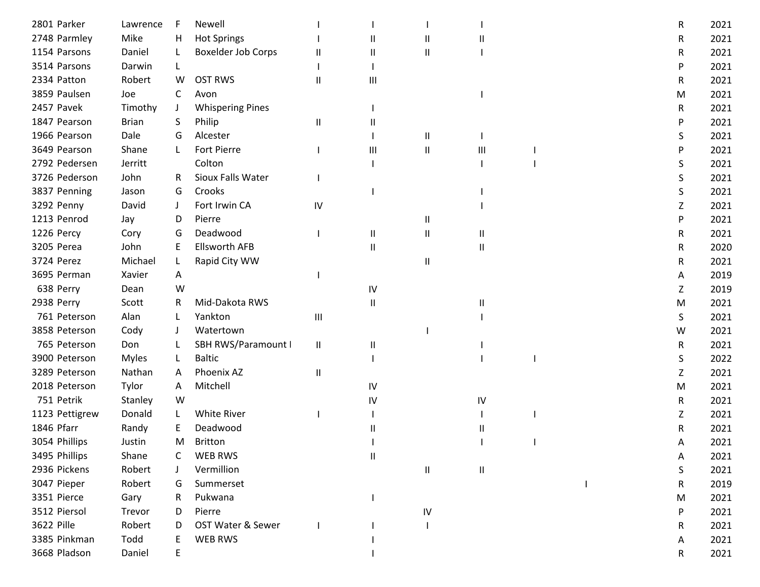| | | | | | | | | | | | |
|---|---|---|---|---|---|---|---|---|---|---|---|
| 2801 Parker | Lawrence | F | Newell | I | I | I | I | | | R | 2021 |
| 2748 Parmley | Mike | H | Hot Springs | I | II | II | II | | | R | 2021 |
| 1154 Parsons | Daniel | L | Boxelder Job Corps | II | II | II | I | | | R | 2021 |
| 3514 Parsons | Darwin | L | | I | I | | | | | P | 2021 |
| 2334 Patton | Robert | W | OST RWS | II | III | | | | | R | 2021 |
| 3859 Paulsen | Joe | C | Avon | | | | I | | | M | 2021 |
| 2457 Pavek | Timothy | J | Whispering Pines | | I | | | | | R | 2021 |
| 1847 Pearson | Brian | S | Philip | II | II | | | | | P | 2021 |
| 1966 Pearson | Dale | G | Alcester | | I | II | I | | | S | 2021 |
| 3649 Pearson | Shane | L | Fort Pierre | I | III | II | III | I | | P | 2021 |
| 2792 Pedersen | Jerritt | | Colton | | I | | I | I | | S | 2021 |
| 3726 Pederson | John | R | Sioux Falls Water | I | | | | | | S | 2021 |
| 3837 Penning | Jason | G | Crooks | | I | | I | | | S | 2021 |
| 3292 Penny | David | J | Fort Irwin CA | IV | | | I | | | Z | 2021 |
| 1213 Penrod | Jay | D | Pierre | | | II | | | | P | 2021 |
| 1226 Percy | Cory | G | Deadwood | I | II | II | II | | | R | 2021 |
| 3205 Perea | John | E | Ellsworth AFB | | II | | II | | | R | 2020 |
| 3724 Perez | Michael | L | Rapid City WW | | | II | | | | R | 2021 |
| 3695 Perman | Xavier | A | | I | | | | | | A | 2019 |
| 638 Perry | Dean | W | | | IV | | | | | Z | 2019 |
| 2938 Perry | Scott | R | Mid-Dakota RWS | | II | | II | | | M | 2021 |
| 761 Peterson | Alan | L | Yankton | III | | | I | | | S | 2021 |
| 3858 Peterson | Cody | J | Watertown | | | I | | | | W | 2021 |
| 765 Peterson | Don | L | SBH RWS/Paramount I | II | II | | I | | | R | 2021 |
| 3900 Peterson | Myles | L | Baltic | | I | | I | I | | S | 2022 |
| 3289 Peterson | Nathan | A | Phoenix AZ | II | | | | | | Z | 2021 |
| 2018 Peterson | Tylor | A | Mitchell | | IV | | | | | M | 2021 |
| 751 Petrik | Stanley | W | | | IV | | IV | | | R | 2021 |
| 1123 Pettigrew | Donald | L | White River | I | I | | I | I | | Z | 2021 |
| 1846 Pfarr | Randy | E | Deadwood | | II | | II | | | R | 2021 |
| 3054 Phillips | Justin | M | Britton | | I | | I | I | | A | 2021 |
| 3495 Phillips | Shane | C | WEB RWS | | II | | | | | A | 2021 |
| 2936 Pickens | Robert | J | Vermillion | | | II | II | | | S | 2021 |
| 3047 Pieper | Robert | G | Summerset | | | | | | I | R | 2019 |
| 3351 Pierce | Gary | R | Pukwana | | I | | | | | M | 2021 |
| 3512 Piersol | Trevor | D | Pierre | | | IV | | | | P | 2021 |
| 3622 Pille | Robert | D | OST Water & Sewer | I | I | I | | | | R | 2021 |
| 3385 Pinkman | Todd | E | WEB RWS | | I | | | | | A | 2021 |
| 3668 Pladson | Daniel | E | | | I | | | | | R | 2021 |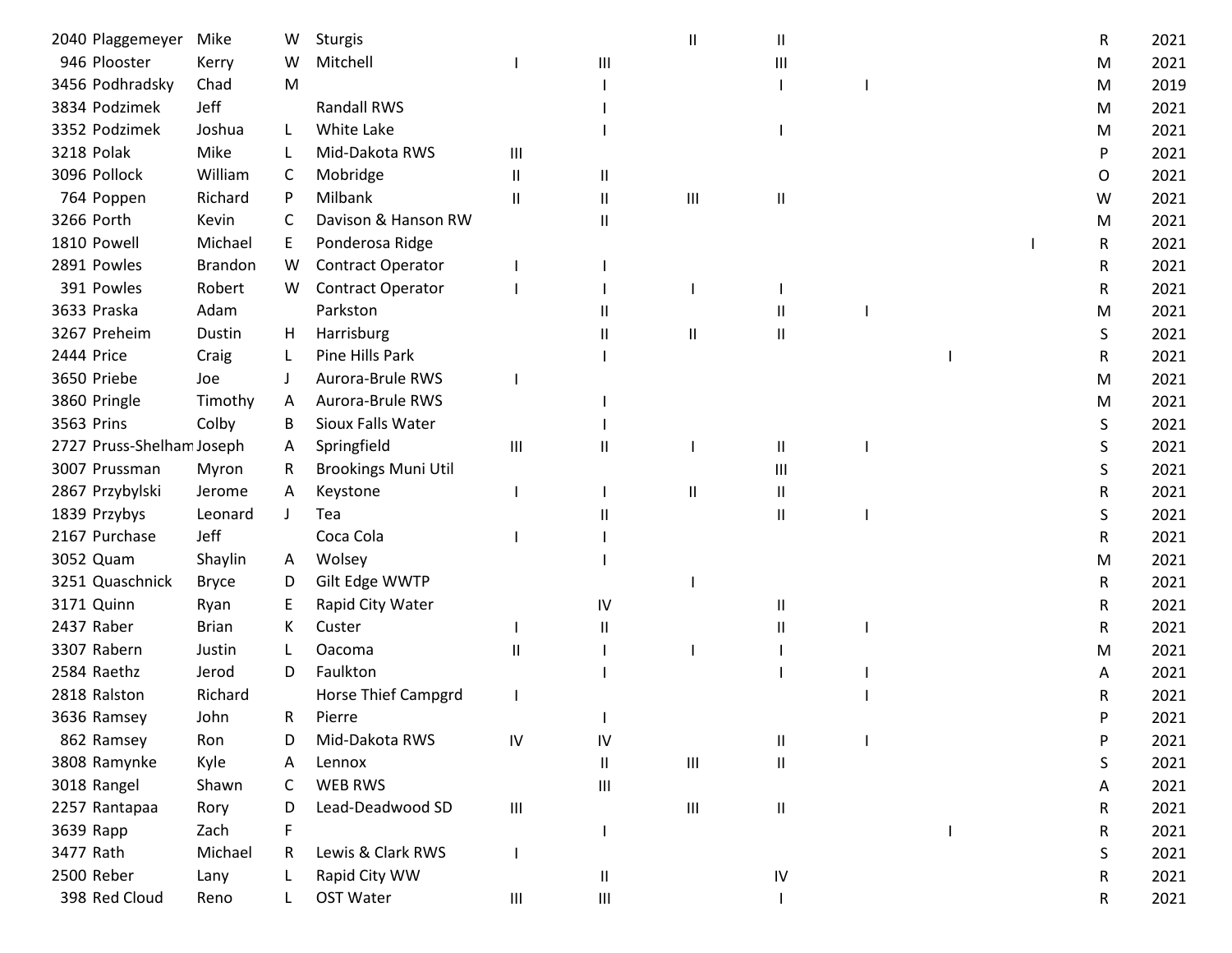| | | | | | | | | | | | | | |
|---|---|---|---|---|---|---|---|---|---|---|---|---|---|
| 2040 | Plaggemeyer | Mike | W | Sturgis | | | II | II | | | | R | 2021 |
| 946 | Plooster | Kerry | W | Mitchell | I | III | | III | | | | M | 2021 |
| 3456 | Podhradsky | Chad | M | | | I | | I | I | | | M | 2019 |
| 3834 | Podzimek | Jeff | | Randall RWS | | I | | | | | | M | 2021 |
| 3352 | Podzimek | Joshua | L | White Lake | | I | | I | | | | M | 2021 |
| 3218 | Polak | Mike | L | Mid-Dakota RWS | III | | | | | | | P | 2021 |
| 3096 | Pollock | William | C | Mobridge | II | II | | | | | | O | 2021 |
| 764 | Poppen | Richard | P | Milbank | II | II | III | II | | | | W | 2021 |
| 3266 | Porth | Kevin | C | Davison & Hanson RW | | II | | | | | | M | 2021 |
| 1810 | Powell | Michael | E | Ponderosa Ridge | | | | | | | I | R | 2021 |
| 2891 | Powles | Brandon | W | Contract Operator | I | I | | | | | | R | 2021 |
| 391 | Powles | Robert | W | Contract Operator | I | I | I | I | | | | R | 2021 |
| 3633 | Praska | Adam | | Parkston | | II | | II | I | | | M | 2021 |
| 3267 | Preheim | Dustin | H | Harrisburg | | II | II | II | | | | S | 2021 |
| 2444 | Price | Craig | L | Pine Hills Park | | I | | | | I | | R | 2021 |
| 3650 | Priebe | Joe | J | Aurora-Brule RWS | I | | | | | | | M | 2021 |
| 3860 | Pringle | Timothy | A | Aurora-Brule RWS | | I | | | | | | M | 2021 |
| 3563 | Prins | Colby | B | Sioux Falls Water | | I | | | | | | S | 2021 |
| 2727 | Pruss-Shelham | Joseph | A | Springfield | III | II | I | II | I | | | S | 2021 |
| 3007 | Prussman | Myron | R | Brookings Muni Util | | | | III | | | | S | 2021 |
| 2867 | Przybylski | Jerome | A | Keystone | I | I | II | II | | | | R | 2021 |
| 1839 | Przybys | Leonard | J | Tea | | II | | II | I | | | S | 2021 |
| 2167 | Purchase | Jeff | | Coca Cola | I | I | | | | | | R | 2021 |
| 3052 | Quam | Shaylin | A | Wolsey | | I | | | | | | M | 2021 |
| 3251 | Quaschnick | Bryce | D | Gilt Edge WWTP | | | I | | | | | R | 2021 |
| 3171 | Quinn | Ryan | E | Rapid City Water | | IV | | II | | | | R | 2021 |
| 2437 | Raber | Brian | K | Custer | I | II | | II | I | | | R | 2021 |
| 3307 | Rabern | Justin | L | Oacoma | II | I | I | I | | | | M | 2021 |
| 2584 | Raethz | Jerod | D | Faulkton | | I | | I | I | | | A | 2021 |
| 2818 | Ralston | Richard | | Horse Thief Campgrd | I | | | | I | | | R | 2021 |
| 3636 | Ramsey | John | R | Pierre | | I | | | | | | P | 2021 |
| 862 | Ramsey | Ron | D | Mid-Dakota RWS | IV | IV | | II | I | | | P | 2021 |
| 3808 | Ramynke | Kyle | A | Lennox | | II | III | II | | | | S | 2021 |
| 3018 | Rangel | Shawn | C | WEB RWS | | III | | | | | | A | 2021 |
| 2257 | Rantapaa | Rory | D | Lead-Deadwood SD | III | | III | II | | | | R | 2021 |
| 3639 | Rapp | Zach | F | | | I | | | | I | | R | 2021 |
| 3477 | Rath | Michael | R | Lewis & Clark RWS | I | | | | | | | S | 2021 |
| 2500 | Reber | Lany | L | Rapid City WW | | II | | IV | | | | R | 2021 |
| 398 | Red Cloud | Reno | L | OST Water | III | III | | I | | | | R | 2021 |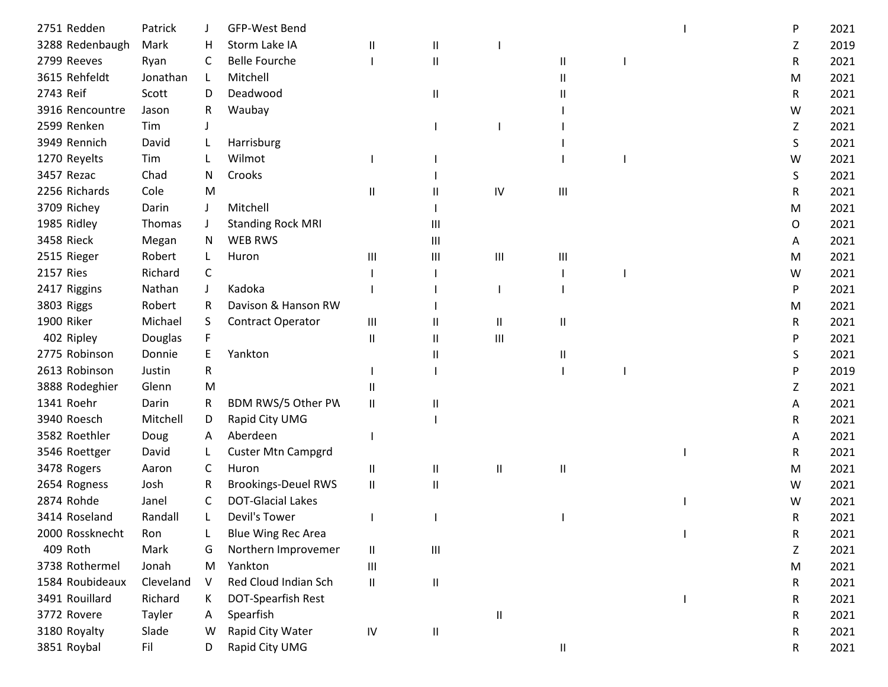| | | | | | | | | | | | | |
|---|---|---|---|---|---|---|---|---|---|---|---|---|
| 2751 | Redden | Patrick | J | GFP-West Bend | | | | | | I | P | 2021 |
| 3288 | Redenbaugh | Mark | H | Storm Lake IA | II | II | I | | | | Z | 2019 |
| 2799 | Reeves | Ryan | C | Belle Fourche | I | II | | II | I | | R | 2021 |
| 3615 | Rehfeldt | Jonathan | L | Mitchell | | | | II | | | M | 2021 |
| 2743 | Reif | Scott | D | Deadwood | | II | | II | | | R | 2021 |
| 3916 | Rencountre | Jason | R | Waubay | | | | I | | | W | 2021 |
| 2599 | Renken | Tim | J | | | I | I | I | | | Z | 2021 |
| 3949 | Rennich | David | L | Harrisburg | | | | I | | | S | 2021 |
| 1270 | Reyelts | Tim | L | Wilmot | I | I | | I | I | | W | 2021 |
| 3457 | Rezac | Chad | N | Crooks | | I | | | | | S | 2021 |
| 2256 | Richards | Cole | M | | II | II | IV | III | | | R | 2021 |
| 3709 | Richey | Darin | J | Mitchell | | I | | | | | M | 2021 |
| 1985 | Ridley | Thomas | J | Standing Rock MRI | | III | | | | | O | 2021 |
| 3458 | Rieck | Megan | N | WEB RWS | | III | | | | | A | 2021 |
| 2515 | Rieger | Robert | L | Huron | III | III | III | III | | | M | 2021 |
| 2157 | Ries | Richard | C | | I | I | | I | I | | W | 2021 |
| 2417 | Riggins | Nathan | J | Kadoka | I | I | I | I | | | P | 2021 |
| 3803 | Riggs | Robert | R | Davison & Hanson RW | | I | | | | | M | 2021 |
| 1900 | Riker | Michael | S | Contract Operator | III | II | II | II | | | R | 2021 |
| 402 | Ripley | Douglas | F | | II | II | III | | | | P | 2021 |
| 2775 | Robinson | Donnie | E | Yankton | | II | | II | | | S | 2021 |
| 2613 | Robinson | Justin | R | | I | I | | I | I | | P | 2019 |
| 3888 | Rodeghier | Glenn | M | | II | | | | | | Z | 2021 |
| 1341 | Roehr | Darin | R | BDM RWS/5 Other PW | II | II | | | | | A | 2021 |
| 3940 | Roesch | Mitchell | D | Rapid City UMG | | I | | | | | R | 2021 |
| 3582 | Roethler | Doug | A | Aberdeen | I | | | | | | A | 2021 |
| 3546 | Roettger | David | L | Custer Mtn Campgrd | | | | | | I | R | 2021 |
| 3478 | Rogers | Aaron | C | Huron | II | II | II | II | | | M | 2021 |
| 2654 | Rogness | Josh | R | Brookings-Deuel RWS | II | II | | | | | W | 2021 |
| 2874 | Rohde | Janel | C | DOT-Glacial Lakes | | | | | | I | W | 2021 |
| 3414 | Roseland | Randall | L | Devil's Tower | I | I | | I | | | R | 2021 |
| 2000 | Rossknecht | Ron | L | Blue Wing Rec Area | | | | | | I | R | 2021 |
| 409 | Roth | Mark | G | Northern Improvemer | II | III | | | | | Z | 2021 |
| 3738 | Rothermel | Jonah | M | Yankton | III | | | | | | M | 2021 |
| 1584 | Roubideaux | Cleveland | V | Red Cloud Indian Sch | II | II | | | | | R | 2021 |
| 3491 | Rouillard | Richard | K | DOT-Spearfish Rest | | | | | | I | R | 2021 |
| 3772 | Rovere | Tayler | A | Spearfish | | | II | | | | R | 2021 |
| 3180 | Royalty | Slade | W | Rapid City Water | IV | II | | | | | R | 2021 |
| 3851 | Roybal | Fil | D | Rapid City UMG | | | | II | | | R | 2021 |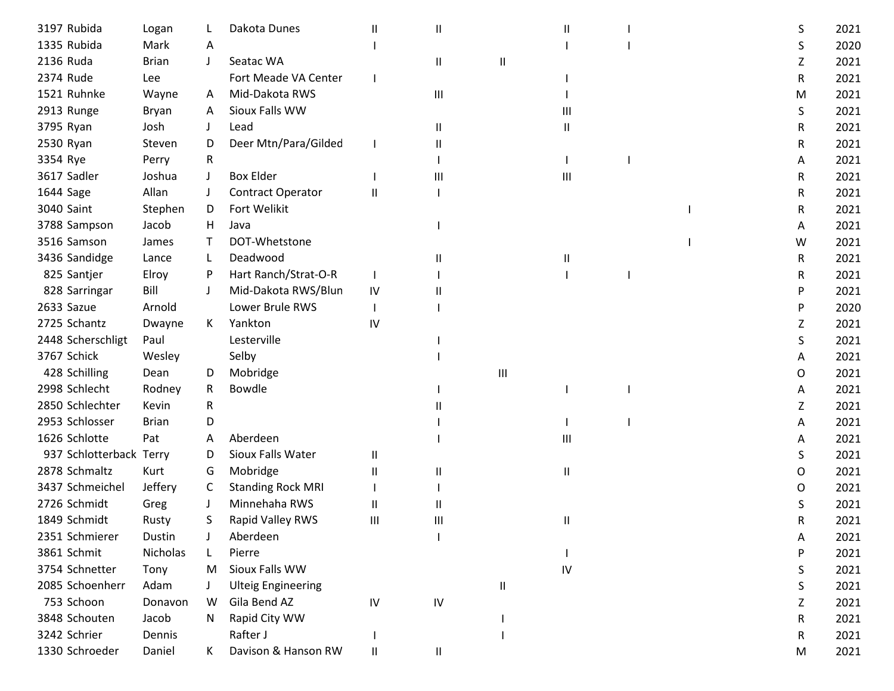| | | | | | | | | | | | | |
|---|---|---|---|---|---|---|---|---|---|---|---|---|
| 3197 | Rubida | Logan | L | Dakota Dunes | II | II | | II | I | | S | 2021 |
| 1335 | Rubida | Mark | A | | I | | | I | I | | S | 2020 |
| 2136 | Ruda | Brian | J | Seatac WA | | II | II | | | | Z | 2021 |
| 2374 | Rude | Lee | | Fort Meade VA Center | I | | | I | | | R | 2021 |
| 1521 | Ruhnke | Wayne | A | Mid-Dakota RWS | | III | | I | | | M | 2021 |
| 2913 | Runge | Bryan | A | Sioux Falls WW | | | | III | | | S | 2021 |
| 3795 | Ryan | Josh | J | Lead | | II | | II | | | R | 2021 |
| 2530 | Ryan | Steven | D | Deer Mtn/Para/Gilded | I | II | | | | | R | 2021 |
| 3354 | Rye | Perry | R | | | I | | I | I | | A | 2021 |
| 3617 | Sadler | Joshua | J | Box Elder | I | III | | III | | | R | 2021 |
| 1644 | Sage | Allan | J | Contract Operator | II | I | | | | | R | 2021 |
| 3040 | Saint | Stephen | D | Fort Welikit | | | | | | I | R | 2021 |
| 3788 | Sampson | Jacob | H | Java | | I | | | | | A | 2021 |
| 3516 | Samson | James | T | DOT-Whetstone | | | | | | I | W | 2021 |
| 3436 | Sandidge | Lance | L | Deadwood | | II | | II | | | R | 2021 |
| 825 | Santjer | Elroy | P | Hart Ranch/Strat-O-R | I | I | | I | I | | R | 2021 |
| 828 | Sarringar | Bill | J | Mid-Dakota RWS/Blun | IV | II | | | | | P | 2021 |
| 2633 | Sazue | Arnold | | Lower Brule RWS | I | I | | | | | P | 2020 |
| 2725 | Schantz | Dwayne | K | Yankton | IV | | | | | | Z | 2021 |
| 2448 | Scherschligt | Paul | | Lesterville | | I | | | | | S | 2021 |
| 3767 | Schick | Wesley | | Selby | | I | | | | | A | 2021 |
| 428 | Schilling | Dean | D | Mobridge | | | III | | | | O | 2021 |
| 2998 | Schlecht | Rodney | R | Bowdle | | I | | I | I | | A | 2021 |
| 2850 | Schlechter | Kevin | R | | | II | | | | | Z | 2021 |
| 2953 | Schlosser | Brian | D | | | I | | I | I | | A | 2021 |
| 1626 | Schlotte | Pat | A | Aberdeen | | I | | III | | | A | 2021 |
| 937 | Schlotterback | Terry | D | Sioux Falls Water | II | | | | | | S | 2021 |
| 2878 | Schmaltz | Kurt | G | Mobridge | II | II | | II | | | O | 2021 |
| 3437 | Schmeichel | Jeffery | C | Standing Rock MRI | I | I | | | | | O | 2021 |
| 2726 | Schmidt | Greg | J | Minnehaha RWS | II | II | | | | | S | 2021 |
| 1849 | Schmidt | Rusty | S | Rapid Valley RWS | III | III | | II | | | R | 2021 |
| 2351 | Schmierer | Dustin | J | Aberdeen | | I | | | | | A | 2021 |
| 3861 | Schmit | Nicholas | L | Pierre | | | | I | | | P | 2021 |
| 3754 | Schnetter | Tony | M | Sioux Falls WW | | | | IV | | | S | 2021 |
| 2085 | Schoenherr | Adam | J | Ulteig Engineering | | | II | | | | S | 2021 |
| 753 | Schoon | Donavon | W | Gila Bend AZ | IV | IV | | | | | Z | 2021 |
| 3848 | Schouten | Jacob | N | Rapid City WW | | | I | | | | R | 2021 |
| 3242 | Schrier | Dennis | | Rafter J | I | | I | | | | R | 2021 |
| 1330 | Schroeder | Daniel | K | Davison & Hanson RW | II | II | | | | | M | 2021 |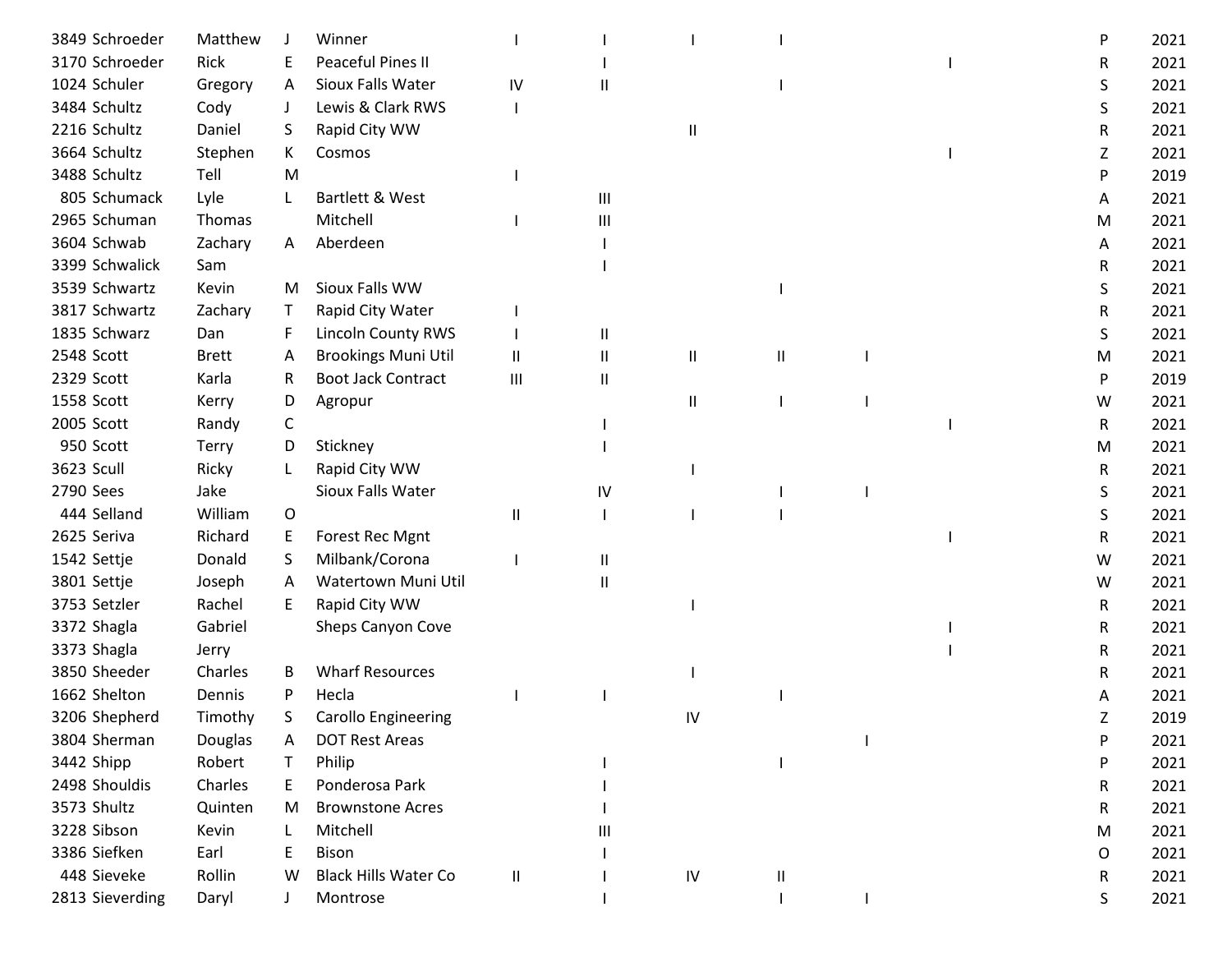| | | | | | | | | | | | |
|---|---|---|---|---|---|---|---|---|---|---|---|
| 3849 | Schroeder | Matthew | J | Winner | I | I | I | I | | | P | 2021 |
| 3170 | Schroeder | Rick | E | Peaceful Pines II | | I | | | | I | R | 2021 |
| 1024 | Schuler | Gregory | A | Sioux Falls Water | IV | II | | I | | | S | 2021 |
| 3484 | Schultz | Cody | J | Lewis & Clark RWS | I | | | | | | S | 2021 |
| 2216 | Schultz | Daniel | S | Rapid City WW | | | II | | | | R | 2021 |
| 3664 | Schultz | Stephen | K | Cosmos | | | | | | I | Z | 2021 |
| 3488 | Schultz | Tell | M | | I | | | | | | P | 2019 |
| 805 | Schumack | Lyle | L | Bartlett & West | | III | | | | | A | 2021 |
| 2965 | Schuman | Thomas | | Mitchell | I | III | | | | | M | 2021 |
| 3604 | Schwab | Zachary | A | Aberdeen | | I | | | | | A | 2021 |
| 3399 | Schwalick | Sam | | | | I | | | | | R | 2021 |
| 3539 | Schwartz | Kevin | M | Sioux Falls WW | | | | I | | | S | 2021 |
| 3817 | Schwartz | Zachary | T | Rapid City Water | I | | | | | | R | 2021 |
| 1835 | Schwarz | Dan | F | Lincoln County RWS | I | II | | | | | S | 2021 |
| 2548 | Scott | Brett | A | Brookings Muni Util | II | II | II | II | I | | M | 2021 |
| 2329 | Scott | Karla | R | Boot Jack Contract | III | II | | | | | P | 2019 |
| 1558 | Scott | Kerry | D | Agropur | | | II | I | I | | W | 2021 |
| 2005 | Scott | Randy | C | | | I | | | | I | R | 2021 |
| 950 | Scott | Terry | D | Stickney | | I | | | | | M | 2021 |
| 3623 | Scull | Ricky | L | Rapid City WW | | | I | | | | R | 2021 |
| 2790 | Sees | Jake | | Sioux Falls Water | | IV | | I | I | | S | 2021 |
| 444 | Selland | William | O | | II | I | I | I | | | S | 2021 |
| 2625 | Seriva | Richard | E | Forest Rec Mgnt | | | | | | I | R | 2021 |
| 1542 | Settje | Donald | S | Milbank/Corona | I | II | | | | | W | 2021 |
| 3801 | Settje | Joseph | A | Watertown Muni Util | | II | | | | | W | 2021 |
| 3753 | Setzler | Rachel | E | Rapid City WW | | | I | | | | R | 2021 |
| 3372 | Shagla | Gabriel | | Sheps Canyon Cove | | | | | | I | R | 2021 |
| 3373 | Shagla | Jerry | | | | | | | | I | R | 2021 |
| 3850 | Sheeder | Charles | B | Wharf Resources | | | I | | | | R | 2021 |
| 1662 | Shelton | Dennis | P | Hecla | I | I | | I | | | A | 2021 |
| 3206 | Shepherd | Timothy | S | Carollo Engineering | | | IV | | | | Z | 2019 |
| 3804 | Sherman | Douglas | A | DOT Rest Areas | | | | | I | | P | 2021 |
| 3442 | Shipp | Robert | T | Philip | | I | | I | | | P | 2021 |
| 2498 | Shouldis | Charles | E | Ponderosa Park | | I | | | | | R | 2021 |
| 3573 | Shultz | Quinten | M | Brownstone Acres | | I | | | | | R | 2021 |
| 3228 | Sibson | Kevin | L | Mitchell | | III | | | | | M | 2021 |
| 3386 | Siefken | Earl | E | Bison | | I | | | | | O | 2021 |
| 448 | Sieveke | Rollin | W | Black Hills Water Co | II | I | IV | II | | | R | 2021 |
| 2813 | Sieverding | Daryl | J | Montrose | | I | | I | I | | S | 2021 |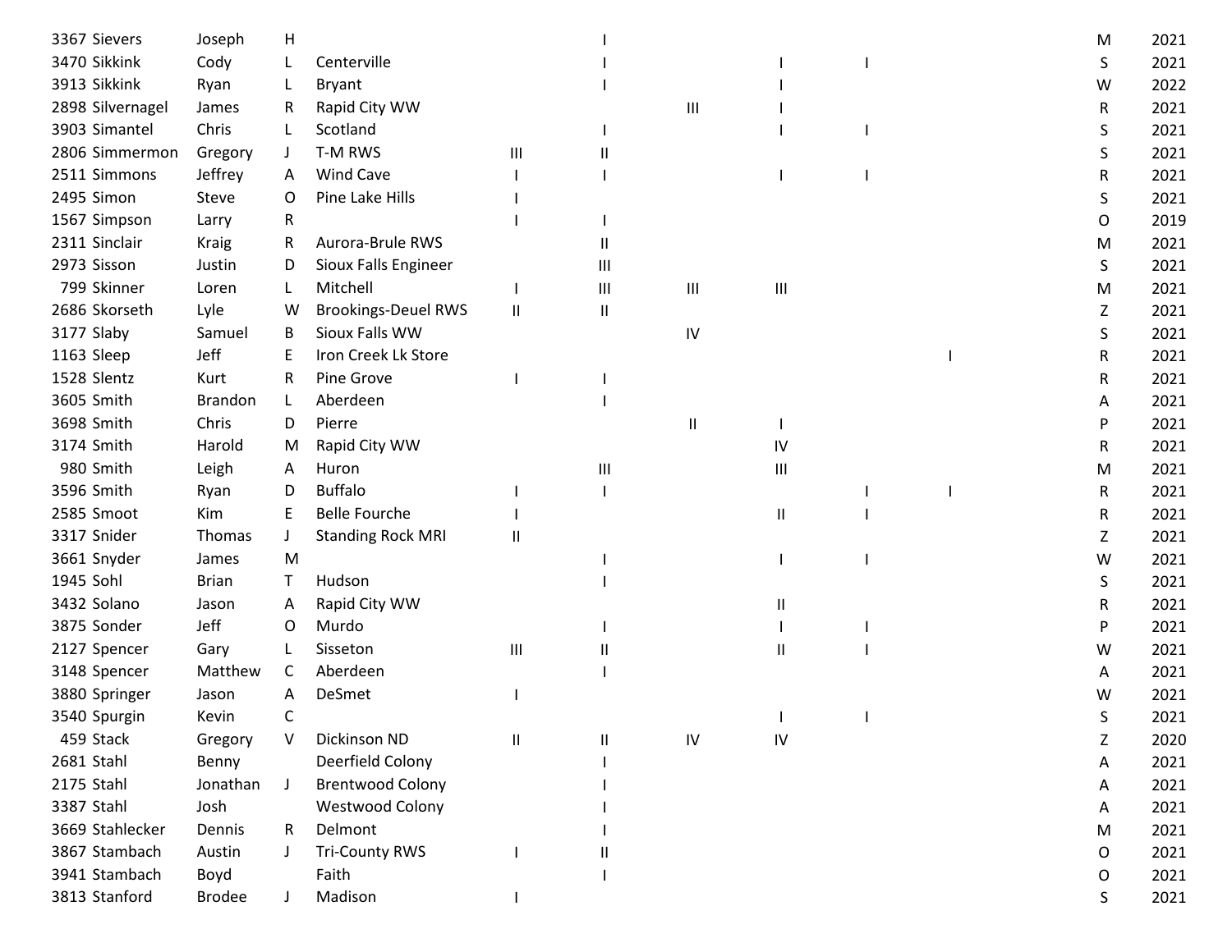| | | | | | | | | | | | | |
|---|---|---|---|---|---|---|---|---|---|---|---|---|
| 3367 | Sievers | Joseph | H | | | I | | | | | M | 2021 |
| 3470 | Sikkink | Cody | L | Centerville | | I | | I | I | | S | 2021 |
| 3913 | Sikkink | Ryan | L | Bryant | | I | | I | | | W | 2022 |
| 2898 | Silvernagel | James | R | Rapid City WW | | | III | I | | | R | 2021 |
| 3903 | Simantel | Chris | L | Scotland | | I | | I | I | | S | 2021 |
| 2806 | Simmermon | Gregory | J | T-M RWS | III | II | | | | | S | 2021 |
| 2511 | Simmons | Jeffrey | A | Wind Cave | I | I | | I | I | | R | 2021 |
| 2495 | Simon | Steve | O | Pine Lake Hills | I | | | | | | S | 2021 |
| 1567 | Simpson | Larry | R | | I | I | | | | | O | 2019 |
| 2311 | Sinclair | Kraig | R | Aurora-Brule RWS | | II | | | | | M | 2021 |
| 2973 | Sisson | Justin | D | Sioux Falls Engineer | | III | | | | | S | 2021 |
| 799 | Skinner | Loren | L | Mitchell | I | III | III | III | | | M | 2021 |
| 2686 | Skorseth | Lyle | W | Brookings-Deuel RWS | II | II | | | | | Z | 2021 |
| 3177 | Slaby | Samuel | B | Sioux Falls WW | | | IV | | | | S | 2021 |
| 1163 | Sleep | Jeff | E | Iron Creek Lk Store | | | | | | I | R | 2021 |
| 1528 | Slentz | Kurt | R | Pine Grove | I | I | | | | | R | 2021 |
| 3605 | Smith | Brandon | L | Aberdeen | | I | | | | | A | 2021 |
| 3698 | Smith | Chris | D | Pierre | | | II | I | | | P | 2021 |
| 3174 | Smith | Harold | M | Rapid City WW | | | | IV | | | R | 2021 |
| 980 | Smith | Leigh | A | Huron | | III | | III | | | M | 2021 |
| 3596 | Smith | Ryan | D | Buffalo | I | I | | | I | I | R | 2021 |
| 2585 | Smoot | Kim | E | Belle Fourche | I | | | II | I | | R | 2021 |
| 3317 | Snider | Thomas | J | Standing Rock MRI | II | | | | | | Z | 2021 |
| 3661 | Snyder | James | M | | | I | | I | I | | W | 2021 |
| 1945 | Sohl | Brian | T | Hudson | | I | | | | | S | 2021 |
| 3432 | Solano | Jason | A | Rapid City WW | | | | II | | | R | 2021 |
| 3875 | Sonder | Jeff | O | Murdo | | I | | I | I | | P | 2021 |
| 2127 | Spencer | Gary | L | Sisseton | III | II | | II | I | | W | 2021 |
| 3148 | Spencer | Matthew | C | Aberdeen | | I | | | | | A | 2021 |
| 3880 | Springer | Jason | A | DeSmet | I | | | | | | W | 2021 |
| 3540 | Spurgin | Kevin | C | | | | | I | I | | S | 2021 |
| 459 | Stack | Gregory | V | Dickinson ND | II | II | IV | IV | | | Z | 2020 |
| 2681 | Stahl | Benny | | Deerfield Colony | | I | | | | | A | 2021 |
| 2175 | Stahl | Jonathan | J | Brentwood Colony | | I | | | | | A | 2021 |
| 3387 | Stahl | Josh | | Westwood Colony | | I | | | | | A | 2021 |
| 3669 | Stahlecker | Dennis | R | Delmont | | I | | | | | M | 2021 |
| 3867 | Stambach | Austin | J | Tri-County RWS | I | II | | | | | O | 2021 |
| 3941 | Stambach | Boyd | | Faith | | I | | | | | O | 2021 |
| 3813 | Stanford | Brodee | J | Madison | I | | | | | | S | 2021 |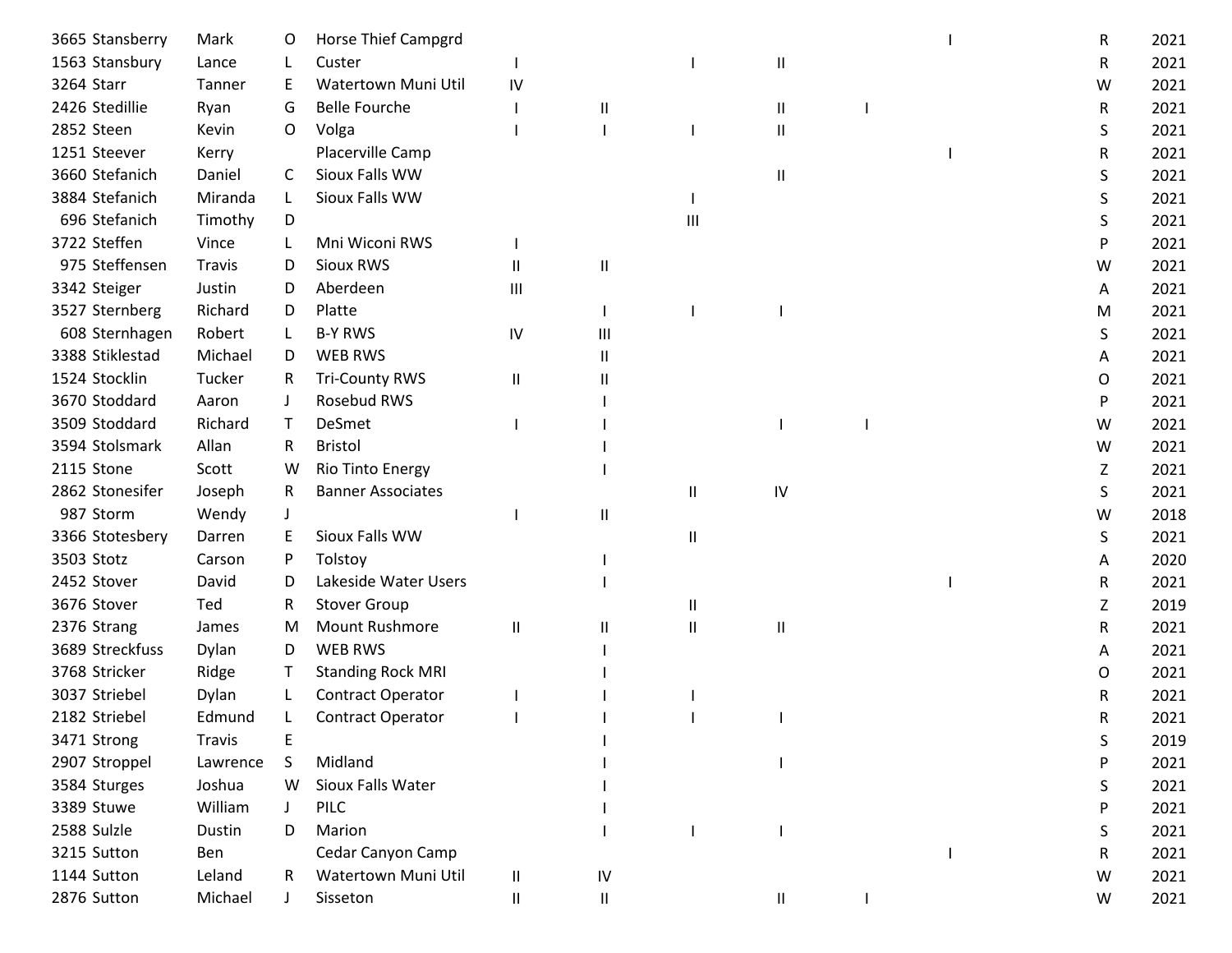| | | | | | | | | | | | | |
|---|---|---|---|---|---|---|---|---|---|---|---|---|
| 3665 | Stansberry | Mark | O | Horse Thief Campgrd | | | | | | I | R | 2021 |
| 1563 | Stansbury | Lance | L | Custer | I | | I | II | | | R | 2021 |
| 3264 | Starr | Tanner | E | Watertown Muni Util | IV | | | | | | W | 2021 |
| 2426 | Stedillie | Ryan | G | Belle Fourche | I | II | | II | I | | R | 2021 |
| 2852 | Steen | Kevin | O | Volga | I | I | I | II | | | S | 2021 |
| 1251 | Steever | Kerry | | Placerville Camp | | | | | | I | R | 2021 |
| 3660 | Stefanich | Daniel | C | Sioux Falls WW | | | | II | | | S | 2021 |
| 3884 | Stefanich | Miranda | L | Sioux Falls WW | | | I | | | | S | 2021 |
| 696 | Stefanich | Timothy | D | | | | III | | | | S | 2021 |
| 3722 | Steffen | Vince | L | Mni Wiconi RWS | I | | | | | | P | 2021 |
| 975 | Steffensen | Travis | D | Sioux RWS | II | II | | | | | W | 2021 |
| 3342 | Steiger | Justin | D | Aberdeen | III | | | | | | A | 2021 |
| 3527 | Sternberg | Richard | D | Platte | | I | I | I | | | M | 2021 |
| 608 | Sternhagen | Robert | L | B-Y RWS | IV | III | | | | | S | 2021 |
| 3388 | Stiklestad | Michael | D | WEB RWS | | II | | | | | A | 2021 |
| 1524 | Stocklin | Tucker | R | Tri-County RWS | II | II | | | | | O | 2021 |
| 3670 | Stoddard | Aaron | J | Rosebud RWS | | I | | | | | P | 2021 |
| 3509 | Stoddard | Richard | T | DeSmet | I | I | | I | I | | W | 2021 |
| 3594 | Stolsmark | Allan | R | Bristol | | I | | | | | W | 2021 |
| 2115 | Stone | Scott | W | Rio Tinto Energy | | I | | | | | Z | 2021 |
| 2862 | Stonesifer | Joseph | R | Banner Associates | | | II | IV | | | S | 2021 |
| 987 | Storm | Wendy | J | | I | II | | | | | W | 2018 |
| 3366 | Stotesbery | Darren | E | Sioux Falls WW | | | II | | | | S | 2021 |
| 3503 | Stotz | Carson | P | Tolstoy | | I | | | | | A | 2020 |
| 2452 | Stover | David | D | Lakeside Water Users | | I | | | | I | R | 2021 |
| 3676 | Stover | Ted | R | Stover Group | | | II | | | | Z | 2019 |
| 2376 | Strang | James | M | Mount Rushmore | II | II | II | II | | | R | 2021 |
| 3689 | Streckfuss | Dylan | D | WEB RWS | | I | | | | | A | 2021 |
| 3768 | Stricker | Ridge | T | Standing Rock MRI | | I | | | | | O | 2021 |
| 3037 | Striebel | Dylan | L | Contract Operator | I | I | I | | | | R | 2021 |
| 2182 | Striebel | Edmund | L | Contract Operator | I | I | I | I | | | R | 2021 |
| 3471 | Strong | Travis | E | | | I | | | | | S | 2019 |
| 2907 | Stroppel | Lawrence | S | Midland | | I | | I | | | P | 2021 |
| 3584 | Sturges | Joshua | W | Sioux Falls Water | | I | | | | | S | 2021 |
| 3389 | Stuwe | William | J | PILC | | I | | | | | P | 2021 |
| 2588 | Sulzle | Dustin | D | Marion | | I | I | I | | | S | 2021 |
| 3215 | Sutton | Ben | | Cedar Canyon Camp | | | | | | I | R | 2021 |
| 1144 | Sutton | Leland | R | Watertown Muni Util | II | IV | | | | | W | 2021 |
| 2876 | Sutton | Michael | J | Sisseton | II | II | | II | I | | W | 2021 |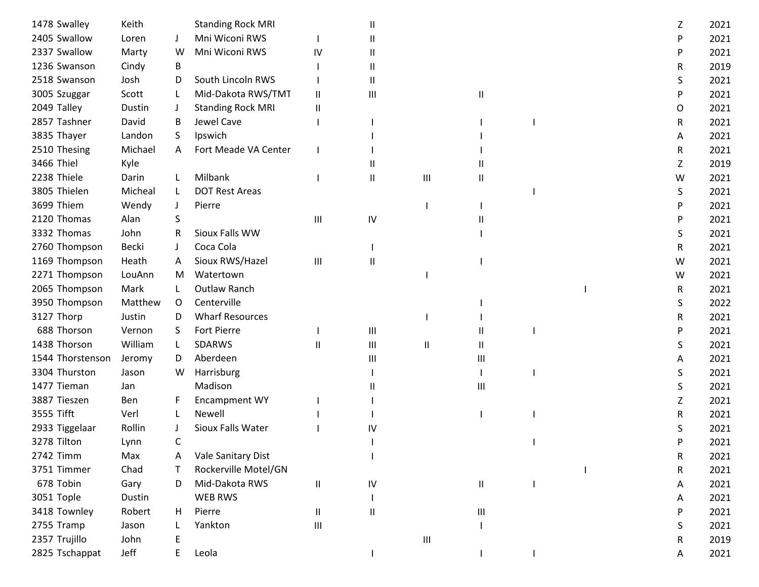| | | | | | | | | | | | | |
|---|---|---|---|---|---|---|---|---|---|---|---|---|
| 1478 | Swalley | Keith | | Standing Rock MRI | | II | | | | | Z | 2021 |
| 2405 | Swallow | Loren | J | Mni Wiconi RWS | I | II | | | | | P | 2021 |
| 2337 | Swallow | Marty | W | Mni Wiconi RWS | IV | II | | | | | P | 2021 |
| 1236 | Swanson | Cindy | B | | I | II | | | | | R | 2019 |
| 2518 | Swanson | Josh | D | South Lincoln RWS | I | II | | | | | S | 2021 |
| 3005 | Szuggar | Scott | L | Mid-Dakota RWS/TMT | II | III | | II | | | P | 2021 |
| 2049 | Talley | Dustin | J | Standing Rock MRI | II | | | | | | O | 2021 |
| 2857 | Tashner | David | B | Jewel Cave | I | I | | I | I | | R | 2021 |
| 3835 | Thayer | Landon | S | Ipswich | | I | | I | | | A | 2021 |
| 2510 | Thesing | Michael | A | Fort Meade VA Center | I | I | | I | | | R | 2021 |
| 3466 | Thiel | Kyle | | | | II | | II | | | Z | 2019 |
| 2238 | Thiele | Darin | L | Milbank | I | II | III | II | | | W | 2021 |
| 3805 | Thielen | Micheal | L | DOT Rest Areas | | | | | I | | S | 2021 |
| 3699 | Thiem | Wendy | J | Pierre | | | I | I | | | P | 2021 |
| 2120 | Thomas | Alan | S | | III | IV | | II | | | P | 2021 |
| 3332 | Thomas | John | R | Sioux Falls WW | | | | I | | | S | 2021 |
| 2760 | Thompson | Becki | J | Coca Cola | | I | | | | | R | 2021 |
| 1169 | Thompson | Heath | A | Sioux RWS/Hazel | III | II | | I | | | W | 2021 |
| 2271 | Thompson | LouAnn | M | Watertown | | | I | | | | W | 2021 |
| 2065 | Thompson | Mark | L | Outlaw Ranch | | | | | | I | R | 2021 |
| 3950 | Thompson | Matthew | O | Centerville | | | | I | | | S | 2022 |
| 3127 | Thorp | Justin | D | Wharf Resources | | | I | I | | | R | 2021 |
| 688 | Thorson | Vernon | S | Fort Pierre | I | III | | II | I | | P | 2021 |
| 1438 | Thorson | William | L | SDARWS | II | III | II | II | | | S | 2021 |
| 1544 | Thorstenson | Jeromy | D | Aberdeen | | III | | III | | | A | 2021 |
| 3304 | Thurston | Jason | W | Harrisburg | | I | | I | I | | S | 2021 |
| 1477 | Tieman | Jan | | Madison | | II | | III | | | S | 2021 |
| 3887 | Tieszen | Ben | F | Encampment WY | I | I | | | | | Z | 2021 |
| 3555 | Tifft | Verl | L | Newell | I | I | | I | I | | R | 2021 |
| 2933 | Tiggelaar | Rollin | J | Sioux Falls Water | I | IV | | | | | S | 2021 |
| 3278 | Tilton | Lynn | C | | | I | | | I | | P | 2021 |
| 2742 | Timm | Max | A | Vale Sanitary Dist | | I | | | | | R | 2021 |
| 3751 | Timmer | Chad | T | Rockerville Motel/GN | | | | | | I | R | 2021 |
| 678 | Tobin | Gary | D | Mid-Dakota RWS | II | IV | | II | I | | A | 2021 |
| 3051 | Tople | Dustin | | WEB RWS | | I | | | | | A | 2021 |
| 3418 | Townley | Robert | H | Pierre | II | II | | III | | | P | 2021 |
| 2755 | Tramp | Jason | L | Yankton | III | | | I | | | S | 2021 |
| 2357 | Trujillo | John | E | | | | III | | | | R | 2019 |
| 2825 | Tschappat | Jeff | E | Leola | | I | | I | I | | A | 2021 |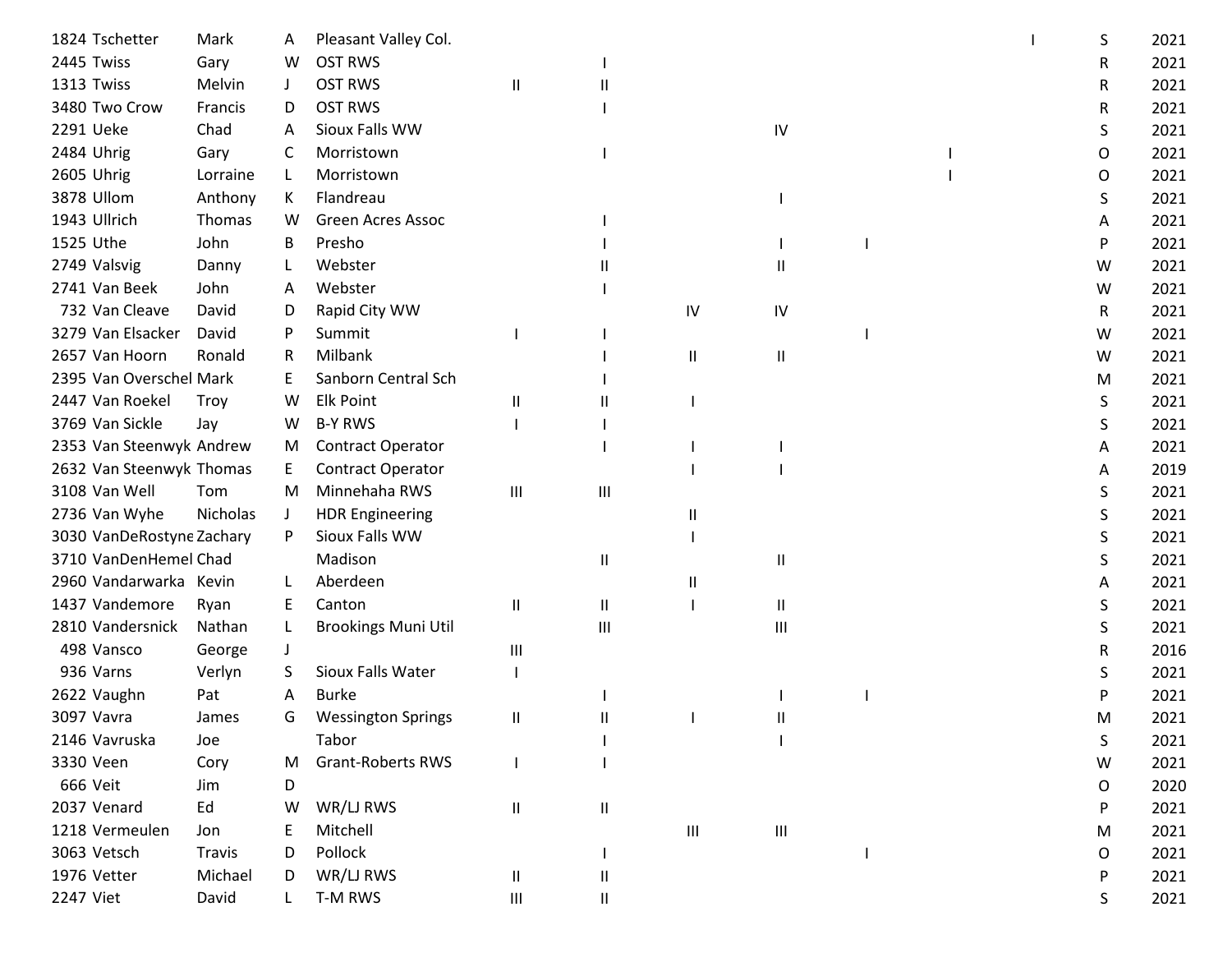| | | | | | | | | | | | | | |
|---|---|---|---|---|---|---|---|---|---|---|---|---|---|
| 1824 | Tschetter | Mark | A | Pleasant Valley Col. | | | | | | | I | S | 2021 |
| 2445 | Twiss | Gary | W | OST RWS | | I | | | | | | R | 2021 |
| 1313 | Twiss | Melvin | J | OST RWS | II | II | | | | | | R | 2021 |
| 3480 | Two Crow | Francis | D | OST RWS | | I | | | | | | R | 2021 |
| 2291 | Ueke | Chad | A | Sioux Falls WW | | | | IV | | | | S | 2021 |
| 2484 | Uhrig | Gary | C | Morristown | | I | | | | I | | O | 2021 |
| 2605 | Uhrig | Lorraine | L | Morristown | | | | | | I | | O | 2021 |
| 3878 | Ullom | Anthony | K | Flandreau | | | | I | | | | S | 2021 |
| 1943 | Ullrich | Thomas | W | Green Acres Assoc | | I | | | | | | A | 2021 |
| 1525 | Uthe | John | B | Presho | | I | | I | I | | | P | 2021 |
| 2749 | Valsvig | Danny | L | Webster | | II | | II | | | | W | 2021 |
| 2741 | Van Beek | John | A | Webster | | I | | | | | | W | 2021 |
| 732 | Van Cleave | David | D | Rapid City WW | | | IV | IV | | | | R | 2021 |
| 3279 | Van Elsacker | David | P | Summit | I | I | | | I | | | W | 2021 |
| 2657 | Van Hoorn | Ronald | R | Milbank | | I | II | II | | | | W | 2021 |
| 2395 | Van Overschel | Mark | E | Sanborn Central Sch | | I | | | | | | M | 2021 |
| 2447 | Van Roekel | Troy | W | Elk Point | II | II | I | | | | | S | 2021 |
| 3769 | Van Sickle | Jay | W | B-Y RWS | I | I | | | | | | S | 2021 |
| 2353 | Van Steenwyk | Andrew | M | Contract Operator | | I | I | I | | | | A | 2021 |
| 2632 | Van Steenwyk | Thomas | E | Contract Operator | | | I | I | | | | A | 2019 |
| 3108 | Van Well | Tom | M | Minnehaha RWS | III | III | | | | | | S | 2021 |
| 2736 | Van Wyhe | Nicholas | J | HDR Engineering | | | II | | | | | S | 2021 |
| 3030 | VanDeRostyne | Zachary | P | Sioux Falls WW | | | I | | | | | S | 2021 |
| 3710 | VanDenHemel | Chad | | Madison | | II | | II | | | | S | 2021 |
| 2960 | Vandarwarka | Kevin | L | Aberdeen | | | II | | | | | A | 2021 |
| 1437 | Vandemore | Ryan | E | Canton | II | II | I | II | | | | S | 2021 |
| 2810 | Vandersnick | Nathan | L | Brookings Muni Util | | III | | III | | | | S | 2021 |
| 498 | Vansco | George | J | | III | | | | | | | R | 2016 |
| 936 | Varns | Verlyn | S | Sioux Falls Water | I | | | | | | | S | 2021 |
| 2622 | Vaughn | Pat | A | Burke | | I | | I | I | | | P | 2021 |
| 3097 | Vavra | James | G | Wessington Springs | II | II | I | II | | | | M | 2021 |
| 2146 | Vavruska | Joe | | Tabor | | I | | I | | | | S | 2021 |
| 3330 | Veen | Cory | M | Grant-Roberts RWS | I | I | | | | | | W | 2021 |
| 666 | Veit | Jim | D | | | | | | | | | O | 2020 |
| 2037 | Venard | Ed | W | WR/LJ RWS | II | II | | | | | | P | 2021 |
| 1218 | Vermeulen | Jon | E | Mitchell | | | III | III | | | | M | 2021 |
| 3063 | Vetsch | Travis | D | Pollock | | I | | | I | | | O | 2021 |
| 1976 | Vetter | Michael | D | WR/LJ RWS | II | II | | | | | | P | 2021 |
| 2247 | Viet | David | L | T-M RWS | III | II | | | | | | S | 2021 |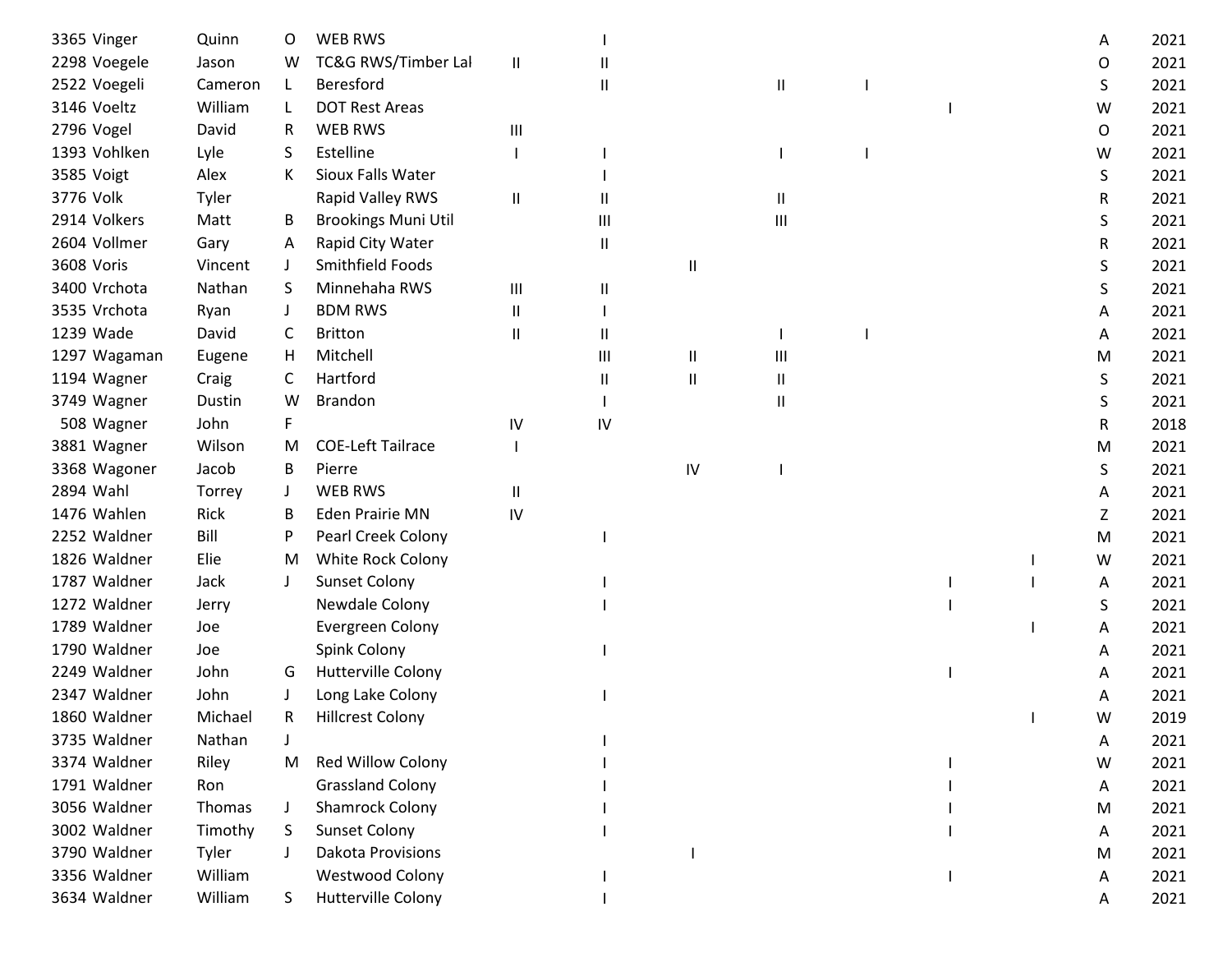| | | | | | | | | | | | | | |
|---|---|---|---|---|---|---|---|---|---|---|---|---|---|
| 3365 | Vinger | Quinn | O | WEB RWS | | I | | | | | | A | 2021 |
| 2298 | Voegele | Jason | W | TC&G RWS/Timber Lal | II | II | | | | | | O | 2021 |
| 2522 | Voegeli | Cameron | L | Beresford | | II | | II | I | | | S | 2021 |
| 3146 | Voeltz | William | L | DOT Rest Areas | | | | | | I | | W | 2021 |
| 2796 | Vogel | David | R | WEB RWS | III | | | | | | | O | 2021 |
| 1393 | Vohlken | Lyle | S | Estelline | I | I | | I | I | | | W | 2021 |
| 3585 | Voigt | Alex | K | Sioux Falls Water | | I | | | | | | S | 2021 |
| 3776 | Volk | Tyler | | Rapid Valley RWS | II | II | | II | | | | R | 2021 |
| 2914 | Volkers | Matt | B | Brookings Muni Util | | III | | III | | | | S | 2021 |
| 2604 | Vollmer | Gary | A | Rapid City Water | | II | | | | | | R | 2021 |
| 3608 | Voris | Vincent | J | Smithfield Foods | | | II | | | | | S | 2021 |
| 3400 | Vrchota | Nathan | S | Minnehaha RWS | III | II | | | | | | S | 2021 |
| 3535 | Vrchota | Ryan | J | BDM RWS | II | I | | | | | | A | 2021 |
| 1239 | Wade | David | C | Britton | II | II | | I | I | | | A | 2021 |
| 1297 | Wagaman | Eugene | H | Mitchell | | III | II | III | | | | M | 2021 |
| 1194 | Wagner | Craig | C | Hartford | | II | II | II | | | | S | 2021 |
| 3749 | Wagner | Dustin | W | Brandon | | I | | II | | | | S | 2021 |
| 508 | Wagner | John | F | | IV | IV | | | | | | R | 2018 |
| 3881 | Wagner | Wilson | M | COE-Left Tailrace | I | | | | | | | M | 2021 |
| 3368 | Wagoner | Jacob | B | Pierre | | | IV | I | | | | S | 2021 |
| 2894 | Wahl | Torrey | J | WEB RWS | II | | | | | | | A | 2021 |
| 1476 | Wahlen | Rick | B | Eden Prairie MN | IV | | | | | | | Z | 2021 |
| 2252 | Waldner | Bill | P | Pearl Creek Colony | | I | | | | | | M | 2021 |
| 1826 | Waldner | Elie | M | White Rock Colony | | | | | | | I | W | 2021 |
| 1787 | Waldner | Jack | J | Sunset Colony | | I | | | | I | I | A | 2021 |
| 1272 | Waldner | Jerry | | Newdale Colony | | I | | | | I | | S | 2021 |
| 1789 | Waldner | Joe | | Evergreen Colony | | | | | | | I | A | 2021 |
| 1790 | Waldner | Joe | | Spink Colony | | I | | | | | | A | 2021 |
| 2249 | Waldner | John | G | Hutterville Colony | | | | | | I | | A | 2021 |
| 2347 | Waldner | John | J | Long Lake Colony | | I | | | | | | A | 2021 |
| 1860 | Waldner | Michael | R | Hillcrest Colony | | | | | | | I | W | 2019 |
| 3735 | Waldner | Nathan | J | | | I | | | | | | A | 2021 |
| 3374 | Waldner | Riley | M | Red Willow Colony | | I | | | | I | | W | 2021 |
| 1791 | Waldner | Ron | | Grassland Colony | | I | | | | I | | A | 2021 |
| 3056 | Waldner | Thomas | J | Shamrock Colony | | I | | | | I | | M | 2021 |
| 3002 | Waldner | Timothy | S | Sunset Colony | | I | | | | I | | A | 2021 |
| 3790 | Waldner | Tyler | J | Dakota Provisions | | | I | | | | | M | 2021 |
| 3356 | Waldner | William | | Westwood Colony | | I | | | | I | | A | 2021 |
| 3634 | Waldner | William | S | Hutterville Colony | | I | | | | | | A | 2021 |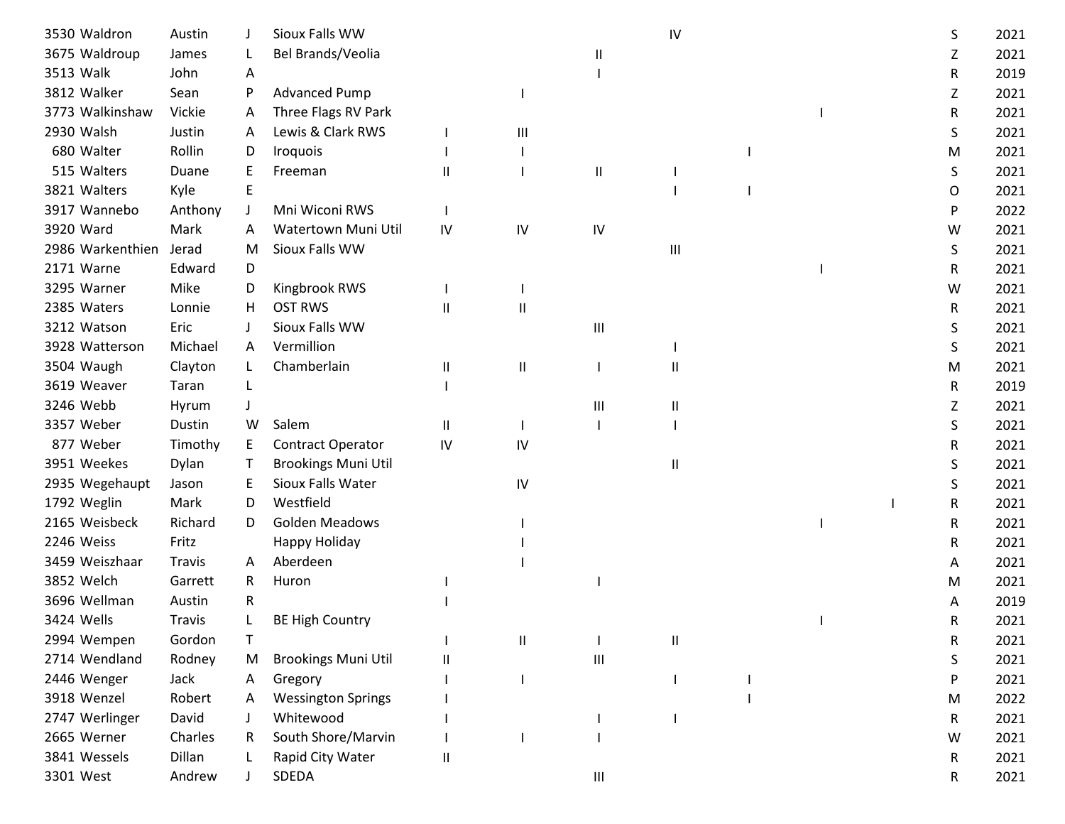| | | | | | | | | | | | | | |
|---|---|---|---|---|---|---|---|---|---|---|---|---|---|
| 3530 | Waldron | Austin | J | Sioux Falls WW | | | | IV | | | | S | 2021 |
| 3675 | Waldroup | James | L | Bel Brands/Veolia | | | II | | | | | Z | 2021 |
| 3513 | Walk | John | A | | | | I | | | | | R | 2019 |
| 3812 | Walker | Sean | P | Advanced Pump | | I | | | | | | Z | 2021 |
| 3773 | Walkinshaw | Vickie | A | Three Flags RV Park | | | | | | I | | R | 2021 |
| 2930 | Walsh | Justin | A | Lewis & Clark RWS | I | III | | | | | | S | 2021 |
| 680 | Walter | Rollin | D | Iroquois | I | I | | | I | | | M | 2021 |
| 515 | Walters | Duane | E | Freeman | II | I | II | I | | | | S | 2021 |
| 3821 | Walters | Kyle | E | | | | | I | I | | | O | 2021 |
| 3917 | Wannebo | Anthony | J | Mni Wiconi RWS | I | | | | | | | P | 2022 |
| 3920 | Ward | Mark | A | Watertown Muni Util | IV | IV | IV | | | | | W | 2021 |
| 2986 | Warkenthien | Jerad | M | Sioux Falls WW | | | | III | | | | S | 2021 |
| 2171 | Warne | Edward | D | | | | | | | I | | R | 2021 |
| 3295 | Warner | Mike | D | Kingbrook RWS | I | I | | | | | | W | 2021 |
| 2385 | Waters | Lonnie | H | OST RWS | II | II | | | | | | R | 2021 |
| 3212 | Watson | Eric | J | Sioux Falls WW | | | III | | | | | S | 2021 |
| 3928 | Watterson | Michael | A | Vermillion | | | | I | | | | S | 2021 |
| 3504 | Waugh | Clayton | L | Chamberlain | II | II | I | II | | | | M | 2021 |
| 3619 | Weaver | Taran | L | | I | | | | | | | R | 2019 |
| 3246 | Webb | Hyrum | J | | | | III | II | | | | Z | 2021 |
| 3357 | Weber | Dustin | W | Salem | II | I | I | I | | | | S | 2021 |
| 877 | Weber | Timothy | E | Contract Operator | IV | IV | | | | | | R | 2021 |
| 3951 | Weekes | Dylan | T | Brookings Muni Util | | | | II | | | | S | 2021 |
| 2935 | Wegehaupt | Jason | E | Sioux Falls Water | | IV | | | | | | S | 2021 |
| 1792 | Weglin | Mark | D | Westfield | | | | | | | I | R | 2021 |
| 2165 | Weisbeck | Richard | D | Golden Meadows | | I | | | | I | | R | 2021 |
| 2246 | Weiss | Fritz | | Happy Holiday | | I | | | | | | R | 2021 |
| 3459 | Weiszhaar | Travis | A | Aberdeen | | I | | | | | | A | 2021 |
| 3852 | Welch | Garrett | R | Huron | I | | I | | | | | M | 2021 |
| 3696 | Wellman | Austin | R | | I | | | | | | | A | 2019 |
| 3424 | Wells | Travis | L | BE High Country | | | | | | I | | R | 2021 |
| 2994 | Wempen | Gordon | T | | I | II | I | II | | | | R | 2021 |
| 2714 | Wendland | Rodney | M | Brookings Muni Util | II | | III | | | | | S | 2021 |
| 2446 | Wenger | Jack | A | Gregory | I | I | | I | I | | | P | 2021 |
| 3918 | Wenzel | Robert | A | Wessington Springs | I | | | | I | | | M | 2022 |
| 2747 | Werlinger | David | J | Whitewood | I | | I | I | | | | R | 2021 |
| 2665 | Werner | Charles | R | South Shore/Marvin | I | I | I | | | | | W | 2021 |
| 3841 | Wessels | Dillan | L | Rapid City Water | II | | | | | | | R | 2021 |
| 3301 | West | Andrew | J | SDEDA | | | III | | | | | R | 2021 |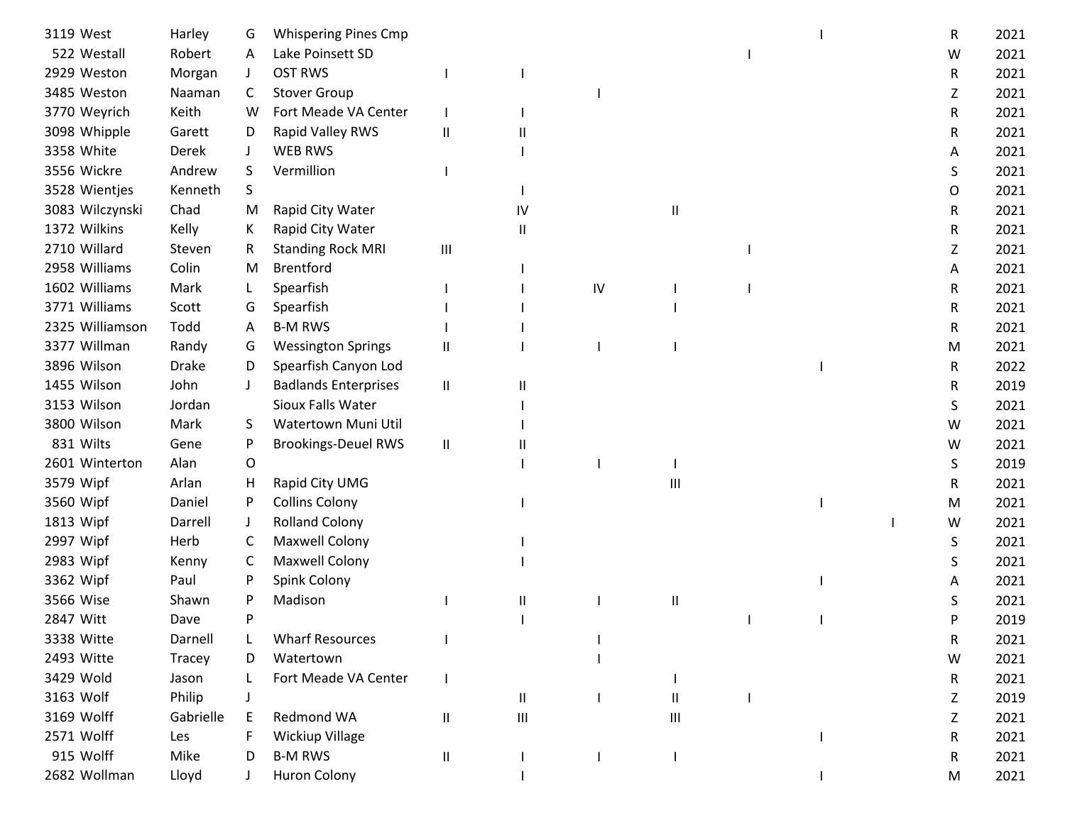| | | | | | | | | | | | | | |
|---|---|---|---|---|---|---|---|---|---|---|---|---|---|
| 3119 | West | Harley | G | Whispering Pines Cmp | | | | | | I | | R | 2021 |
| 522 | Westall | Robert | A | Lake Poinsett SD | | | | | I | | | W | 2021 |
| 2929 | Weston | Morgan | J | OST RWS | I | I | | | | | | R | 2021 |
| 3485 | Weston | Naaman | C | Stover Group | | | I | | | | | Z | 2021 |
| 3770 | Weyrich | Keith | W | Fort Meade VA Center | I | I | | | | | | R | 2021 |
| 3098 | Whipple | Garett | D | Rapid Valley RWS | II | II | | | | | | R | 2021 |
| 3358 | White | Derek | J | WEB RWS | | I | | | | | | A | 2021 |
| 3556 | Wickre | Andrew | S | Vermillion | I | | | | | | | S | 2021 |
| 3528 | Wientjes | Kenneth | S | | | I | | | | | | O | 2021 |
| 3083 | Wilczynski | Chad | M | Rapid City Water | | IV | | II | | | | R | 2021 |
| 1372 | Wilkins | Kelly | K | Rapid City Water | | II | | | | | | R | 2021 |
| 2710 | Willard | Steven | R | Standing Rock MRI | III | | | | I | | | Z | 2021 |
| 2958 | Williams | Colin | M | Brentford | | I | | | | | | A | 2021 |
| 1602 | Williams | Mark | L | Spearfish | I | I | IV | I | I | | | R | 2021 |
| 3771 | Williams | Scott | G | Spearfish | I | I | | I | | | | R | 2021 |
| 2325 | Williamson | Todd | A | B-M RWS | I | I | | | | | | R | 2021 |
| 3377 | Willman | Randy | G | Wessington Springs | II | I | I | I | | | | M | 2021 |
| 3896 | Wilson | Drake | D | Spearfish Canyon Lod | | | | | | I | | R | 2022 |
| 1455 | Wilson | John | J | Badlands Enterprises | II | II | | | | | | R | 2019 |
| 3153 | Wilson | Jordan | | Sioux Falls Water | | I | | | | | | S | 2021 |
| 3800 | Wilson | Mark | S | Watertown Muni Util | | I | | | | | | W | 2021 |
| 831 | Wilts | Gene | P | Brookings-Deuel RWS | II | II | | | | | | W | 2021 |
| 2601 | Winterton | Alan | O | | | I | I | I | | | | S | 2019 |
| 3579 | Wipf | Arlan | H | Rapid City UMG | | | | III | | | | R | 2021 |
| 3560 | Wipf | Daniel | P | Collins Colony | | I | | | | I | | M | 2021 |
| 1813 | Wipf | Darrell | J | Rolland Colony | | | | | | | I | W | 2021 |
| 2997 | Wipf | Herb | C | Maxwell Colony | | I | | | | | | S | 2021 |
| 2983 | Wipf | Kenny | C | Maxwell Colony | | I | | | | | | S | 2021 |
| 3362 | Wipf | Paul | P | Spink Colony | | | | | | I | | A | 2021 |
| 3566 | Wise | Shawn | P | Madison | I | II | I | II | | | | S | 2021 |
| 2847 | Witt | Dave | P | | | I | | | I | I | | P | 2019 |
| 3338 | Witte | Darnell | L | Wharf Resources | I | | I | | | | | R | 2021 |
| 2493 | Witte | Tracey | D | Watertown | | | I | | | | | W | 2021 |
| 3429 | Wold | Jason | L | Fort Meade VA Center | I | | | I | | | | R | 2021 |
| 3163 | Wolf | Philip | J | | | II | I | II | I | | | Z | 2019 |
| 3169 | Wolff | Gabrielle | E | Redmond WA | II | III | | III | | | | Z | 2021 |
| 2571 | Wolff | Les | F | Wickiup Village | | | | | | I | | R | 2021 |
| 915 | Wolff | Mike | D | B-M RWS | II | I | I | I | | | | R | 2021 |
| 2682 | Wollman | Lloyd | J | Huron Colony | | I | | | | I | | M | 2021 |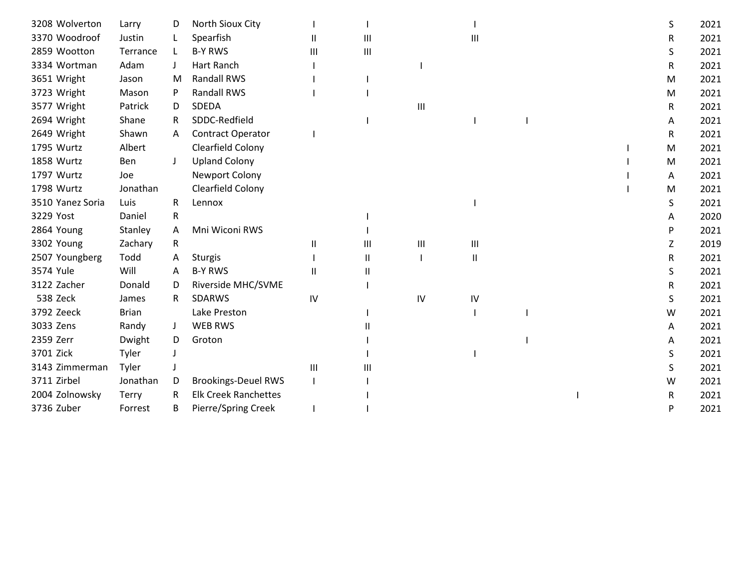| | | | | | | | | | | | | | |
|---|---|---|---|---|---|---|---|---|---|---|---|---|---|
| 3208 | Wolverton | Larry | D | North Sioux City | I | I | | I | | | | S | 2021 |
| 3370 | Woodroof | Justin | L | Spearfish | II | III | | III | | | | R | 2021 |
| 2859 | Wootton | Terrance | L | B-Y RWS | III | III | | | | | | S | 2021 |
| 3334 | Wortman | Adam | J | Hart Ranch | I | | I | | | | | R | 2021 |
| 3651 | Wright | Jason | M | Randall RWS | I | I | | | | | | M | 2021 |
| 3723 | Wright | Mason | P | Randall RWS | I | I | | | | | | M | 2021 |
| 3577 | Wright | Patrick | D | SDEDA | | | III | | | | | R | 2021 |
| 2694 | Wright | Shane | R | SDDC-Redfield | | I | | I | I | | | A | 2021 |
| 2649 | Wright | Shawn | A | Contract Operator | I | | | | | | | R | 2021 |
| 1795 | Wurtz | Albert | | Clearfield Colony | | | | | | | I | M | 2021 |
| 1858 | Wurtz | Ben | J | Upland Colony | | | | | | | I | M | 2021 |
| 1797 | Wurtz | Joe | | Newport Colony | | | | | | | I | A | 2021 |
| 1798 | Wurtz | Jonathan | | Clearfield Colony | | | | | | | I | M | 2021 |
| 3510 | Yanez Soria | Luis | R | Lennox | | | | I | | | | S | 2021 |
| 3229 | Yost | Daniel | R | | | I | | | | | | A | 2020 |
| 2864 | Young | Stanley | A | Mni Wiconi RWS | | I | | | | | | P | 2021 |
| 3302 | Young | Zachary | R | | II | III | III | III | | | | Z | 2019 |
| 2507 | Youngberg | Todd | A | Sturgis | I | II | I | II | | | | R | 2021 |
| 3574 | Yule | Will | A | B-Y RWS | II | II | | | | | | S | 2021 |
| 3122 | Zacher | Donald | D | Riverside MHC/SVME | | I | | | | | | R | 2021 |
| 538 | Zeck | James | R | SDARWS | IV | | IV | IV | | | | S | 2021 |
| 3792 | Zeeck | Brian | | Lake Preston | | I | | I | I | | | W | 2021 |
| 3033 | Zens | Randy | J | WEB RWS | | II | | | | | | A | 2021 |
| 2359 | Zerr | Dwight | D | Groton | | I | | | I | | | A | 2021 |
| 3701 | Zick | Tyler | J | | | I | | I | | | | S | 2021 |
| 3143 | Zimmerman | Tyler | J | | III | III | | | | | | S | 2021 |
| 3711 | Zirbel | Jonathan | D | Brookings-Deuel RWS | I | I | | | | | | W | 2021 |
| 2004 | Zolnowsky | Terry | R | Elk Creek Ranchettes | | I | | | | I | | R | 2021 |
| 3736 | Zuber | Forrest | B | Pierre/Spring Creek | I | I | | | | | | P | 2021 |